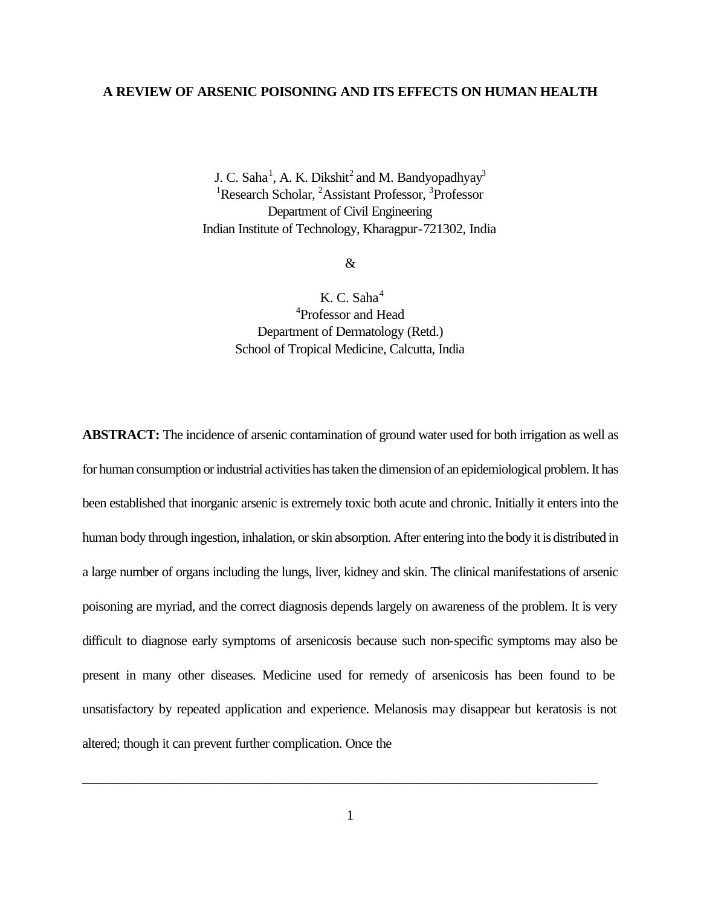# A REVIEW OF ARSENIC POISONING AND ITS EFFECTS ON HUMAN HEALTH

J. C. Saha[1], A. K. Dikshit[2] and M. Bandyopadhyay[3]

[1]Research Scholar, [2]Assistant Professor, [3]Professor

Department of Civil Engineering

Indian Institute of Technology, Kharagpur-721302, India

&

K. C. Saha[4]

[4]Professor and Head

Department of Dermatology (Retd.)

School of Tropical Medicine, Calcutta, India

**ABSTRACT:** The incidence of arsenic contamination of ground water used for both irrigation as well as for human consumption or industrial activities has taken the dimension of an epidemiological problem. It has been established that inorganic arsenic is extremely toxic both acute and chronic. Initially it enters into the human body through ingestion, inhalation, or skin absorption. After entering into the body it is distributed in a large number of organs including the lungs, liver, kidney and skin. The clinical manifestations of arsenic poisoning are myriad, and the correct diagnosis depends largely on awareness of the problem. It is very difficult to diagnose early symptoms of arsenicosis because such non-specific symptoms may also be present in many other diseases. Medicine used for remedy of arsenicosis has been found to be unsatisfactory by repeated application and experience. Melanosis may disappear but keratosis is not altered; though it can prevent further complication. Once the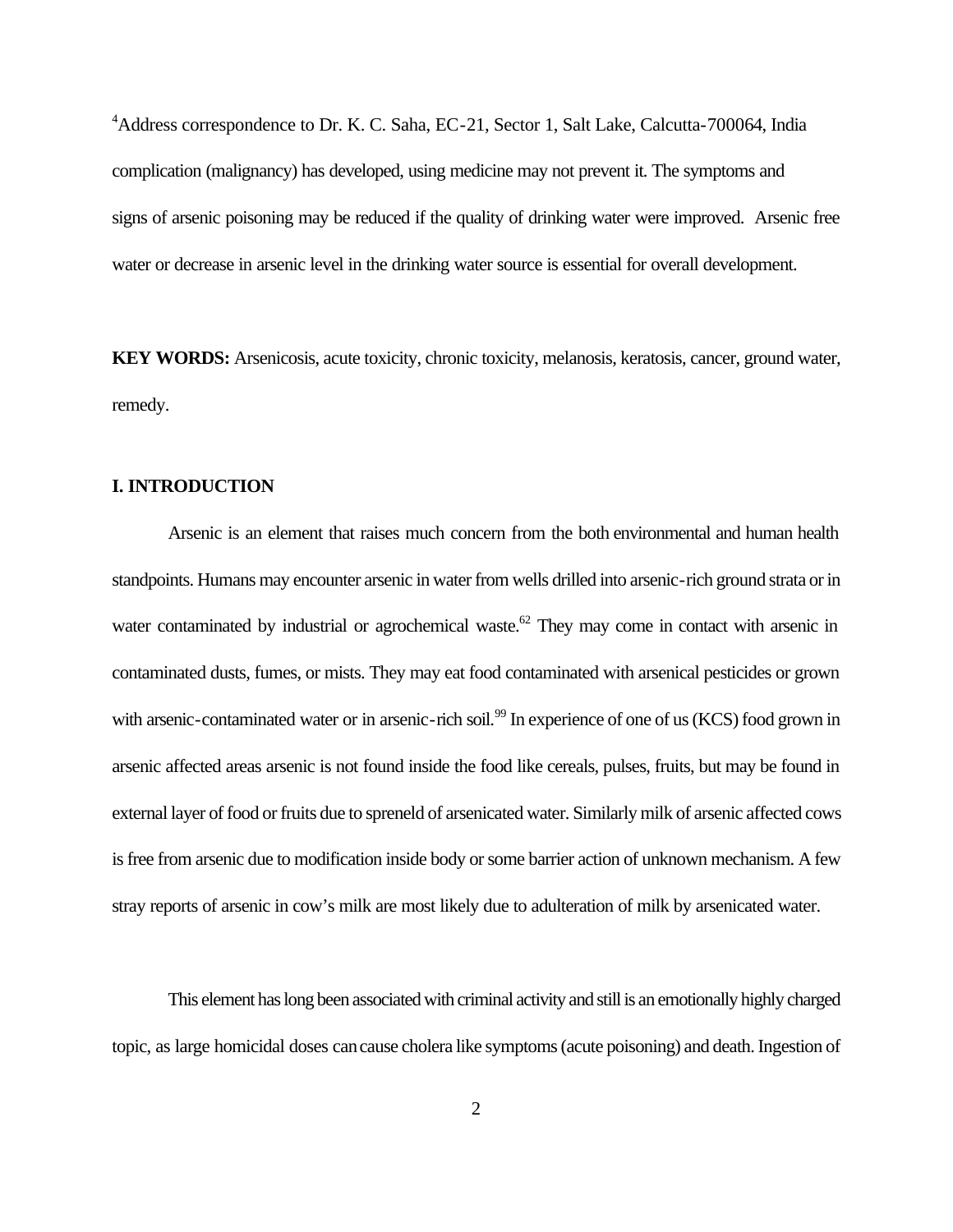[4]Address correspondence to Dr. K. C. Saha, EC-21, Sector 1, Salt Lake, Calcutta-700064, India

complication (malignancy) has developed, using medicine may not prevent it. The symptoms and signs of arsenic poisoning may be reduced if the quality of drinking water were improved. Arsenic free water or decrease in arsenic level in the drinking water source is essential for overall development.

**KEY WORDS:** Arsenicosis, acute toxicity, chronic toxicity, melanosis, keratosis, cancer, ground water, remedy.

## I. INTRODUCTION

Arsenic is an element that raises much concern from the both environmental and human health standpoints. Humans may encounter arsenic in water from wells drilled into arsenic-rich ground strata or in water contaminated by industrial or agrochemical waste.[62] They may come in contact with arsenic in contaminated dusts, fumes, or mists. They may eat food contaminated with arsenical pesticides or grown with arsenic-contaminated water or in arsenic-rich soil.[99] In experience of one of us (KCS) food grown in arsenic affected areas arsenic is not found inside the food like cereals, pulses, fruits, but may be found in external layer of food or fruits due to spreneld of arsenicated water. Similarly milk of arsenic affected cows is free from arsenic due to modification inside body or some barrier action of unknown mechanism. A few stray reports of arsenic in cow's milk are most likely due to adulteration of milk by arsenicated water.

This element has long been associated with criminal activity and still is an emotionally highly charged topic, as large homicidal doses can cause cholera like symptoms (acute poisoning) and death. Ingestion of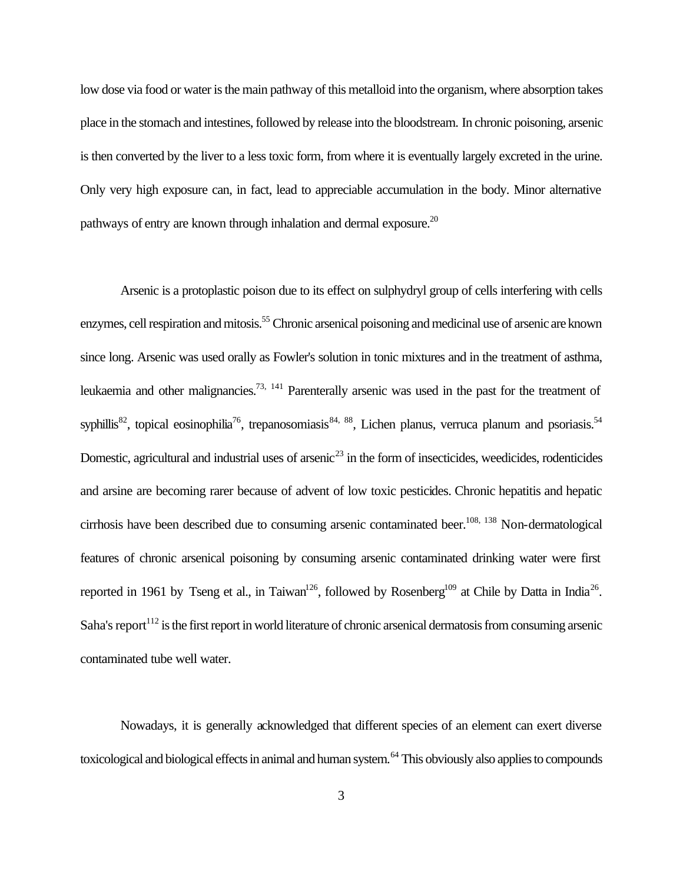low dose via food or water is the main pathway of this metalloid into the organism, where absorption takes place in the stomach and intestines, followed by release into the bloodstream. In chronic poisoning, arsenic is then converted by the liver to a less toxic form, from where it is eventually largely excreted in the urine. Only very high exposure can, in fact, lead to appreciable accumulation in the body. Minor alternative pathways of entry are known through inhalation and dermal exposure.[20]

Arsenic is a protoplastic poison due to its effect on sulphydryl group of cells interfering with cells enzymes, cell respiration and mitosis.[55] Chronic arsenical poisoning and medicinal use of arsenic are known since long. Arsenic was used orally as Fowler's solution in tonic mixtures and in the treatment of asthma, leukaemia and other malignancies.[73, 141] Parenterally arsenic was used in the past for the treatment of syphillis[82], topical eosinophilia[76], trepanosomiasis[84, 88], Lichen planus, verruca planum and psoriasis.[54] Domestic, agricultural and industrial uses of arsenic[23] in the form of insecticides, weedicides, rodenticides and arsine are becoming rarer because of advent of low toxic pesticides. Chronic hepatitis and hepatic cirrhosis have been described due to consuming arsenic contaminated beer.[108, 138] Non-dermatological features of chronic arsenical poisoning by consuming arsenic contaminated drinking water were first reported in 1961 by Tseng et al., in Taiwan[126], followed by Rosenberg[109] at Chile by Datta in India[26]. Saha's report[112] is the first report in world literature of chronic arsenical dermatosis from consuming arsenic contaminated tube well water.

Nowadays, it is generally acknowledged that different species of an element can exert diverse toxicological and biological effects in animal and human system.[64] This obviously also applies to compounds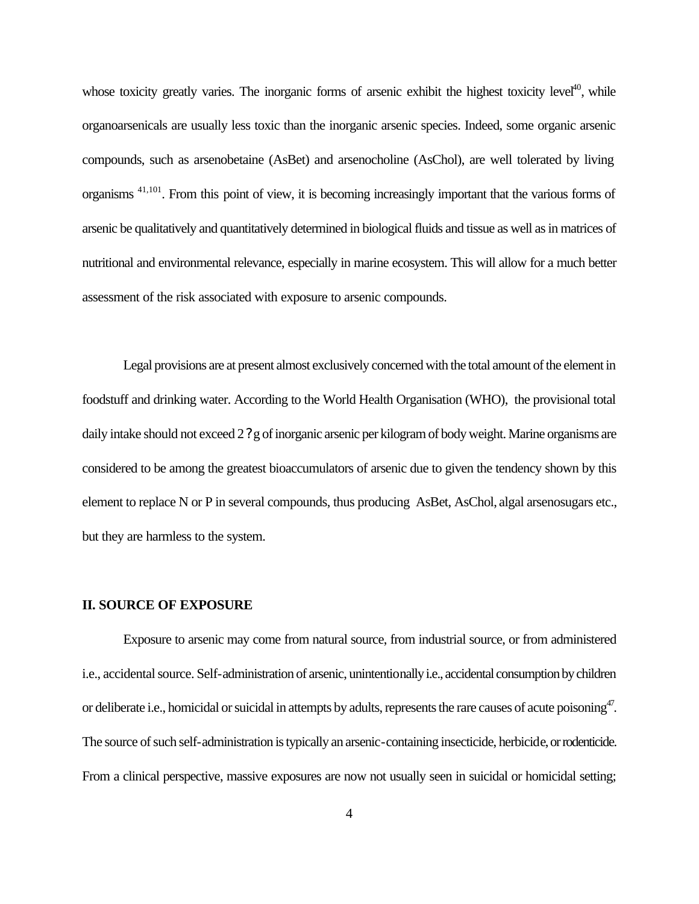whose toxicity greatly varies. The inorganic forms of arsenic exhibit the highest toxicity level[40], while organoarsenicals are usually less toxic than the inorganic arsenic species. Indeed, some organic arsenic compounds, such as arsenobetaine (AsBet) and arsenocholine (AsChol), are well tolerated by living organisms [41,101]. From this point of view, it is becoming increasingly important that the various forms of arsenic be qualitatively and quantitatively determined in biological fluids and tissue as well as in matrices of nutritional and environmental relevance, especially in marine ecosystem. This will allow for a much better assessment of the risk associated with exposure to arsenic compounds.

Legal provisions are at present almost exclusively concerned with the total amount of the element in foodstuff and drinking water. According to the World Health Organisation (WHO), the provisional total daily intake should not exceed 2 ?g of inorganic arsenic per kilogram of body weight. Marine organisms are considered to be among the greatest bioaccumulators of arsenic due to given the tendency shown by this element to replace N or P in several compounds, thus producing AsBet, AsChol, algal arsenosugars etc., but they are harmless to the system.

## II. SOURCE OF EXPOSURE

Exposure to arsenic may come from natural source, from industrial source, or from administered i.e., accidental source. Self-administration of arsenic, unintentionally i.e., accidental consumption by children or deliberate i.e., homicidal or suicidal in attempts by adults, represents the rare causes of acute poisoning[47]. The source of such self-administration is typically an arsenic-containing insecticide, herbicide, or rodenticide. From a clinical perspective, massive exposures are now not usually seen in suicidal or homicidal setting;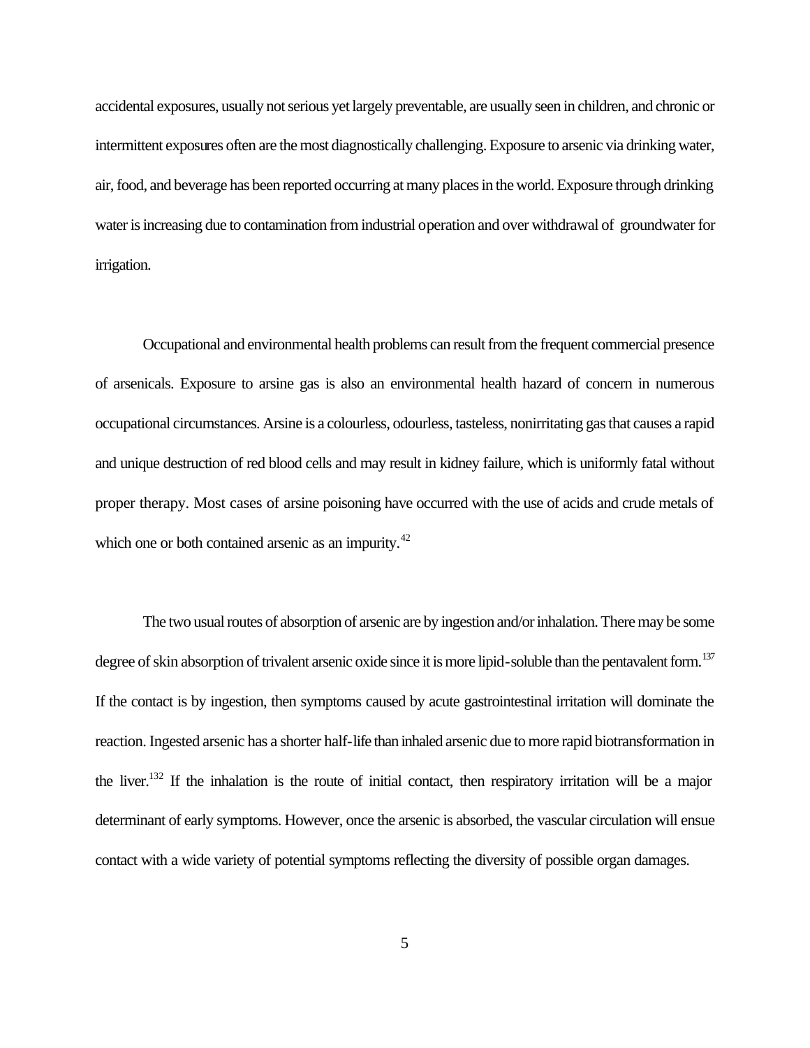accidental exposures, usually not serious yet largely preventable, are usually seen in children, and chronic or intermittent exposures often are the most diagnostically challenging. Exposure to arsenic via drinking water, air, food, and beverage has been reported occurring at many places in the world. Exposure through drinking water is increasing due to contamination from industrial operation and over withdrawal of groundwater for irrigation.

Occupational and environmental health problems can result from the frequent commercial presence of arsenicals. Exposure to arsine gas is also an environmental health hazard of concern in numerous occupational circumstances. Arsine is a colourless, odourless, tasteless, nonirritating gas that causes a rapid and unique destruction of red blood cells and may result in kidney failure, which is uniformly fatal without proper therapy. Most cases of arsine poisoning have occurred with the use of acids and crude metals of which one or both contained arsenic as an impurity.[42]

The two usual routes of absorption of arsenic are by ingestion and/or inhalation. There may be some degree of skin absorption of trivalent arsenic oxide since it is more lipid-soluble than the pentavalent form.[137] If the contact is by ingestion, then symptoms caused by acute gastrointestinal irritation will dominate the reaction. Ingested arsenic has a shorter half-life than inhaled arsenic due to more rapid biotransformation in the liver.[132] If the inhalation is the route of initial contact, then respiratory irritation will be a major determinant of early symptoms. However, once the arsenic is absorbed, the vascular circulation will ensue contact with a wide variety of potential symptoms reflecting the diversity of possible organ damages.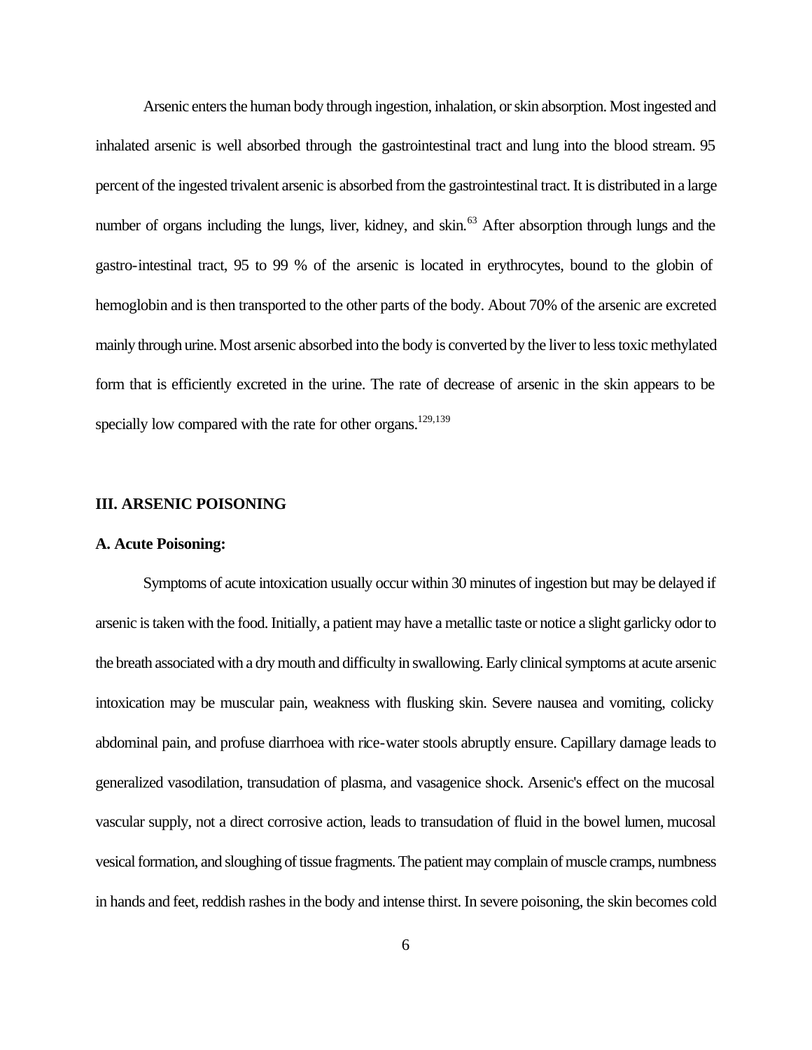Arsenic enters the human body through ingestion, inhalation, or skin absorption. Most ingested and inhalated arsenic is well absorbed through the gastrointestinal tract and lung into the blood stream. 95 percent of the ingested trivalent arsenic is absorbed from the gastrointestinal tract. It is distributed in a large number of organs including the lungs, liver, kidney, and skin.[63] After absorption through lungs and the gastro-intestinal tract, 95 to 99 % of the arsenic is located in erythrocytes, bound to the globin of hemoglobin and is then transported to the other parts of the body. About 70% of the arsenic are excreted mainly through urine. Most arsenic absorbed into the body is converted by the liver to less toxic methylated form that is efficiently excreted in the urine. The rate of decrease of arsenic in the skin appears to be specially low compared with the rate for other organs.[129,139]

## III. ARSENIC POISONING

### A. Acute Poisoning:

Symptoms of acute intoxication usually occur within 30 minutes of ingestion but may be delayed if arsenic is taken with the food. Initially, a patient may have a metallic taste or notice a slight garlicky odor to the breath associated with a dry mouth and difficulty in swallowing. Early clinical symptoms at acute arsenic intoxication may be muscular pain, weakness with flusking skin. Severe nausea and vomiting, colicky abdominal pain, and profuse diarrhoea with rice-water stools abruptly ensure. Capillary damage leads to generalized vasodilation, transudation of plasma, and vasagenice shock. Arsenic's effect on the mucosal vascular supply, not a direct corrosive action, leads to transudation of fluid in the bowel lumen, mucosal vesical formation, and sloughing of tissue fragments. The patient may complain of muscle cramps, numbness in hands and feet, reddish rashes in the body and intense thirst. In severe poisoning, the skin becomes cold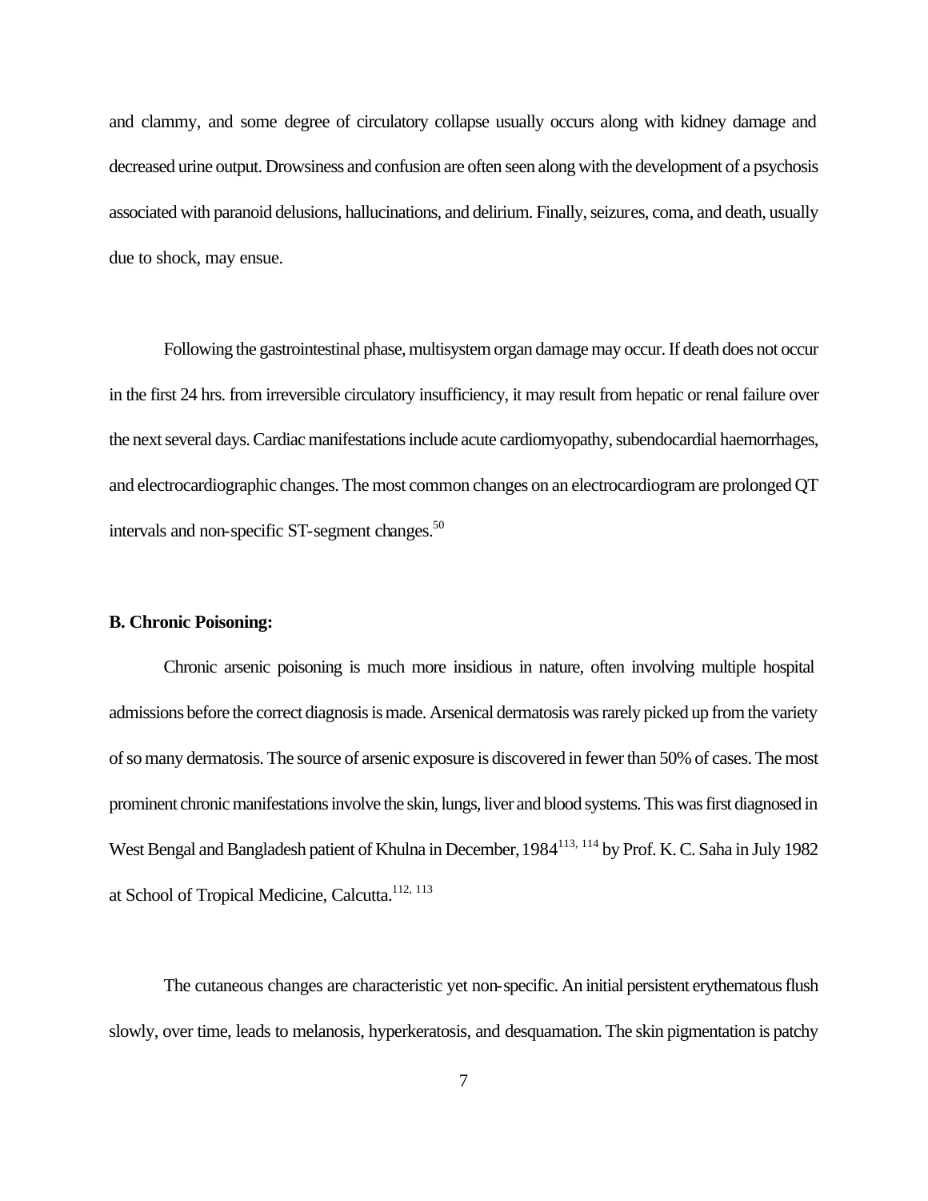and clammy, and some degree of circulatory collapse usually occurs along with kidney damage and decreased urine output. Drowsiness and confusion are often seen along with the development of a psychosis associated with paranoid delusions, hallucinations, and delirium. Finally, seizures, coma, and death, usually due to shock, may ensue.

Following the gastrointestinal phase, multisystem organ damage may occur. If death does not occur in the first 24 hrs. from irreversible circulatory insufficiency, it may result from hepatic or renal failure over the next several days. Cardiac manifestations include acute cardiomyopathy, subendocardial haemorrhages, and electrocardiographic changes. The most common changes on an electrocardiogram are prolonged QT intervals and non-specific ST-segment changes.[50]

**B. Chronic Poisoning:**

Chronic arsenic poisoning is much more insidious in nature, often involving multiple hospital admissions before the correct diagnosis is made. Arsenical dermatosis was rarely picked up from the variety of so many dermatosis. The source of arsenic exposure is discovered in fewer than 50% of cases. The most prominent chronic manifestations involve the skin, lungs, liver and blood systems. This was first diagnosed in West Bengal and Bangladesh patient of Khulna in December, 1984[113, 114] by Prof. K. C. Saha in July 1982 at School of Tropical Medicine, Calcutta.[112, 113]

The cutaneous changes are characteristic yet non-specific. An initial persistent erythematous flush slowly, over time, leads to melanosis, hyperkeratosis, and desquamation. The skin pigmentation is patchy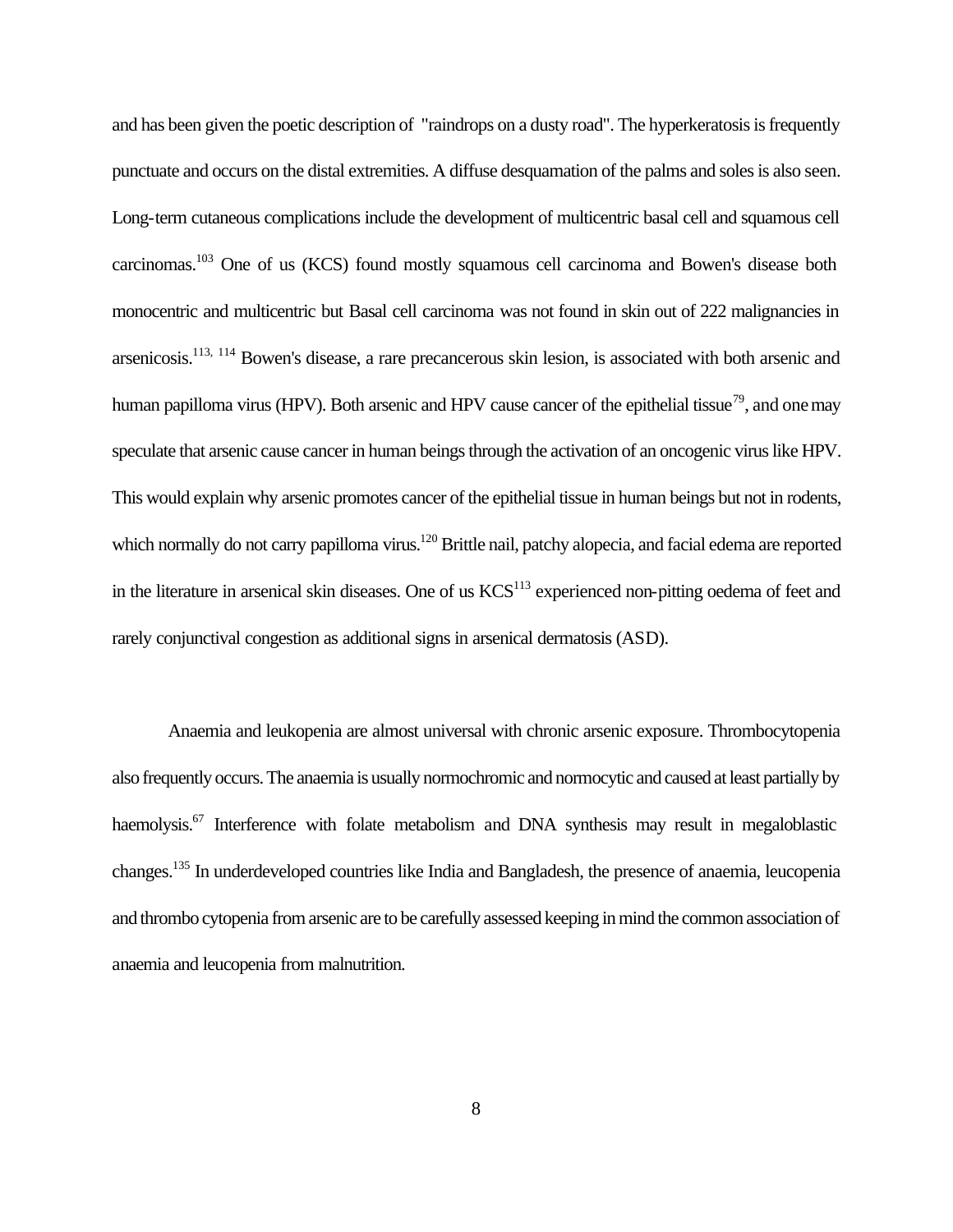and has been given the poetic description of "raindrops on a dusty road". The hyperkeratosis is frequently punctuate and occurs on the distal extremities. A diffuse desquamation of the palms and soles is also seen. Long-term cutaneous complications include the development of multicentric basal cell and squamous cell carcinomas.[103] One of us (KCS) found mostly squamous cell carcinoma and Bowen's disease both monocentric and multicentric but Basal cell carcinoma was not found in skin out of 222 malignancies in arsenicosis.[113, 114] Bowen's disease, a rare precancerous skin lesion, is associated with both arsenic and human papilloma virus (HPV). Both arsenic and HPV cause cancer of the epithelial tissue[79], and one may speculate that arsenic cause cancer in human beings through the activation of an oncogenic virus like HPV. This would explain why arsenic promotes cancer of the epithelial tissue in human beings but not in rodents, which normally do not carry papilloma virus.[120] Brittle nail, patchy alopecia, and facial edema are reported in the literature in arsenical skin diseases. One of us KCS[113] experienced non-pitting oedema of feet and rarely conjunctival congestion as additional signs in arsenical dermatosis (ASD).

Anaemia and leukopenia are almost universal with chronic arsenic exposure. Thrombocytopenia also frequently occurs. The anaemia is usually normochromic and normocytic and caused at least partially by haemolysis.[67] Interference with folate metabolism and DNA synthesis may result in megaloblastic changes.[135] In underdeveloped countries like India and Bangladesh, the presence of anaemia, leucopenia and thrombo cytopenia from arsenic are to be carefully assessed keeping in mind the common association of anaemia and leucopenia from malnutrition.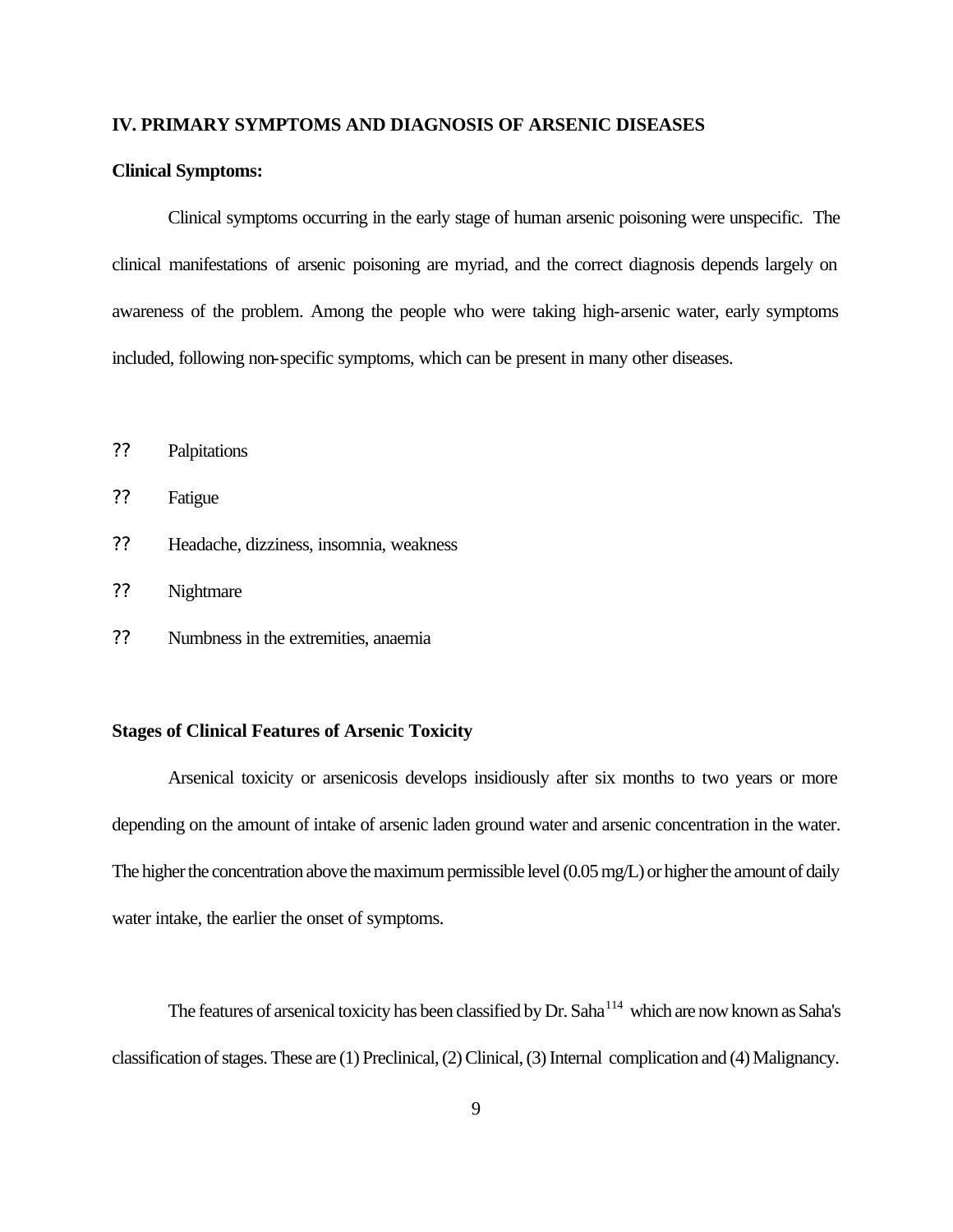## IV. PRIMARY SYMPTOMS AND DIAGNOSIS OF ARSENIC DISEASES

**Clinical Symptoms:**

Clinical symptoms occurring in the early stage of human arsenic poisoning were unspecific. The clinical manifestations of arsenic poisoning are myriad, and the correct diagnosis depends largely on awareness of the problem. Among the people who were taking high-arsenic water, early symptoms included, following non-specific symptoms, which can be present in many other diseases.

- Palpitations
- Fatigue
- Headache, dizziness, insomnia, weakness
- Nightmare
- Numbness in the extremities, anaemia

**Stages of Clinical Features of Arsenic Toxicity**

Arsenical toxicity or arsenicosis develops insidiously after six months to two years or more depending on the amount of intake of arsenic laden ground water and arsenic concentration in the water. The higher the concentration above the maximum permissible level (0.05 mg/L) or higher the amount of daily water intake, the earlier the onset of symptoms.

The features of arsenical toxicity has been classified by Dr. Saha[114] which are now known as Saha's classification of stages. These are (1) Preclinical, (2) Clinical, (3) Internal complication and (4) Malignancy.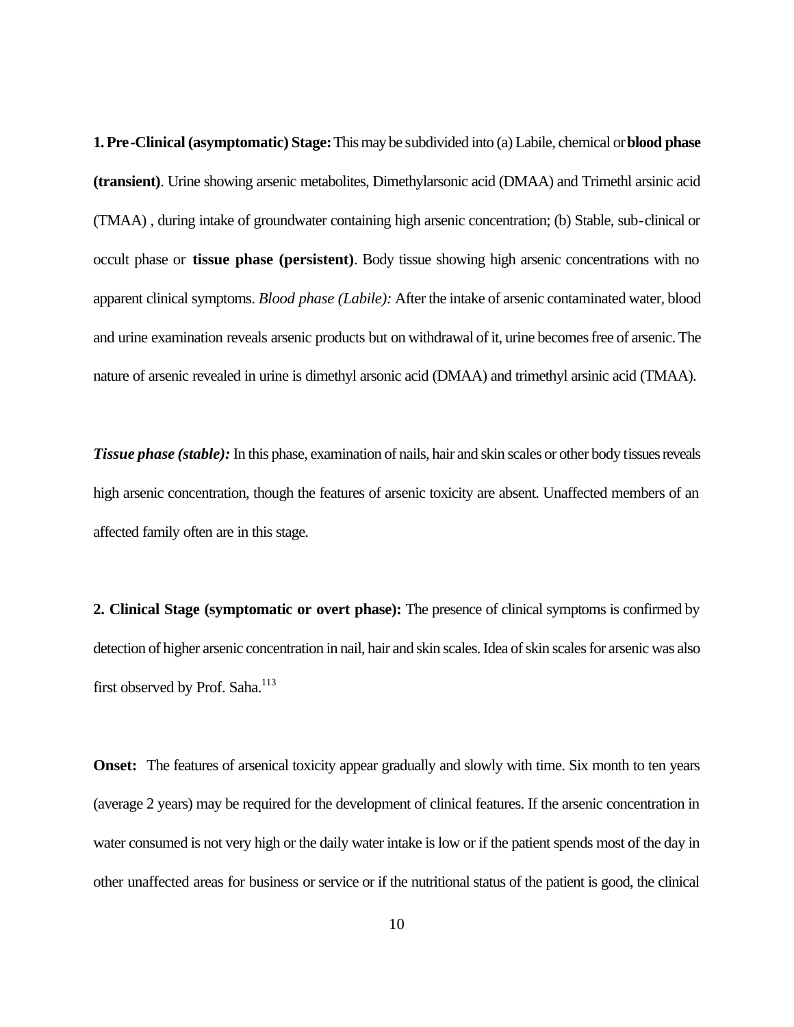**1. Pre-Clinical (asymptomatic) Stage:** This may be subdivided into (a) Labile, chemical or **blood phase (transient)**. Urine showing arsenic metabolites, Dimethylarsonic acid (DMAA) and Trimethl arsinic acid (TMAA) , during intake of groundwater containing high arsenic concentration; (b) Stable, sub-clinical or occult phase or **tissue phase (persistent)**. Body tissue showing high arsenic concentrations with no apparent clinical symptoms. *Blood phase (Labile):* After the intake of arsenic contaminated water, blood and urine examination reveals arsenic products but on withdrawal of it, urine becomes free of arsenic. The nature of arsenic revealed in urine is dimethyl arsonic acid (DMAA) and trimethyl arsinic acid (TMAA).

***Tissue phase (stable):*** In this phase, examination of nails, hair and skin scales or other body tissues reveals high arsenic concentration, though the features of arsenic toxicity are absent. Unaffected members of an affected family often are in this stage.

**2. Clinical Stage (symptomatic or overt phase):** The presence of clinical symptoms is confirmed by detection of higher arsenic concentration in nail, hair and skin scales. Idea of skin scales for arsenic was also first observed by Prof. Saha.[113]

**Onset:** The features of arsenical toxicity appear gradually and slowly with time. Six month to ten years (average 2 years) may be required for the development of clinical features. If the arsenic concentration in water consumed is not very high or the daily water intake is low or if the patient spends most of the day in other unaffected areas for business or service or if the nutritional status of the patient is good, the clinical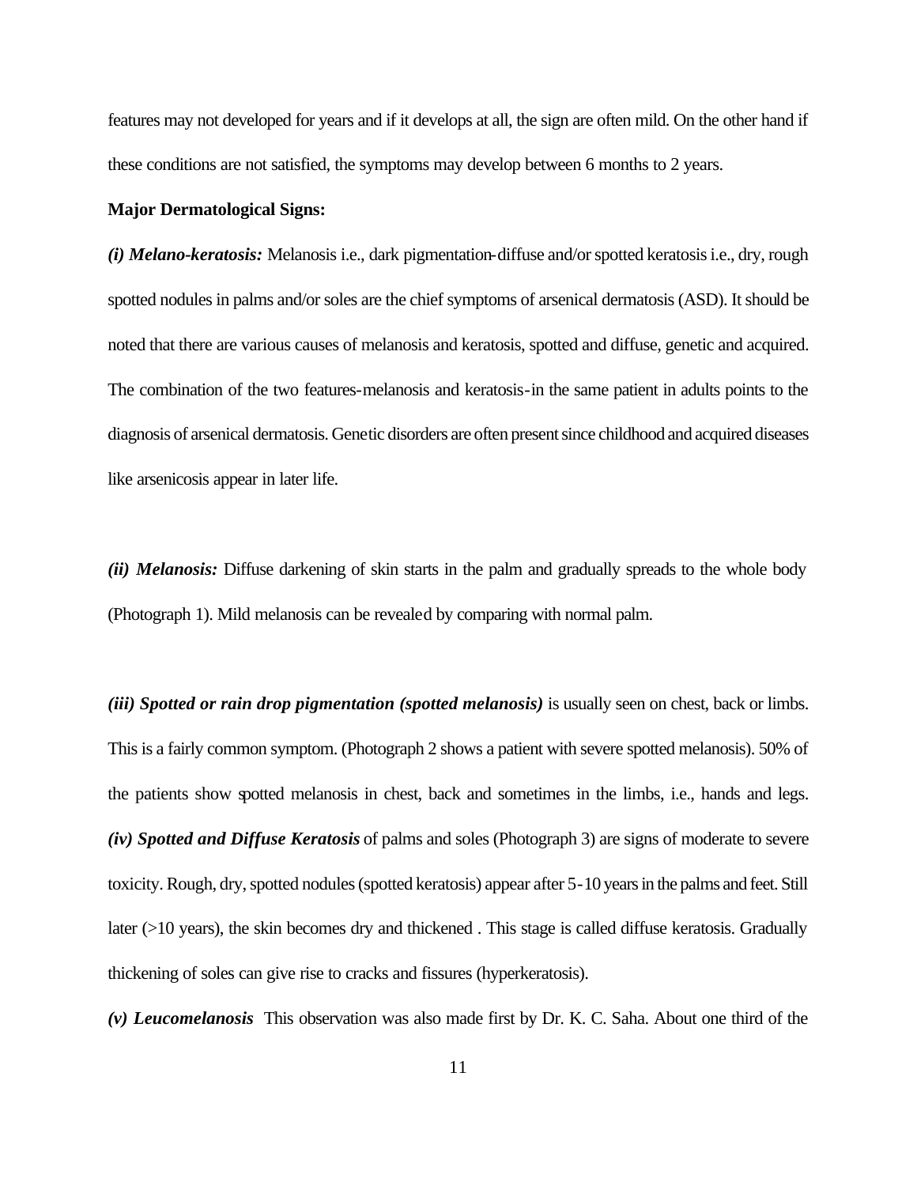features may not developed for years and if it develops at all, the sign are often mild. On the other hand if these conditions are not satisfied, the symptoms may develop between 6 months to 2 years.

**Major Dermatological Signs:**

***(i) Melano-keratosis:*** Melanosis i.e., dark pigmentation-diffuse and/or spotted keratosis i.e., dry, rough spotted nodules in palms and/or soles are the chief symptoms of arsenical dermatosis (ASD). It should be noted that there are various causes of melanosis and keratosis, spotted and diffuse, genetic and acquired. The combination of the two features-melanosis and keratosis-in the same patient in adults points to the diagnosis of arsenical dermatosis. Genetic disorders are often present since childhood and acquired diseases like arsenicosis appear in later life.

***(ii) Melanosis:*** Diffuse darkening of skin starts in the palm and gradually spreads to the whole body (Photograph 1). Mild melanosis can be revealed by comparing with normal palm.

***(iii) Spotted or rain drop pigmentation (spotted melanosis)*** is usually seen on chest, back or limbs. This is a fairly common symptom. (Photograph 2 shows a patient with severe spotted melanosis). 50% of the patients show spotted melanosis in chest, back and sometimes in the limbs, i.e., hands and legs.

***(iv) Spotted and Diffuse Keratosis*** of palms and soles (Photograph 3) are signs of moderate to severe toxicity. Rough, dry, spotted nodules (spotted keratosis) appear after 5-10 years in the palms and feet. Still later (>10 years), the skin becomes dry and thickened . This stage is called diffuse keratosis. Gradually thickening of soles can give rise to cracks and fissures (hyperkeratosis).

***(v) Leucomelanosis*** This observation was also made first by Dr. K. C. Saha. About one third of the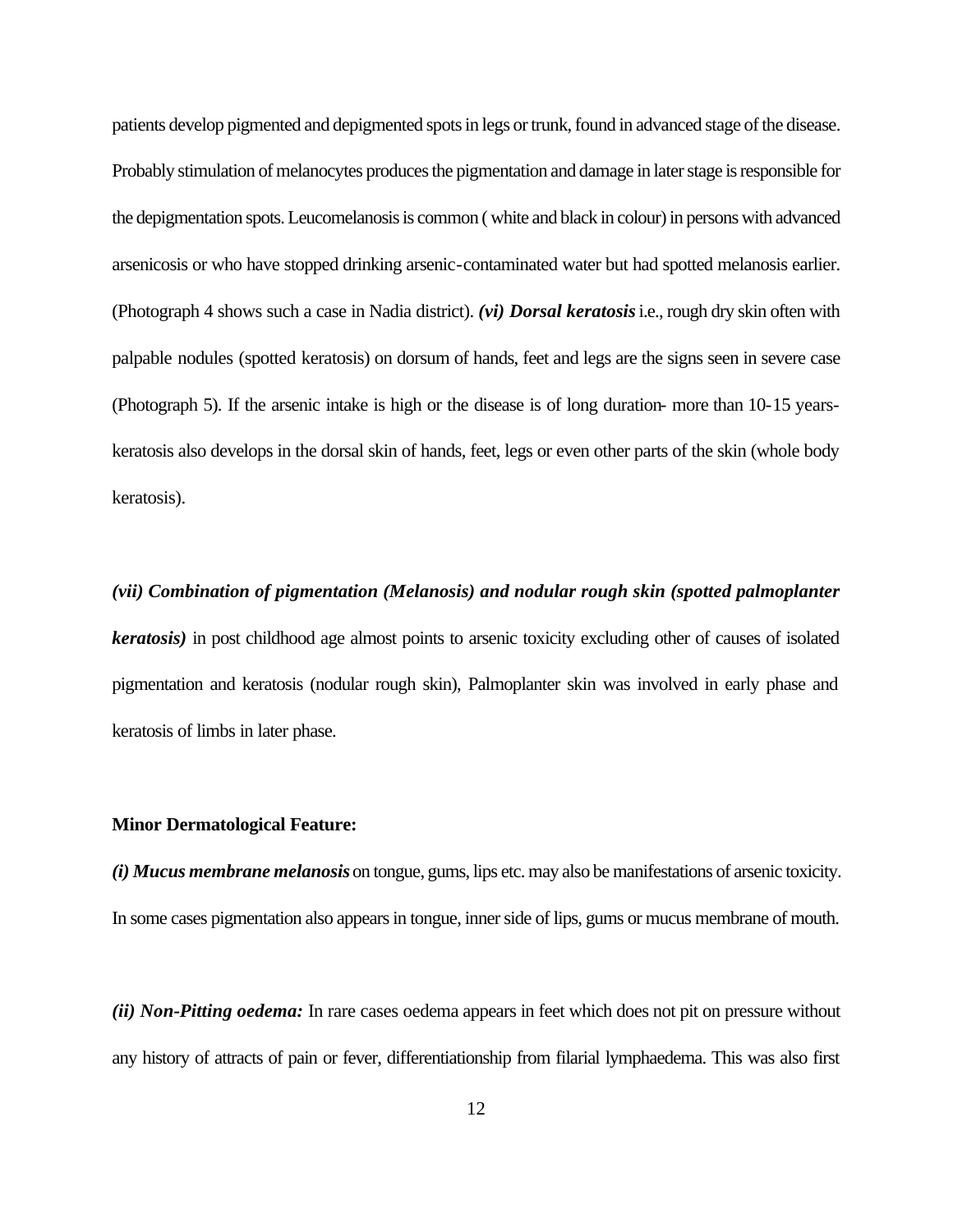patients develop pigmented and depigmented spots in legs or trunk, found in advanced stage of the disease. Probably stimulation of melanocytes produces the pigmentation and damage in later stage is responsible for the depigmentation spots. Leucomelanosis is common ( white and black in colour) in persons with advanced arsenicosis or who have stopped drinking arsenic-contaminated water but had spotted melanosis earlier. (Photograph 4 shows such a case in Nadia district). ***(vi) Dorsal keratosis*** i.e., rough dry skin often with palpable nodules (spotted keratosis) on dorsum of hands, feet and legs are the signs seen in severe case (Photograph 5). If the arsenic intake is high or the disease is of long duration- more than 10-15 years- keratosis also develops in the dorsal skin of hands, feet, legs or even other parts of the skin (whole body keratosis).

***(vii) Combination of pigmentation (Melanosis) and nodular rough skin (spotted palmoplanter keratosis)*** in post childhood age almost points to arsenic toxicity excluding other of causes of isolated pigmentation and keratosis (nodular rough skin), Palmoplanter skin was involved in early phase and keratosis of limbs in later phase.

**Minor Dermatological Feature:**

***(i) Mucus membrane melanosis*** on tongue, gums, lips etc. may also be manifestations of arsenic toxicity. In some cases pigmentation also appears in tongue, inner side of lips, gums or mucus membrane of mouth.

***(ii) Non-Pitting oedema:*** In rare cases oedema appears in feet which does not pit on pressure without any history of attracts of pain or fever, differentiationship from filarial lymphaedema. This was also first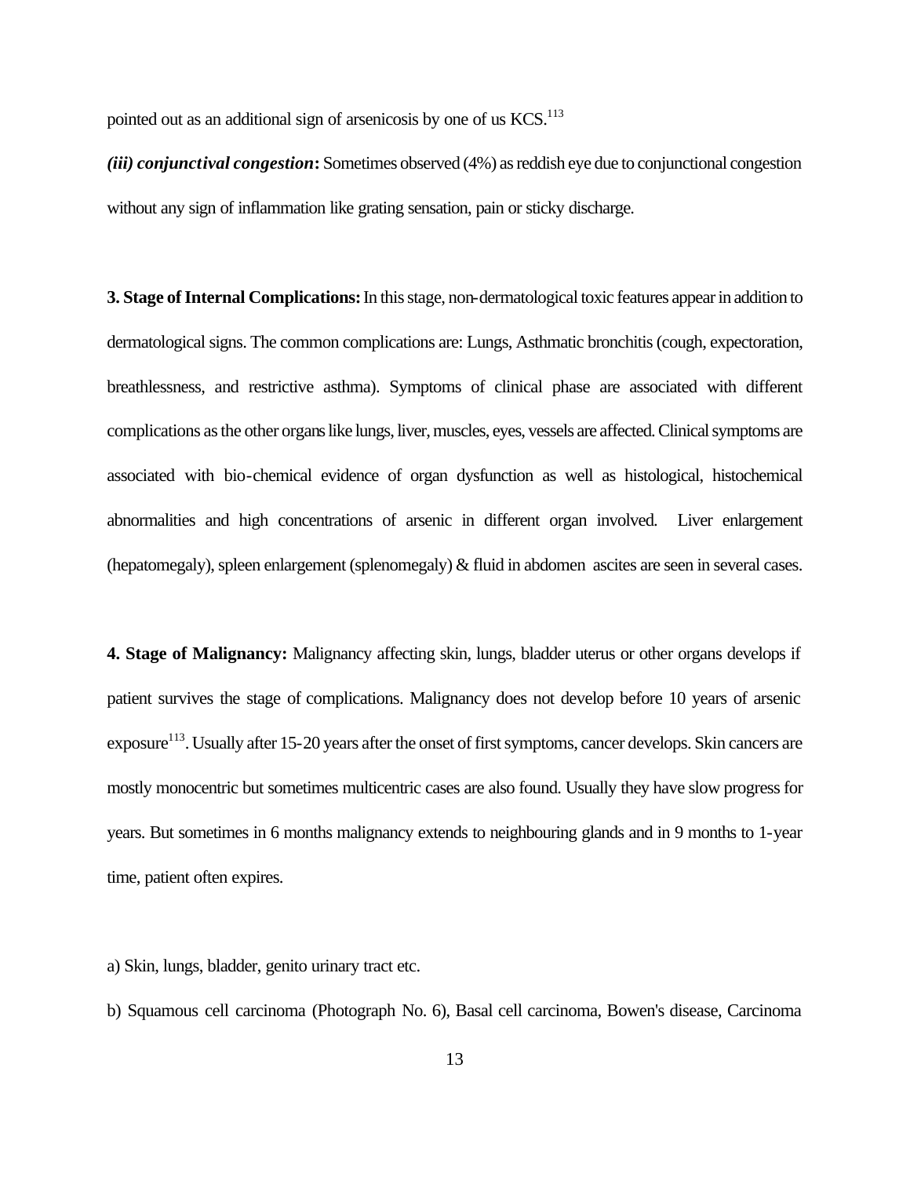pointed out as an additional sign of arsenicosis by one of us KCS.[113]

***(iii) conjunctival congestion*:** Sometimes observed (4%) as reddish eye due to conjunctional congestion without any sign of inflammation like grating sensation, pain or sticky discharge.

**3. Stage of Internal Complications:** In this stage, non-dermatological toxic features appear in addition to dermatological signs. The common complications are: Lungs, Asthmatic bronchitis (cough, expectoration, breathlessness, and restrictive asthma). Symptoms of clinical phase are associated with different complications as the other organs like lungs, liver, muscles, eyes, vessels are affected. Clinical symptoms are associated with bio-chemical evidence of organ dysfunction as well as histological, histochemical abnormalities and high concentrations of arsenic in different organ involved. Liver enlargement (hepatomegaly), spleen enlargement (splenomegaly) & fluid in abdomen ascites are seen in several cases.

**4. Stage of Malignancy:** Malignancy affecting skin, lungs, bladder uterus or other organs develops if patient survives the stage of complications. Malignancy does not develop before 10 years of arsenic exposure[113]. Usually after 15-20 years after the onset of first symptoms, cancer develops. Skin cancers are mostly monocentric but sometimes multicentric cases are also found. Usually they have slow progress for years. But sometimes in 6 months malignancy extends to neighbouring glands and in 9 months to 1-year time, patient often expires.

a) Skin, lungs, bladder, genito urinary tract etc.

b) Squamous cell carcinoma (Photograph No. 6), Basal cell carcinoma, Bowen's disease, Carcinoma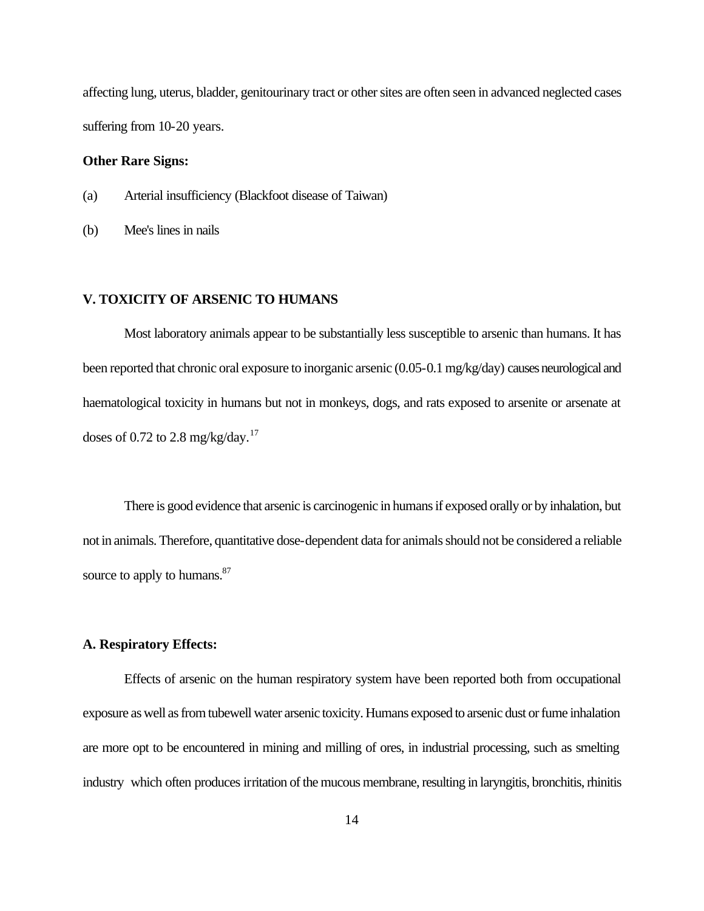affecting lung, uterus, bladder, genitourinary tract or other sites are often seen in advanced neglected cases suffering from 10-20 years.

**Other Rare Signs:**

(a) Arterial insufficiency (Blackfoot disease of Taiwan)

(b) Mee's lines in nails

## V. TOXICITY OF ARSENIC TO HUMANS

Most laboratory animals appear to be substantially less susceptible to arsenic than humans. It has been reported that chronic oral exposure to inorganic arsenic (0.05-0.1 mg/kg/day) causes neurological and haematological toxicity in humans but not in monkeys, dogs, and rats exposed to arsenite or arsenate at doses of 0.72 to 2.8 mg/kg/day.[17]

There is good evidence that arsenic is carcinogenic in humans if exposed orally or by inhalation, but not in animals. Therefore, quantitative dose-dependent data for animals should not be considered a reliable source to apply to humans.[87]

### A. Respiratory Effects:

Effects of arsenic on the human respiratory system have been reported both from occupational exposure as well as from tubewell water arsenic toxicity. Humans exposed to arsenic dust or fume inhalation are more opt to be encountered in mining and milling of ores, in industrial processing, such as smelting industry which often produces irritation of the mucous membrane, resulting in laryngitis, bronchitis, rhinitis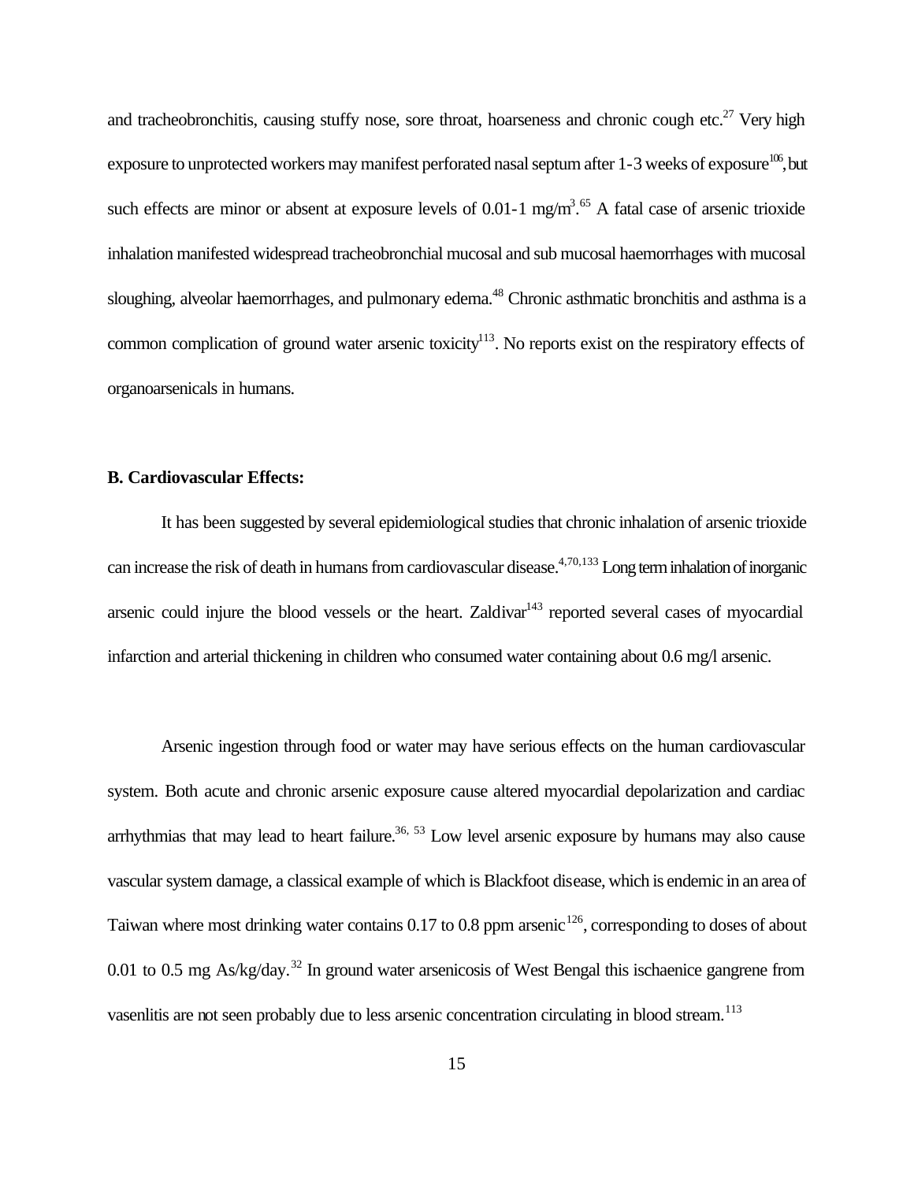and tracheobronchitis, causing stuffy nose, sore throat, hoarseness and chronic cough etc.[27] Very high exposure to unprotected workers may manifest perforated nasal septum after 1-3 weeks of exposure[106], but such effects are minor or absent at exposure levels of 0.01-1 mg/m$^3$.[65] A fatal case of arsenic trioxide inhalation manifested widespread tracheobronchial mucosal and sub mucosal haemorrhages with mucosal sloughing, alveolar haemorrhages, and pulmonary edema.[48] Chronic asthmatic bronchitis and asthma is a common complication of ground water arsenic toxicity[113]. No reports exist on the respiratory effects of organoarsenicals in humans.

**B. Cardiovascular Effects:**

It has been suggested by several epidemiological studies that chronic inhalation of arsenic trioxide can increase the risk of death in humans from cardiovascular disease.[4,70,133] Long term inhalation of inorganic arsenic could injure the blood vessels or the heart. Zaldivar[143] reported several cases of myocardial infarction and arterial thickening in children who consumed water containing about 0.6 mg/l arsenic.

Arsenic ingestion through food or water may have serious effects on the human cardiovascular system. Both acute and chronic arsenic exposure cause altered myocardial depolarization and cardiac arrhythmias that may lead to heart failure.[36, 53] Low level arsenic exposure by humans may also cause vascular system damage, a classical example of which is Blackfoot disease, which is endemic in an area of Taiwan where most drinking water contains 0.17 to 0.8 ppm arsenic[126], corresponding to doses of about 0.01 to 0.5 mg As/kg/day.[32] In ground water arsenicosis of West Bengal this ischaenice gangrene from vasenlitis are not seen probably due to less arsenic concentration circulating in blood stream.[113]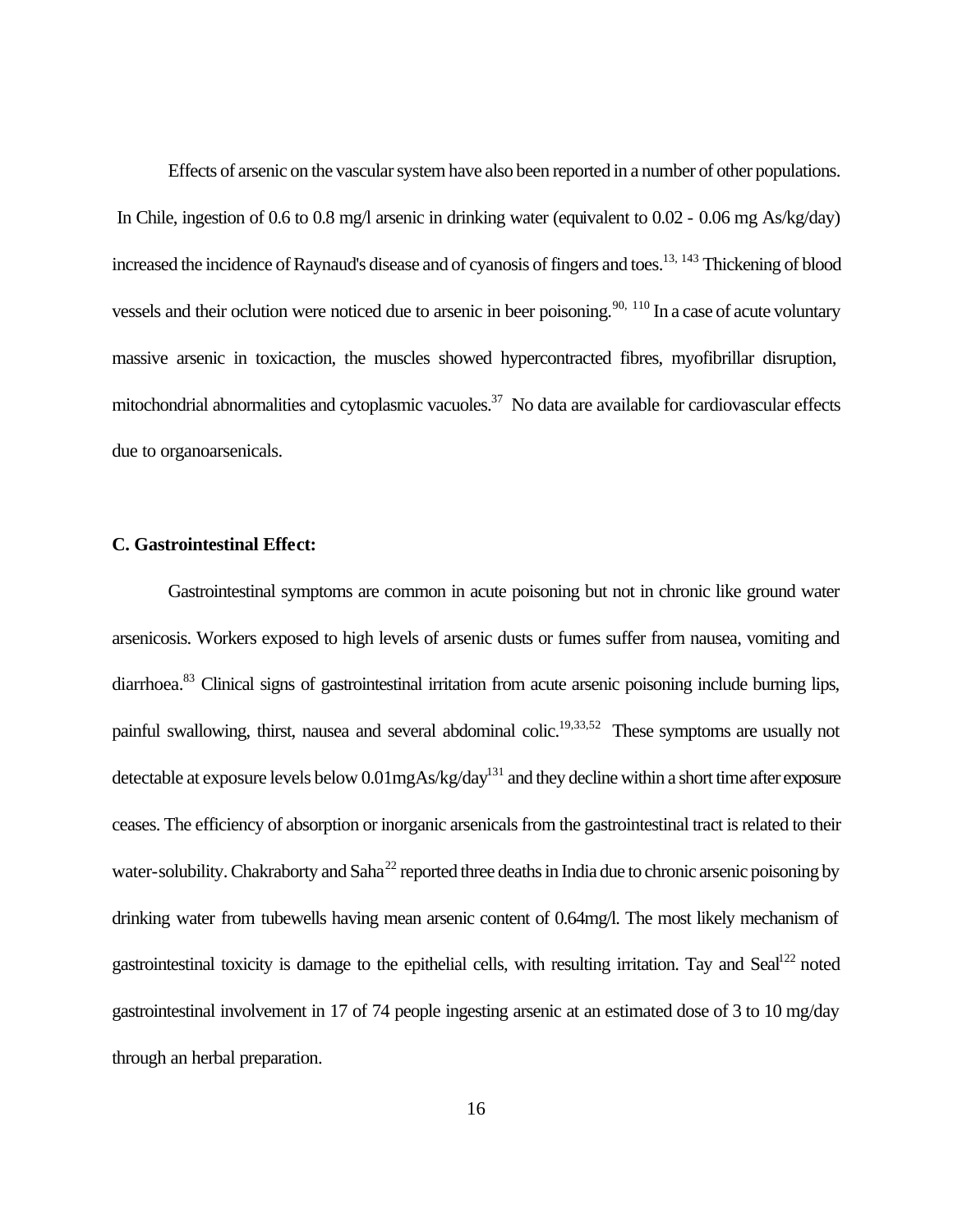Effects of arsenic on the vascular system have also been reported in a number of other populations. In Chile, ingestion of 0.6 to 0.8 mg/l arsenic in drinking water (equivalent to 0.02 - 0.06 mg As/kg/day) increased the incidence of Raynaud's disease and of cyanosis of fingers and toes.[13, 143] Thickening of blood vessels and their oclution were noticed due to arsenic in beer poisoning.[90, 110] In a case of acute voluntary massive arsenic in toxicaction, the muscles showed hypercontracted fibres, myofibrillar disruption, mitochondrial abnormalities and cytoplasmic vacuoles.[37] No data are available for cardiovascular effects due to organoarsenicals.

**C. Gastrointestinal Effect:**

Gastrointestinal symptoms are common in acute poisoning but not in chronic like ground water arsenicosis. Workers exposed to high levels of arsenic dusts or fumes suffer from nausea, vomiting and diarrhoea.[83] Clinical signs of gastrointestinal irritation from acute arsenic poisoning include burning lips, painful swallowing, thirst, nausea and several abdominal colic.[19,33,52] These symptoms are usually not detectable at exposure levels below 0.01mgAs/kg/day[131] and they decline within a short time after exposure ceases. The efficiency of absorption or inorganic arsenicals from the gastrointestinal tract is related to their water-solubility. Chakraborty and Saha[22] reported three deaths in India due to chronic arsenic poisoning by drinking water from tubewells having mean arsenic content of 0.64mg/l. The most likely mechanism of gastrointestinal toxicity is damage to the epithelial cells, with resulting irritation. Tay and Seal[122] noted gastrointestinal involvement in 17 of 74 people ingesting arsenic at an estimated dose of 3 to 10 mg/day through an herbal preparation.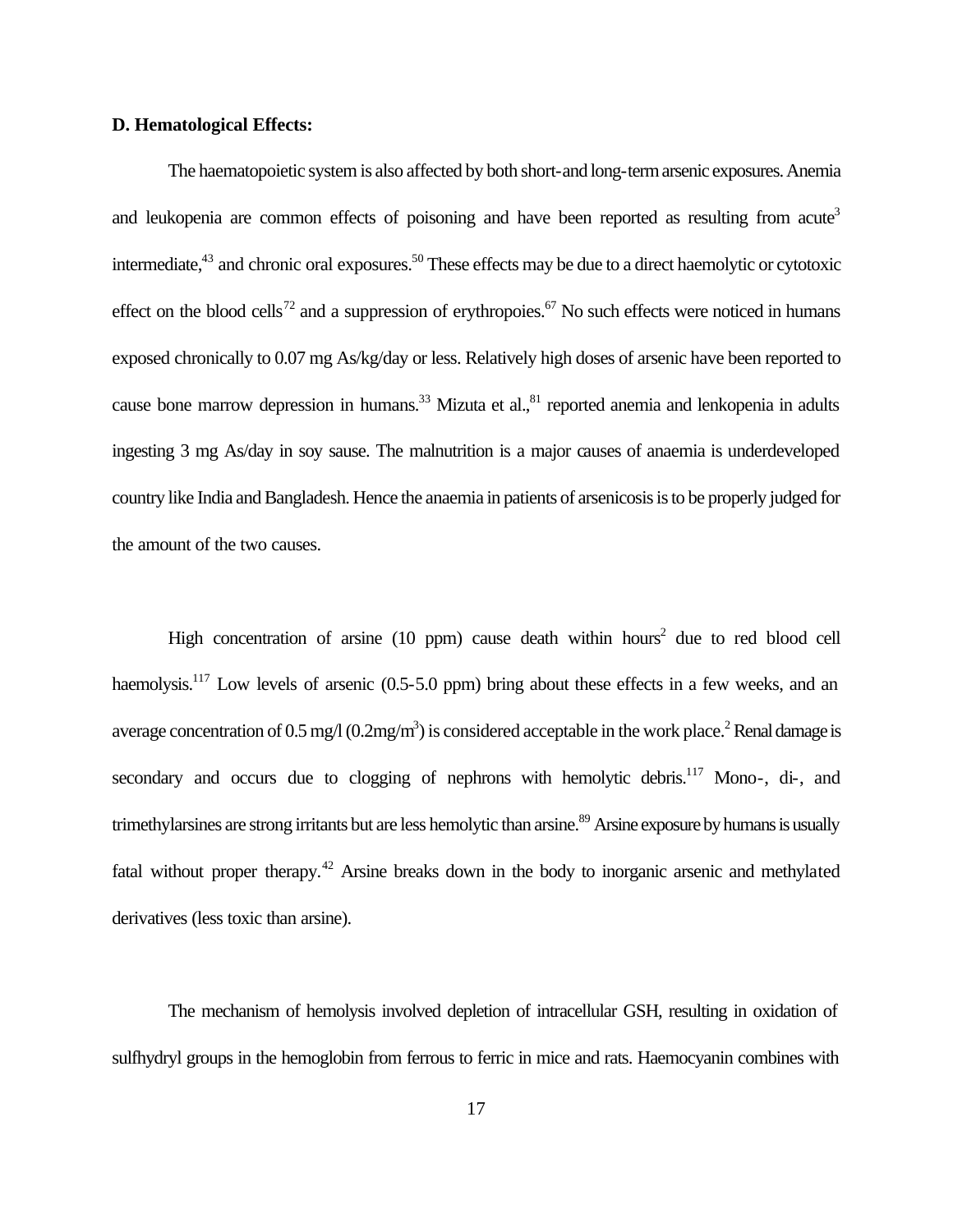**D. Hematological Effects:**

The haematopoietic system is also affected by both short-and long-term arsenic exposures. Anemia and leukopenia are common effects of poisoning and have been reported as resulting from acute[3] intermediate,[43] and chronic oral exposures.[50] These effects may be due to a direct haemolytic or cytotoxic effect on the blood cells[72] and a suppression of erythropoies.[67] No such effects were noticed in humans exposed chronically to 0.07 mg As/kg/day or less. Relatively high doses of arsenic have been reported to cause bone marrow depression in humans.[33] Mizuta et al.,[81] reported anemia and lenkopenia in adults ingesting 3 mg As/day in soy sause. The malnutrition is a major causes of anaemia is underdeveloped country like India and Bangladesh. Hence the anaemia in patients of arsenicosis is to be properly judged for the amount of the two causes.

High concentration of arsine (10 ppm) cause death within hours[2] due to red blood cell haemolysis.[117] Low levels of arsenic (0.5-5.0 ppm) bring about these effects in a few weeks, and an average concentration of 0.5 mg/l (0.2mg/$m^3$) is considered acceptable in the work place.[2] Renal damage is secondary and occurs due to clogging of nephrons with hemolytic debris.[117] Mono-, di-, and trimethylarsines are strong irritants but are less hemolytic than arsine.[89] Arsine exposure by humans is usually fatal without proper therapy.[42] Arsine breaks down in the body to inorganic arsenic and methylated derivatives (less toxic than arsine).

The mechanism of hemolysis involved depletion of intracellular GSH, resulting in oxidation of sulfhydryl groups in the hemoglobin from ferrous to ferric in mice and rats. Haemocyanin combines with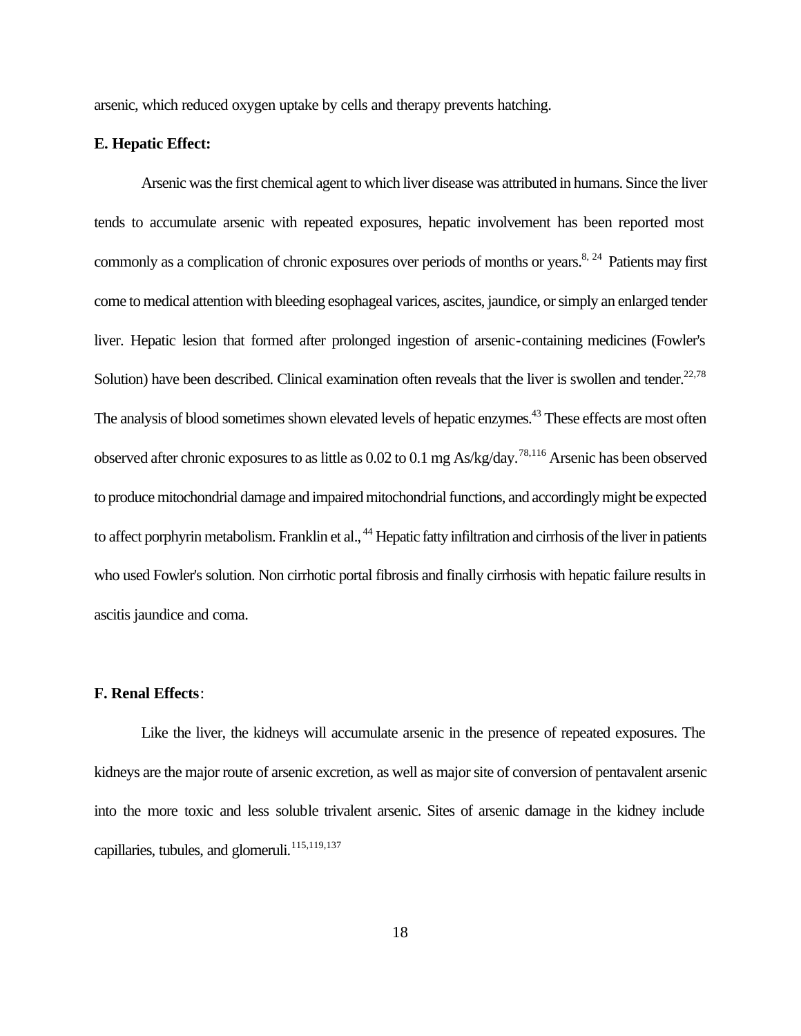arsenic, which reduced oxygen uptake by cells and therapy prevents hatching.

**E. Hepatic Effect:**

Arsenic was the first chemical agent to which liver disease was attributed in humans. Since the liver tends to accumulate arsenic with repeated exposures, hepatic involvement has been reported most commonly as a complication of chronic exposures over periods of months or years.[8, 24] Patients may first come to medical attention with bleeding esophageal varices, ascites, jaundice, or simply an enlarged tender liver. Hepatic lesion that formed after prolonged ingestion of arsenic-containing medicines (Fowler's Solution) have been described. Clinical examination often reveals that the liver is swollen and tender.[22,78] The analysis of blood sometimes shown elevated levels of hepatic enzymes.[43] These effects are most often observed after chronic exposures to as little as 0.02 to 0.1 mg As/kg/day.[78,116] Arsenic has been observed to produce mitochondrial damage and impaired mitochondrial functions, and accordingly might be expected to affect porphyrin metabolism. Franklin et al.,[44] Hepatic fatty infiltration and cirrhosis of the liver in patients who used Fowler's solution. Non cirrhotic portal fibrosis and finally cirrhosis with hepatic failure results in ascitis jaundice and coma.

**F. Renal Effects**:

Like the liver, the kidneys will accumulate arsenic in the presence of repeated exposures. The kidneys are the major route of arsenic excretion, as well as major site of conversion of pentavalent arsenic into the more toxic and less soluble trivalent arsenic. Sites of arsenic damage in the kidney include capillaries, tubules, and glomeruli.[115,119,137]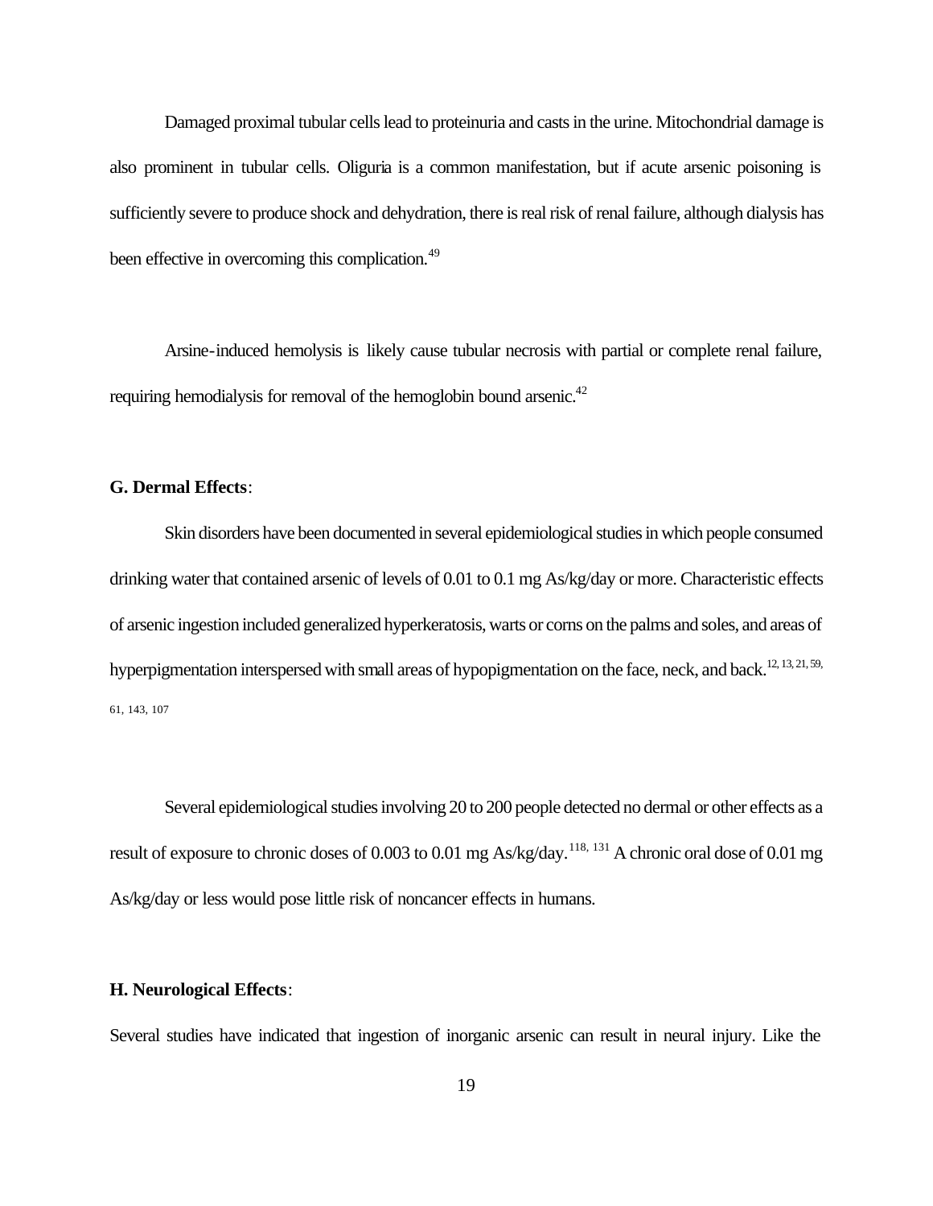Damaged proximal tubular cells lead to proteinuria and casts in the urine. Mitochondrial damage is also prominent in tubular cells. Oliguria is a common manifestation, but if acute arsenic poisoning is sufficiently severe to produce shock and dehydration, there is real risk of renal failure, although dialysis has been effective in overcoming this complication.[49]

Arsine-induced hemolysis is likely cause tubular necrosis with partial or complete renal failure, requiring hemodialysis for removal of the hemoglobin bound arsenic.[42]

**G. Dermal Effects**:

Skin disorders have been documented in several epidemiological studies in which people consumed drinking water that contained arsenic of levels of 0.01 to 0.1 mg As/kg/day or more. Characteristic effects of arsenic ingestion included generalized hyperkeratosis, warts or corns on the palms and soles, and areas of hyperpigmentation interspersed with small areas of hypopigmentation on the face, neck, and back.[12, 13, 21, 59, 61, 143, 107]

Several epidemiological studies involving 20 to 200 people detected no dermal or other effects as a result of exposure to chronic doses of 0.003 to 0.01 mg As/kg/day.[118, 131] A chronic oral dose of 0.01 mg As/kg/day or less would pose little risk of noncancer effects in humans.

**H. Neurological Effects**:

Several studies have indicated that ingestion of inorganic arsenic can result in neural injury. Like the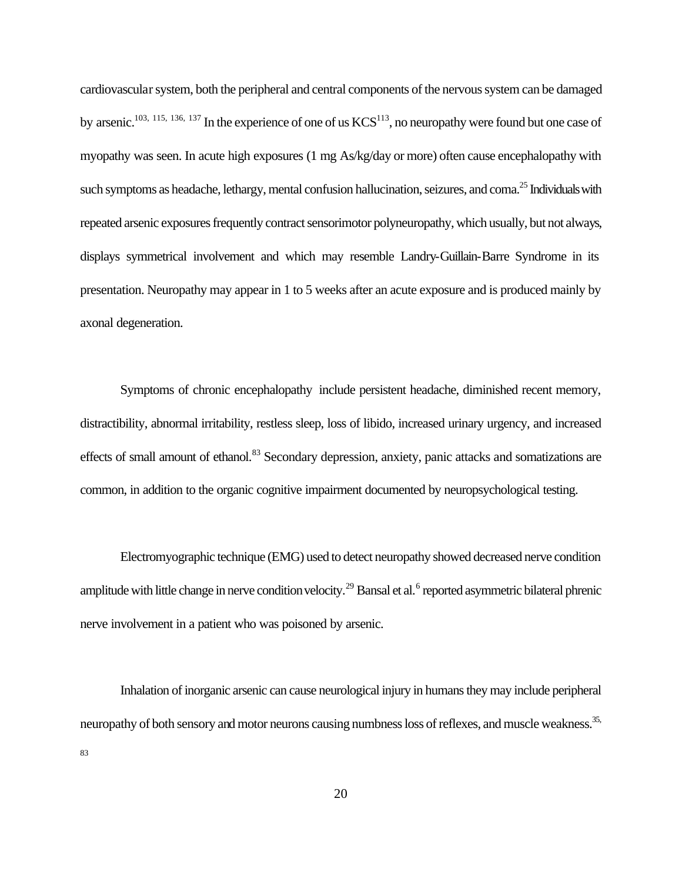cardiovascular system, both the peripheral and central components of the nervous system can be damaged by arsenic.[103, 115, 136, 137] In the experience of one of us KCS[113], no neuropathy were found but one case of myopathy was seen. In acute high exposures (1 mg As/kg/day or more) often cause encephalopathy with such symptoms as headache, lethargy, mental confusion hallucination, seizures, and coma.[25] Individuals with repeated arsenic exposures frequently contract sensorimotor polyneuropathy, which usually, but not always, displays symmetrical involvement and which may resemble Landry-Guillain-Barre Syndrome in its presentation. Neuropathy may appear in 1 to 5 weeks after an acute exposure and is produced mainly by axonal degeneration.

Symptoms of chronic encephalopathy include persistent headache, diminished recent memory, distractibility, abnormal irritability, restless sleep, loss of libido, increased urinary urgency, and increased effects of small amount of ethanol.[83] Secondary depression, anxiety, panic attacks and somatizations are common, in addition to the organic cognitive impairment documented by neuropsychological testing.

Electromyographic technique (EMG) used to detect neuropathy showed decreased nerve condition amplitude with little change in nerve condition velocity.[29] Bansal et al.[6] reported asymmetric bilateral phrenic nerve involvement in a patient who was poisoned by arsenic.

Inhalation of inorganic arsenic can cause neurological injury in humans they may include peripheral neuropathy of both sensory and motor neurons causing numbness loss of reflexes, and muscle weakness.[35, 83]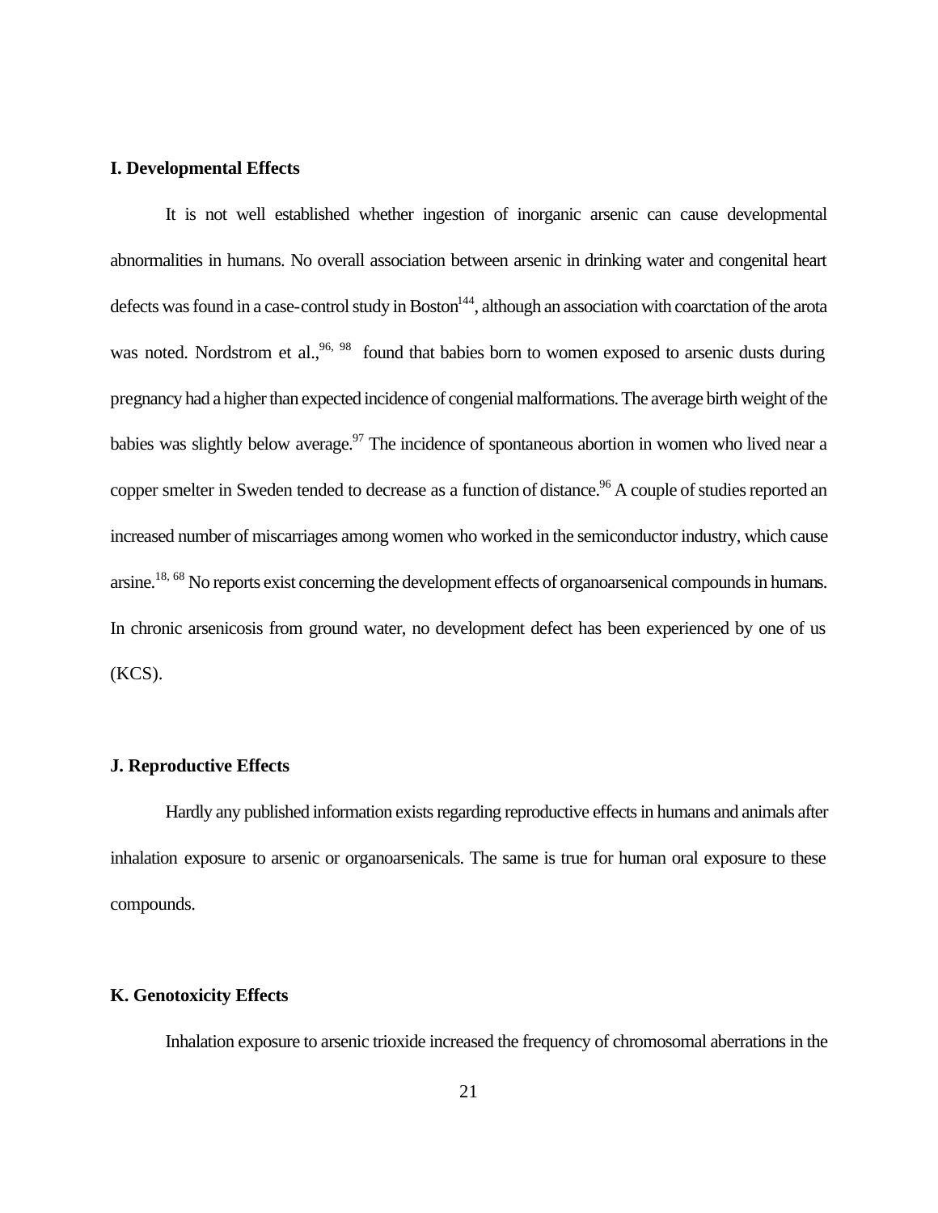## I. Developmental Effects

It is not well established whether ingestion of inorganic arsenic can cause developmental abnormalities in humans. No overall association between arsenic in drinking water and congenital heart defects was found in a case-control study in Boston[144], although an association with coarctation of the arota was noted. Nordstrom et al.,[96, 98] found that babies born to women exposed to arsenic dusts during pregnancy had a higher than expected incidence of congenial malformations. The average birth weight of the babies was slightly below average.[97] The incidence of spontaneous abortion in women who lived near a copper smelter in Sweden tended to decrease as a function of distance.[96] A couple of studies reported an increased number of miscarriages among women who worked in the semiconductor industry, which cause arsine.[18, 68] No reports exist concerning the development effects of organoarsenical compounds in humans. In chronic arsenicosis from ground water, no development defect has been experienced by one of us (KCS).

## J. Reproductive Effects

Hardly any published information exists regarding reproductive effects in humans and animals after inhalation exposure to arsenic or organoarsenicals. The same is true for human oral exposure to these compounds.

## K. Genotoxicity Effects

Inhalation exposure to arsenic trioxide increased the frequency of chromosomal aberrations in the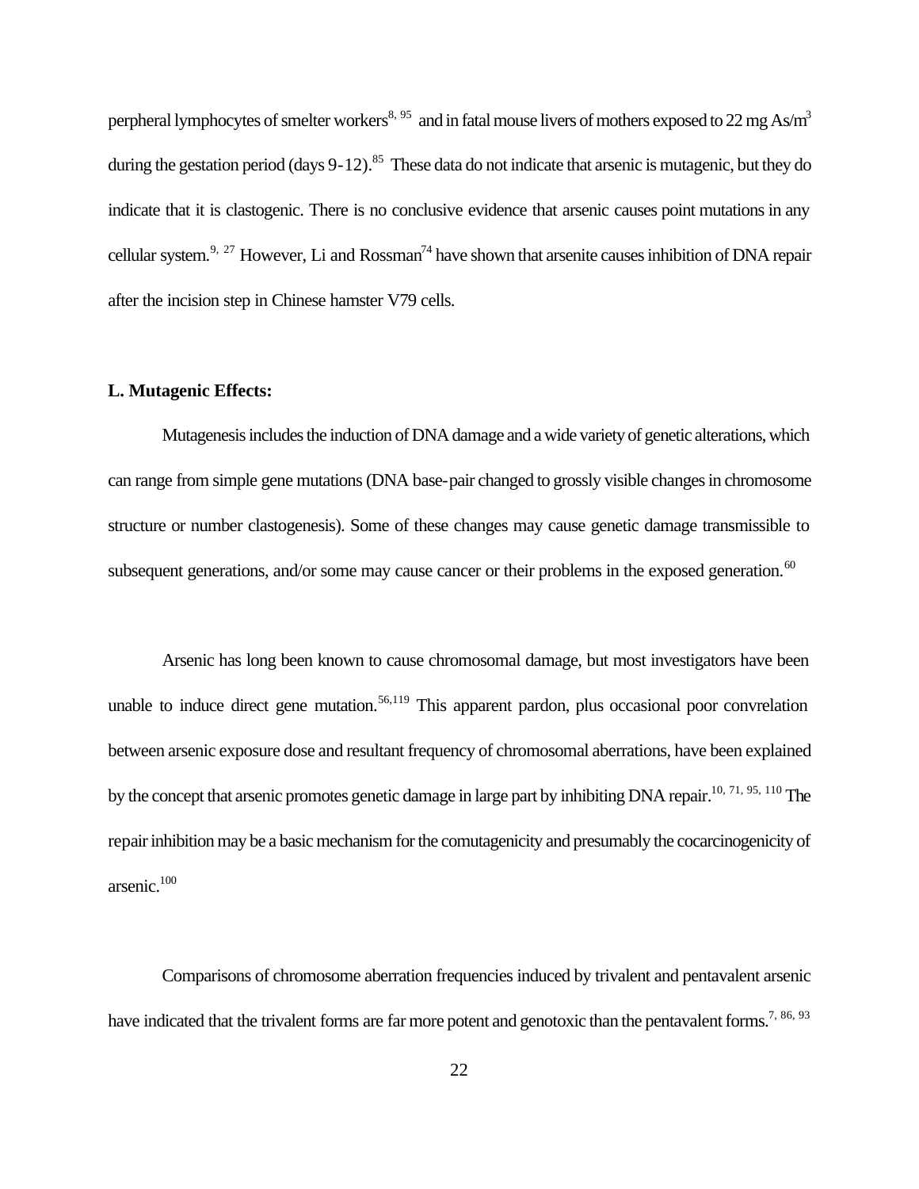perpheral lymphocytes of smelter workers[8, 95] and in fatal mouse livers of mothers exposed to 22 mg As/$m^3$ during the gestation period (days 9-12).[85] These data do not indicate that arsenic is mutagenic, but they do indicate that it is clastogenic. There is no conclusive evidence that arsenic causes point mutations in any cellular system.[9, 27] However, Li and Rossman[74] have shown that arsenite causes inhibition of DNA repair after the incision step in Chinese hamster V79 cells.

### L. Mutagenic Effects:

Mutagenesis includes the induction of DNA damage and a wide variety of genetic alterations, which can range from simple gene mutations (DNA base-pair changed to grossly visible changes in chromosome structure or number clastogenesis). Some of these changes may cause genetic damage transmissible to subsequent generations, and/or some may cause cancer or their problems in the exposed generation.[60]

Arsenic has long been known to cause chromosomal damage, but most investigators have been unable to induce direct gene mutation.[56,119] This apparent pardon, plus occasional poor convrelation between arsenic exposure dose and resultant frequency of chromosomal aberrations, have been explained by the concept that arsenic promotes genetic damage in large part by inhibiting DNA repair.[10, 71, 95, 110] The repair inhibition may be a basic mechanism for the comutagenicity and presumably the cocarcinogenicity of arsenic.[100]

Comparisons of chromosome aberration frequencies induced by trivalent and pentavalent arsenic have indicated that the trivalent forms are far more potent and genotoxic than the pentavalent forms.[7, 86, 93]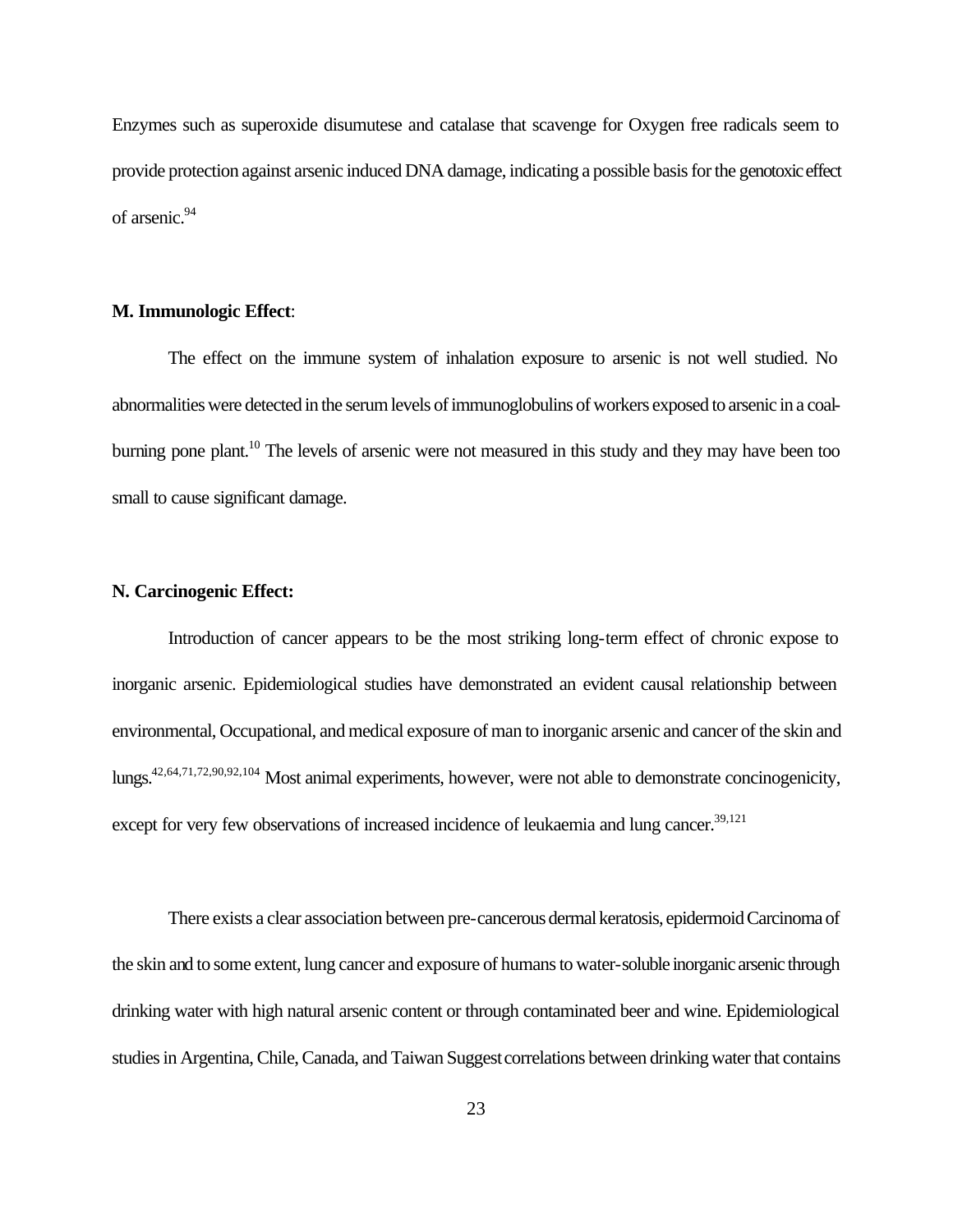Enzymes such as superoxide disumutese and catalase that scavenge for Oxygen free radicals seem to provide protection against arsenic induced DNA damage, indicating a possible basis for the genotoxic effect of arsenic.[94]

**M. Immunologic Effect**:

The effect on the immune system of inhalation exposure to arsenic is not well studied. No abnormalities were detected in the serum levels of immunoglobulins of workers exposed to arsenic in a coal-burning pone plant.[10] The levels of arsenic were not measured in this study and they may have been too small to cause significant damage.

**N. Carcinogenic Effect:**

Introduction of cancer appears to be the most striking long-term effect of chronic expose to inorganic arsenic. Epidemiological studies have demonstrated an evident causal relationship between environmental, Occupational, and medical exposure of man to inorganic arsenic and cancer of the skin and lungs.[42,64,71,72,90,92,104] Most animal experiments, however, were not able to demonstrate concinogenicity, except for very few observations of increased incidence of leukaemia and lung cancer.[39,121]

There exists a clear association between pre-cancerous dermal keratosis, epidermoid Carcinoma of the skin and to some extent, lung cancer and exposure of humans to water-soluble inorganic arsenic through drinking water with high natural arsenic content or through contaminated beer and wine. Epidemiological studies in Argentina, Chile, Canada, and Taiwan Suggest correlations between drinking water that contains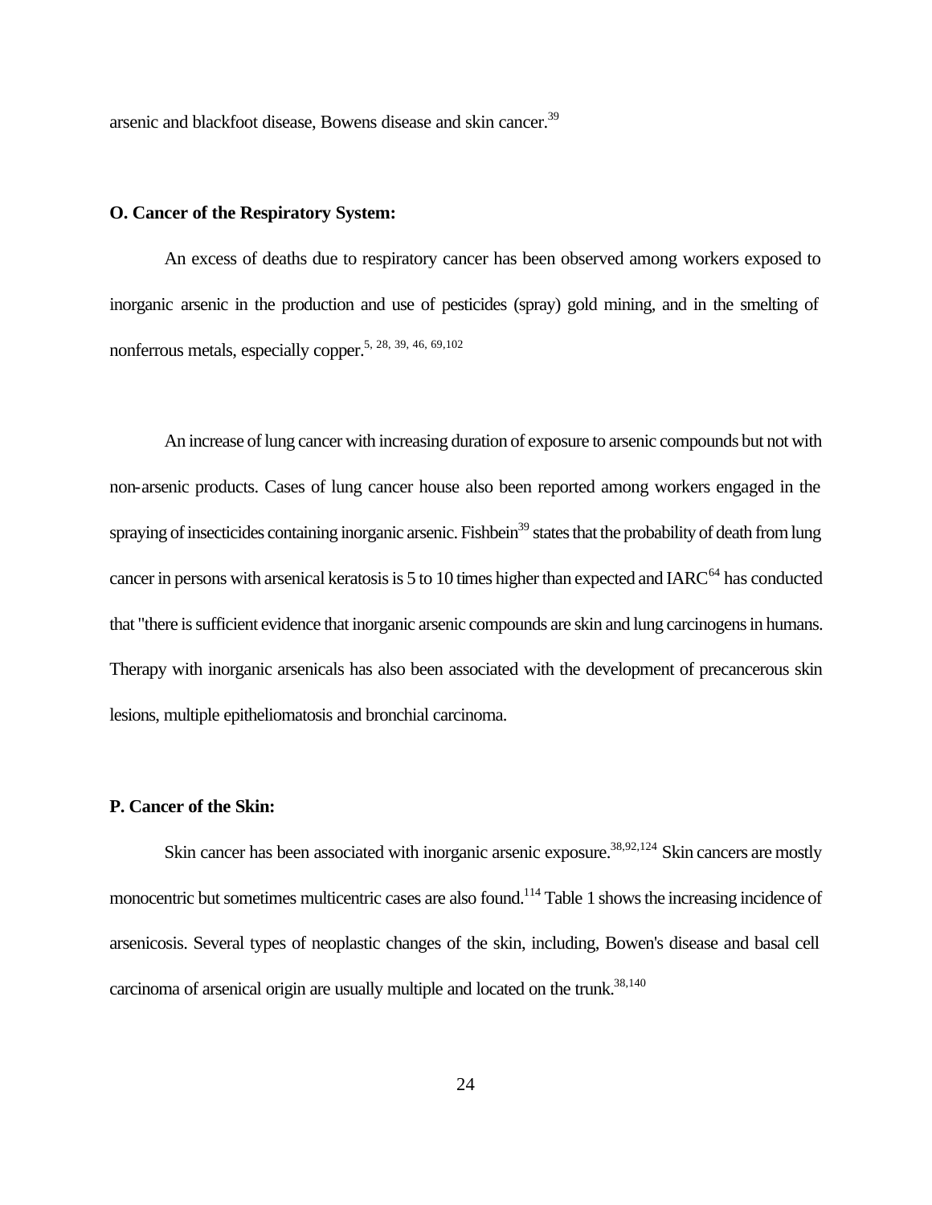arsenic and blackfoot disease, Bowens disease and skin cancer.[39]

### O. Cancer of the Respiratory System:

An excess of deaths due to respiratory cancer has been observed among workers exposed to inorganic arsenic in the production and use of pesticides (spray) gold mining, and in the smelting of nonferrous metals, especially copper.[5, 28, 39, 46, 69,102]

An increase of lung cancer with increasing duration of exposure to arsenic compounds but not with non-arsenic products. Cases of lung cancer house also been reported among workers engaged in the spraying of insecticides containing inorganic arsenic. Fishbein[39] states that the probability of death from lung cancer in persons with arsenical keratosis is 5 to 10 times higher than expected and IARC[64] has conducted that "there is sufficient evidence that inorganic arsenic compounds are skin and lung carcinogens in humans. Therapy with inorganic arsenicals has also been associated with the development of precancerous skin lesions, multiple epitheliomatosis and bronchial carcinoma.

### P. Cancer of the Skin:

Skin cancer has been associated with inorganic arsenic exposure.[38,92,124] Skin cancers are mostly monocentric but sometimes multicentric cases are also found.[114] Table 1 shows the increasing incidence of arsenicosis. Several types of neoplastic changes of the skin, including, Bowen's disease and basal cell carcinoma of arsenical origin are usually multiple and located on the trunk.[38,140]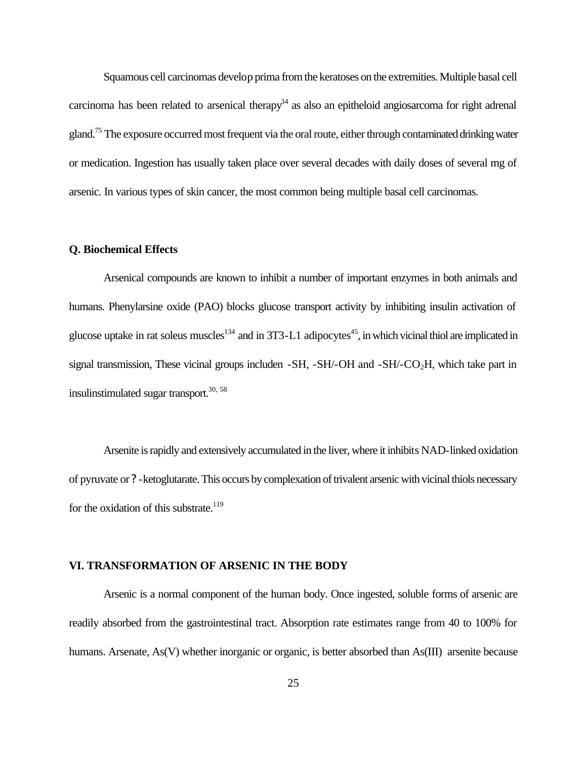Squamous cell carcinomas develop prima from the keratoses on the extremities. Multiple basal cell carcinoma has been related to arsenical therapy[34] as also an epitheloid angiosarcoma for right adrenal gland.[75] The exposure occurred most frequent via the oral route, either through contaminated drinking water or medication. Ingestion has usually taken place over several decades with daily doses of several mg of arsenic. In various types of skin cancer, the most common being multiple basal cell carcinomas.

### Q. Biochemical Effects

Arsenical compounds are known to inhibit a number of important enzymes in both animals and humans. Phenylarsine oxide (PAO) blocks glucose transport activity by inhibiting insulin activation of glucose uptake in rat soleus muscles[134] and in 3T3-L1 adipocytes[45], in which vicinal thiol are implicated in signal transmission, These vicinal groups includen -SH, -SH/-OH and -SH/-$CO_2$H, which take part in insulinstimulated sugar transport.[30, 58]

Arsenite is rapidly and extensively accumulated in the liver, where it inhibits NAD-linked oxidation of pyruvate or ?-ketoglutarate. This occurs by complexation of trivalent arsenic with vicinal thiols necessary for the oxidation of this substrate.[119]

## VI. TRANSFORMATION OF ARSENIC IN THE BODY

Arsenic is a normal component of the human body. Once ingested, soluble forms of arsenic are readily absorbed from the gastrointestinal tract. Absorption rate estimates range from 40 to 100% for humans. Arsenate, As(V) whether inorganic or organic, is better absorbed than As(III) arsenite because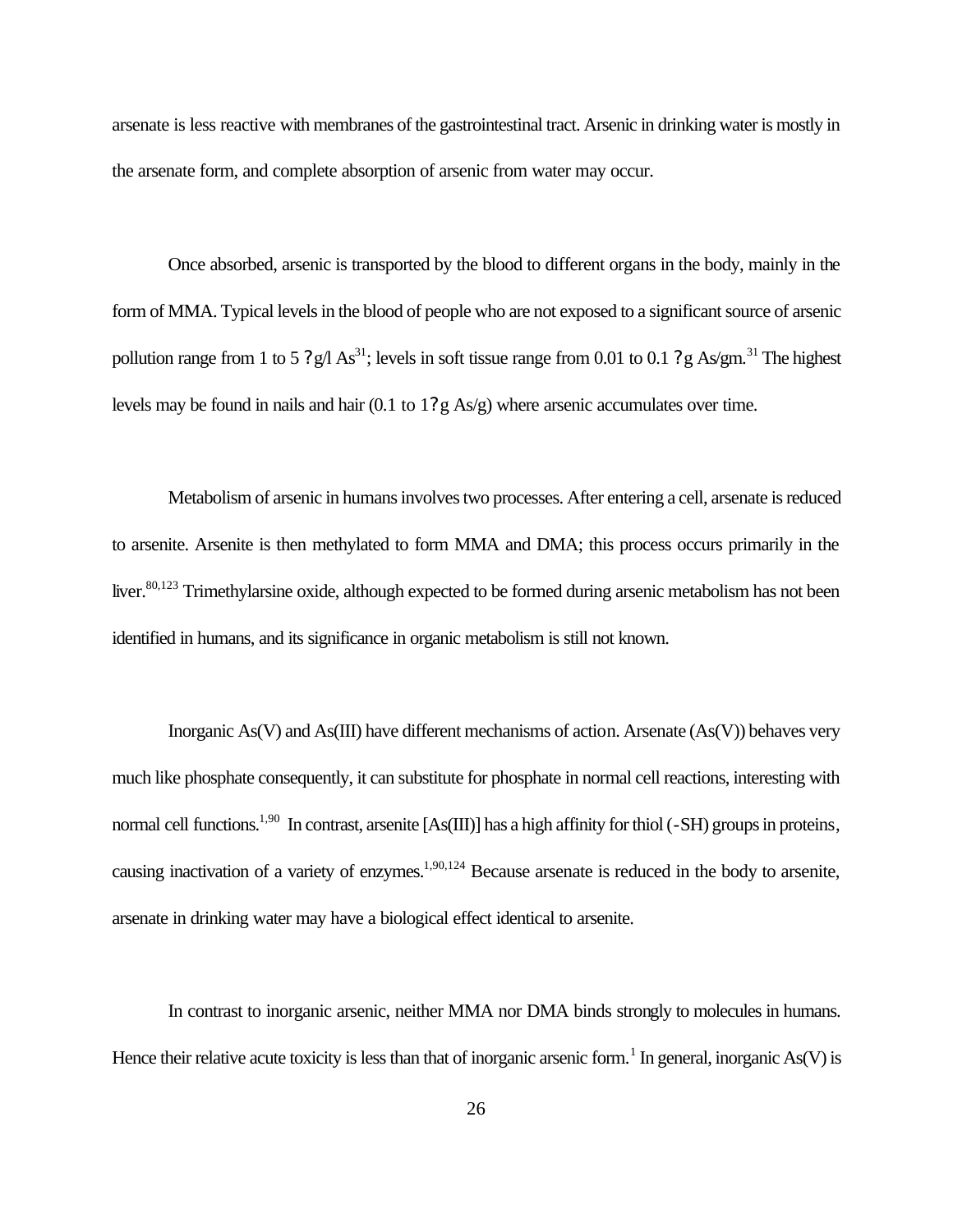arsenate is less reactive with membranes of the gastrointestinal tract. Arsenic in drinking water is mostly in the arsenate form, and complete absorption of arsenic from water may occur.

Once absorbed, arsenic is transported by the blood to different organs in the body, mainly in the form of MMA. Typical levels in the blood of people who are not exposed to a significant source of arsenic pollution range from 1 to 5 ?g/l As[31]; levels in soft tissue range from 0.01 to 0.1 ?g As/gm.[31] The highest levels may be found in nails and hair (0.1 to 1?g As/g) where arsenic accumulates over time.

Metabolism of arsenic in humans involves two processes. After entering a cell, arsenate is reduced to arsenite. Arsenite is then methylated to form MMA and DMA; this process occurs primarily in the liver.[80,123] Trimethylarsine oxide, although expected to be formed during arsenic metabolism has not been identified in humans, and its significance in organic metabolism is still not known.

Inorganic As(V) and As(III) have different mechanisms of action. Arsenate (As(V)) behaves very much like phosphate consequently, it can substitute for phosphate in normal cell reactions, interesting with normal cell functions.[1,90] In contrast, arsenite [As(III)] has a high affinity for thiol (-SH) groups in proteins, causing inactivation of a variety of enzymes.[1,90,124] Because arsenate is reduced in the body to arsenite, arsenate in drinking water may have a biological effect identical to arsenite.

In contrast to inorganic arsenic, neither MMA nor DMA binds strongly to molecules in humans. Hence their relative acute toxicity is less than that of inorganic arsenic form.[1] In general, inorganic As(V) is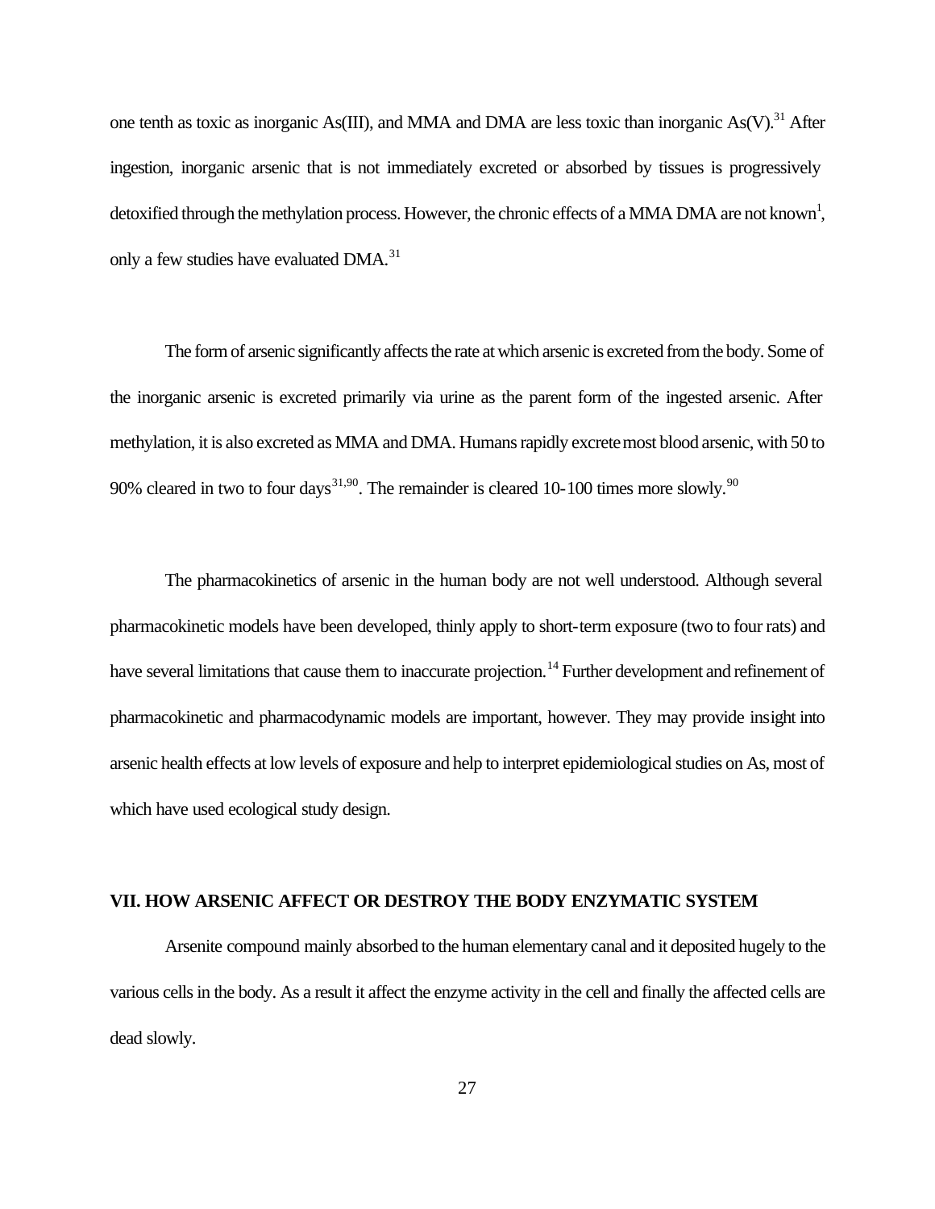one tenth as toxic as inorganic As(III), and MMA and DMA are less toxic than inorganic As(V).[31] After ingestion, inorganic arsenic that is not immediately excreted or absorbed by tissues is progressively detoxified through the methylation process. However, the chronic effects of a MMA DMA are not known[1], only a few studies have evaluated DMA.[31]

The form of arsenic significantly affects the rate at which arsenic is excreted from the body. Some of the inorganic arsenic is excreted primarily via urine as the parent form of the ingested arsenic. After methylation, it is also excreted as MMA and DMA. Humans rapidly excrete most blood arsenic, with 50 to 90% cleared in two to four days[31,90]. The remainder is cleared 10-100 times more slowly.[90]

The pharmacokinetics of arsenic in the human body are not well understood. Although several pharmacokinetic models have been developed, thinly apply to short-term exposure (two to four rats) and have several limitations that cause them to inaccurate projection.[14] Further development and refinement of pharmacokinetic and pharmacodynamic models are important, however. They may provide insight into arsenic health effects at low levels of exposure and help to interpret epidemiological studies on As, most of which have used ecological study design.

## VII. HOW ARSENIC AFFECT OR DESTROY THE BODY ENZYMATIC SYSTEM

Arsenite compound mainly absorbed to the human elementary canal and it deposited hugely to the various cells in the body. As a result it affect the enzyme activity in the cell and finally the affected cells are dead slowly.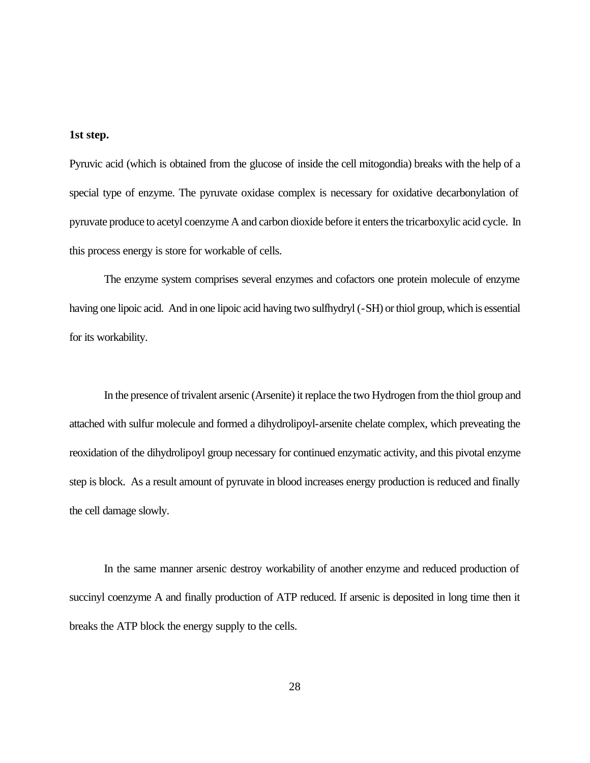**1st step.**

Pyruvic acid (which is obtained from the glucose of inside the cell mitogondia) breaks with the help of a special type of enzyme. The pyruvate oxidase complex is necessary for oxidative decarbonylation of pyruvate produce to acetyl coenzyme A and carbon dioxide before it enters the tricarboxylic acid cycle. In this process energy is store for workable of cells.

The enzyme system comprises several enzymes and cofactors one protein molecule of enzyme having one lipoic acid. And in one lipoic acid having two sulfhydryl (-SH) or thiol group, which is essential for its workability.

In the presence of trivalent arsenic (Arsenite) it replace the two Hydrogen from the thiol group and attached with sulfur molecule and formed a dihydrolipoyl-arsenite chelate complex, which preveating the reoxidation of the dihydrolipoyl group necessary for continued enzymatic activity, and this pivotal enzyme step is block. As a result amount of pyruvate in blood increases energy production is reduced and finally the cell damage slowly.

In the same manner arsenic destroy workability of another enzyme and reduced production of succinyl coenzyme A and finally production of ATP reduced. If arsenic is deposited in long time then it breaks the ATP block the energy supply to the cells.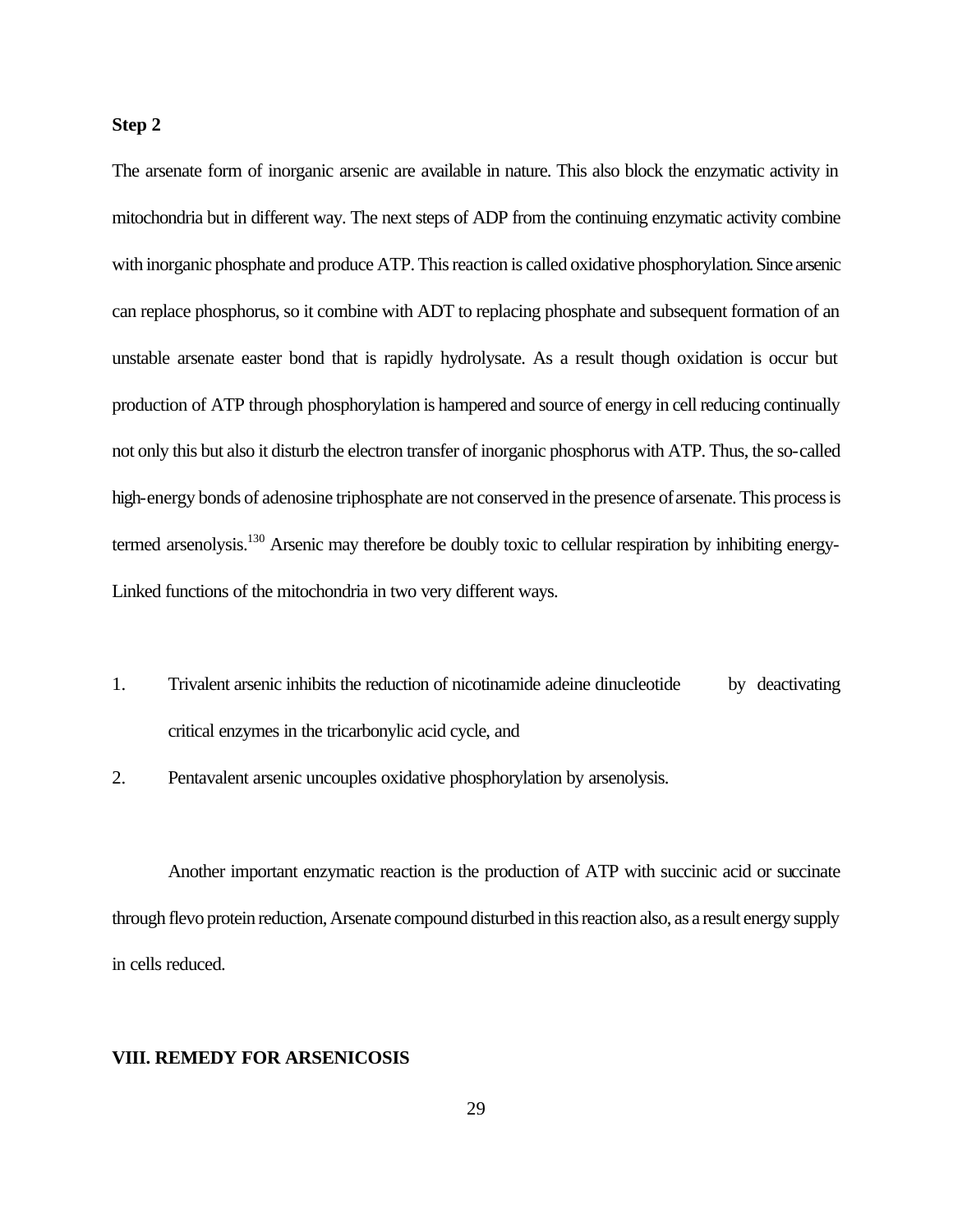**Step 2**

The arsenate form of inorganic arsenic are available in nature. This also block the enzymatic activity in mitochondria but in different way. The next steps of ADP from the continuing enzymatic activity combine with inorganic phosphate and produce ATP. This reaction is called oxidative phosphorylation. Since arsenic can replace phosphorus, so it combine with ADT to replacing phosphate and subsequent formation of an unstable arsenate easter bond that is rapidly hydrolysate. As a result though oxidation is occur but production of ATP through phosphorylation is hampered and source of energy in cell reducing continually not only this but also it disturb the electron transfer of inorganic phosphorus with ATP. Thus, the so-called high-energy bonds of adenosine triphosphate are not conserved in the presence of arsenate. This process is termed arsenolysis.[130] Arsenic may therefore be doubly toxic to cellular respiration by inhibiting energy-Linked functions of the mitochondria in two very different ways.

1. Trivalent arsenic inhibits the reduction of nicotinamide adeine dinucleotide by deactivating critical enzymes in the tricarbonylic acid cycle, and
2. Pentavalent arsenic uncouples oxidative phosphorylation by arsenolysis.

Another important enzymatic reaction is the production of ATP with succinic acid or succinate through flevo protein reduction, Arsenate compound disturbed in this reaction also, as a result energy supply in cells reduced.

## VIII. REMEDY FOR ARSENICOSIS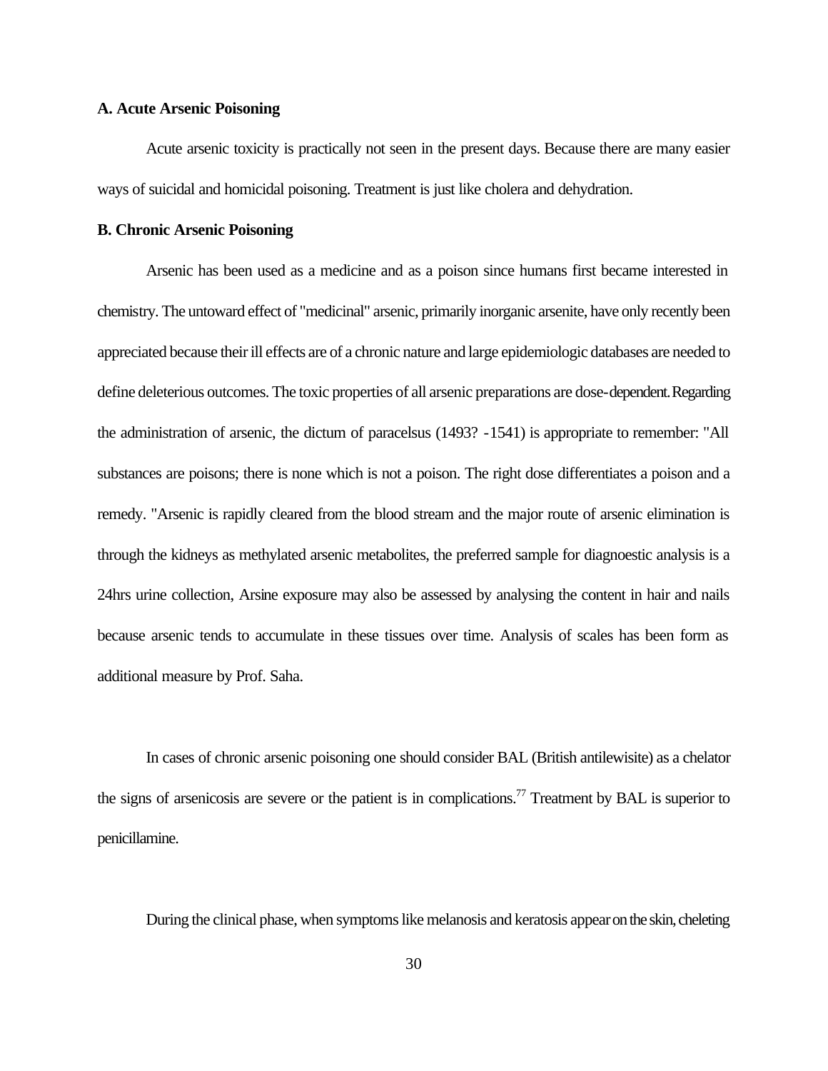**A. Acute Arsenic Poisoning**

Acute arsenic toxicity is practically not seen in the present days. Because there are many easier ways of suicidal and homicidal poisoning. Treatment is just like cholera and dehydration.

**B. Chronic Arsenic Poisoning**

Arsenic has been used as a medicine and as a poison since humans first became interested in chemistry. The untoward effect of "medicinal" arsenic, primarily inorganic arsenite, have only recently been appreciated because their ill effects are of a chronic nature and large epidemiologic databases are needed to define deleterious outcomes. The toxic properties of all arsenic preparations are dose-dependent. Regarding the administration of arsenic, the dictum of paracelsus (1493? -1541) is appropriate to remember: "All substances are poisons; there is none which is not a poison. The right dose differentiates a poison and a remedy. "Arsenic is rapidly cleared from the blood stream and the major route of arsenic elimination is through the kidneys as methylated arsenic metabolites, the preferred sample for diagnoestic analysis is a 24hrs urine collection, Arsine exposure may also be assessed by analysing the content in hair and nails because arsenic tends to accumulate in these tissues over time. Analysis of scales has been form as additional measure by Prof. Saha.

In cases of chronic arsenic poisoning one should consider BAL (British antilewisite) as a chelator the signs of arsenicosis are severe or the patient is in complications.[77] Treatment by BAL is superior to penicillamine.

During the clinical phase, when symptoms like melanosis and keratosis appear on the skin, cheleting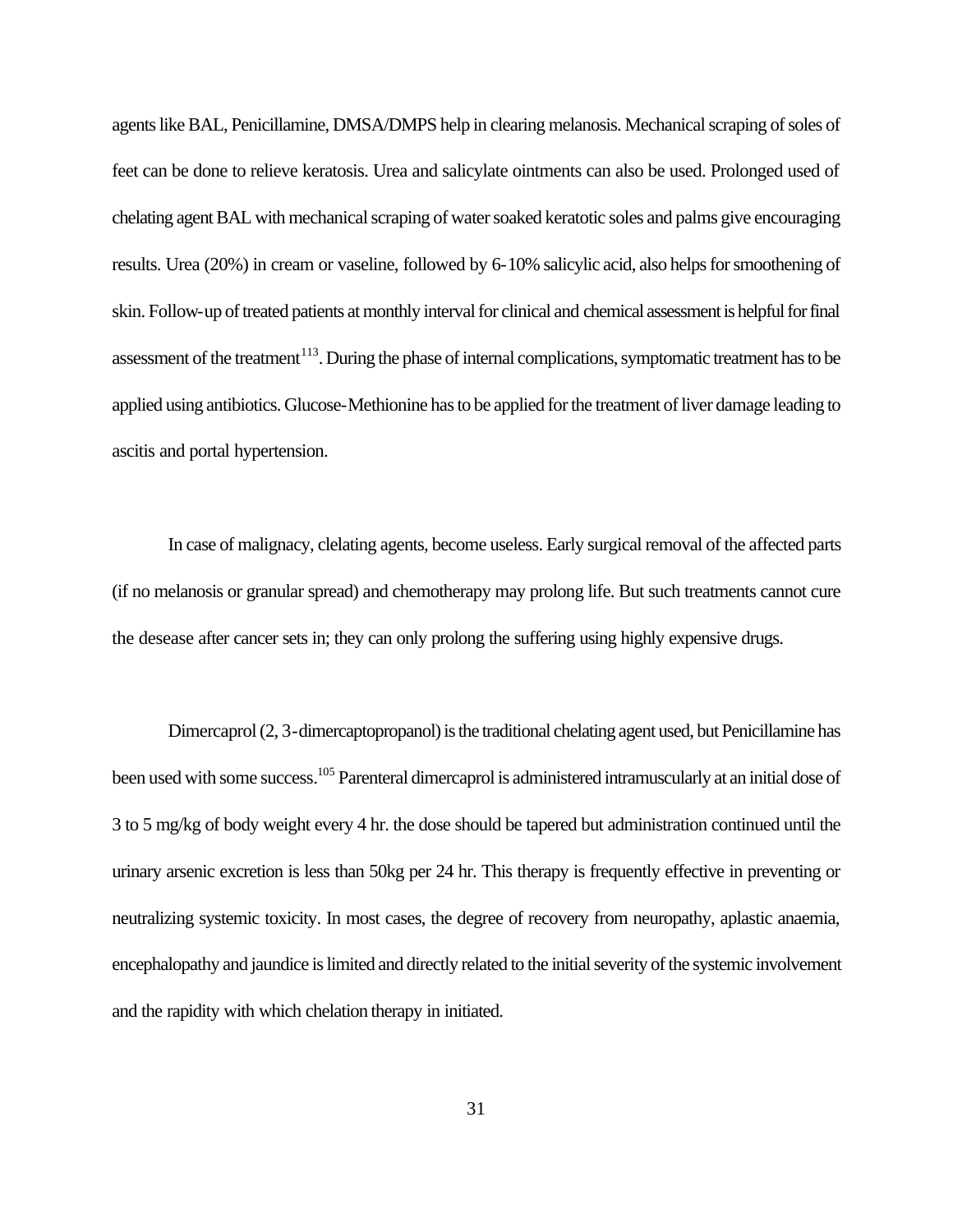agents like BAL, Penicillamine, DMSA/DMPS help in clearing melanosis. Mechanical scraping of soles of feet can be done to relieve keratosis. Urea and salicylate ointments can also be used. Prolonged used of chelating agent BAL with mechanical scraping of water soaked keratotic soles and palms give encouraging results. Urea (20%) in cream or vaseline, followed by 6-10% salicylic acid, also helps for smoothening of skin. Follow-up of treated patients at monthly interval for clinical and chemical assessment is helpful for final assessment of the treatment[113]. During the phase of internal complications, symptomatic treatment has to be applied using antibiotics. Glucose-Methionine has to be applied for the treatment of liver damage leading to ascitis and portal hypertension.

In case of malignancy, clelating agents, become useless. Early surgical removal of the affected parts (if no melanosis or granular spread) and chemotherapy may prolong life. But such treatments cannot cure the desease after cancer sets in; they can only prolong the suffering using highly expensive drugs.

Dimercaprol (2, 3-dimercaptopropanol) is the traditional chelating agent used, but Penicillamine has been used with some success.[105] Parenteral dimercaprol is administered intramuscularly at an initial dose of 3 to 5 mg/kg of body weight every 4 hr. the dose should be tapered but administration continued until the urinary arsenic excretion is less than 50kg per 24 hr. This therapy is frequently effective in preventing or neutralizing systemic toxicity. In most cases, the degree of recovery from neuropathy, aplastic anaemia, encephalopathy and jaundice is limited and directly related to the initial severity of the systemic involvement and the rapidity with which chelation therapy in initiated.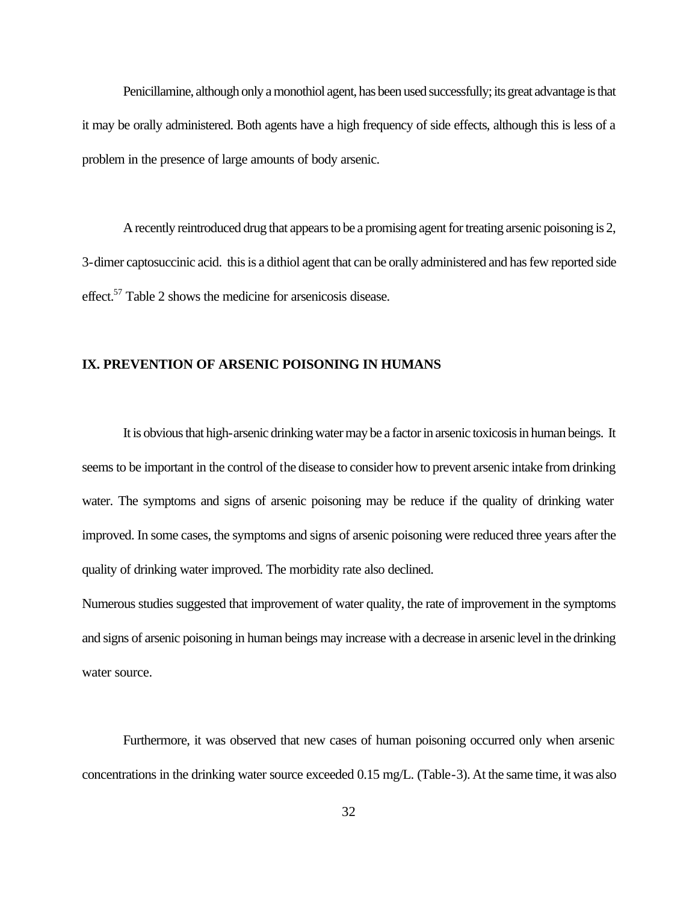Penicillamine, although only a monothiol agent, has been used successfully; its great advantage is that it may be orally administered. Both agents have a high frequency of side effects, although this is less of a problem in the presence of large amounts of body arsenic.

A recently reintroduced drug that appears to be a promising agent for treating arsenic poisoning is 2, 3-dimer captosuccinic acid. this is a dithiol agent that can be orally administered and has few reported side effect.[57] Table 2 shows the medicine for arsenicosis disease.

## IX. PREVENTION OF ARSENIC POISONING IN HUMANS

It is obvious that high-arsenic drinking water may be a factor in arsenic toxicosis in human beings. It seems to be important in the control of the disease to consider how to prevent arsenic intake from drinking water. The symptoms and signs of arsenic poisoning may be reduce if the quality of drinking water improved. In some cases, the symptoms and signs of arsenic poisoning were reduced three years after the quality of drinking water improved. The morbidity rate also declined.

Numerous studies suggested that improvement of water quality, the rate of improvement in the symptoms and signs of arsenic poisoning in human beings may increase with a decrease in arsenic level in the drinking water source.

Furthermore, it was observed that new cases of human poisoning occurred only when arsenic concentrations in the drinking water source exceeded 0.15 mg/L. (Table-3). At the same time, it was also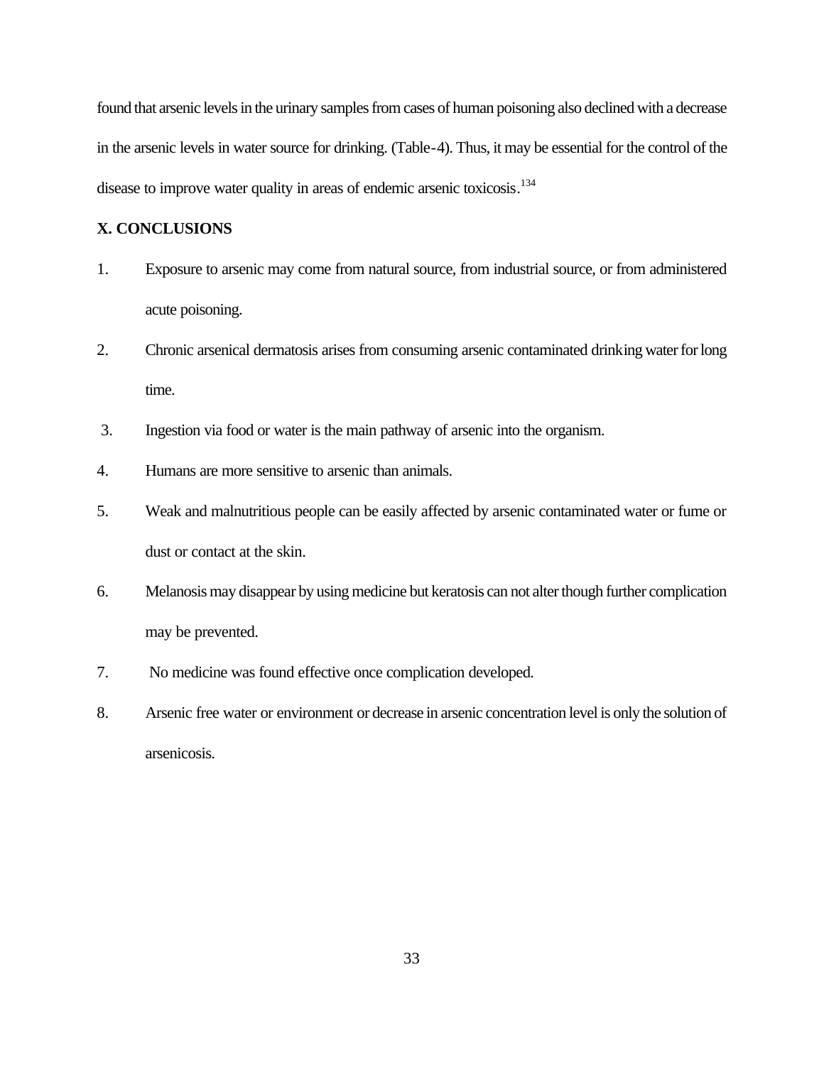found that arsenic levels in the urinary samples from cases of human poisoning also declined with a decrease in the arsenic levels in water source for drinking. (Table-4). Thus, it may be essential for the control of the disease to improve water quality in areas of endemic arsenic toxicosis.[134]

## X. CONCLUSIONS

1. Exposure to arsenic may come from natural source, from industrial source, or from administered acute poisoning.
2. Chronic arsenical dermatosis arises from consuming arsenic contaminated drinking water for long time.
3. Ingestion via food or water is the main pathway of arsenic into the organism.
4. Humans are more sensitive to arsenic than animals.
5. Weak and malnutritious people can be easily affected by arsenic contaminated water or fume or dust or contact at the skin.
6. Melanosis may disappear by using medicine but keratosis can not alter though further complication may be prevented.
7. No medicine was found effective once complication developed.
8. Arsenic free water or environment or decrease in arsenic concentration level is only the solution of arsenicosis.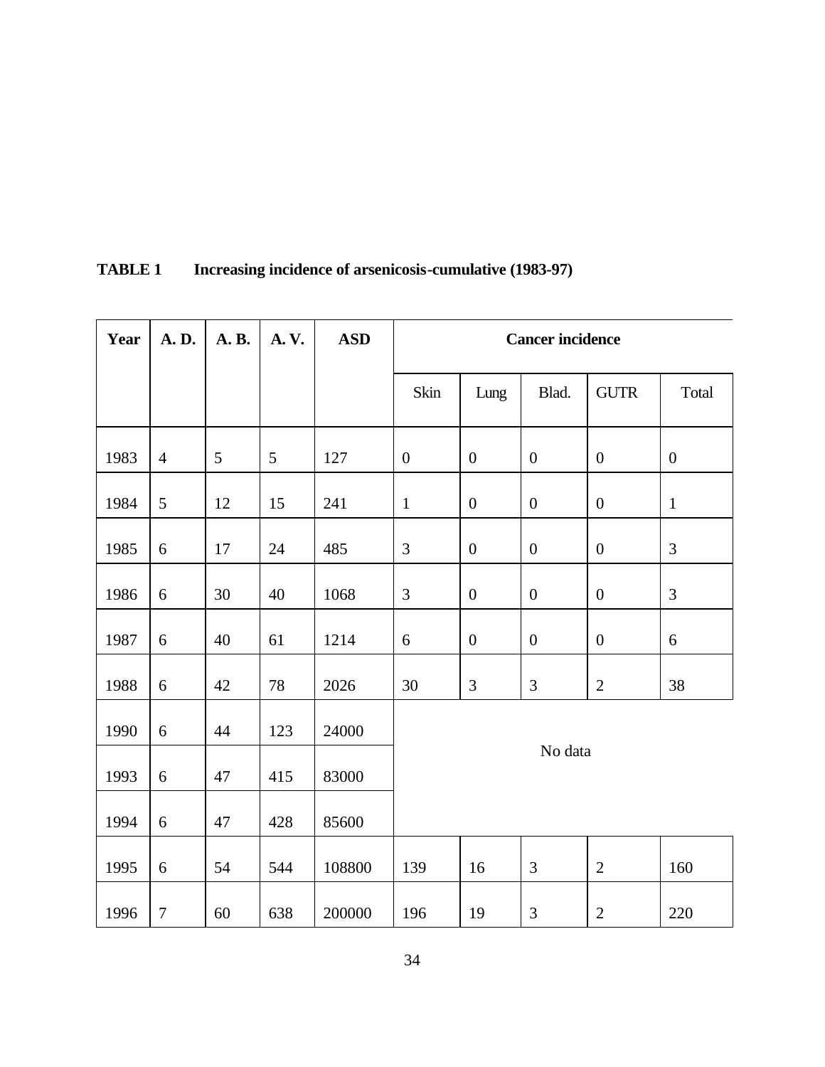**TABLE 1 Increasing incidence of arsenicosis-cumulative (1983-97)**

| Year | A. D. | A. B. | A. V. | ASD | Cancer incidence | | | | |
|---|---|---|---|---|---|---|---|---|---|
| | | | | | Skin | Lung | Blad. | GUTR | Total |
| 1983 | 4 | 5 | 5 | 127 | 0 | 0 | 0 | 0 | 0 |
| 1984 | 5 | 12 | 15 | 241 | 1 | 0 | 0 | 0 | 1 |
| 1985 | 6 | 17 | 24 | 485 | 3 | 0 | 0 | 0 | 3 |
| 1986 | 6 | 30 | 40 | 1068 | 3 | 0 | 0 | 0 | 3 |
| 1987 | 6 | 40 | 61 | 1214 | 6 | 0 | 0 | 0 | 6 |
| 1988 | 6 | 42 | 78 | 2026 | 30 | 3 | 3 | 2 | 38 |
| 1990 | 6 | 44 | 123 | 24000 | No data | | | | |
| 1993 | 6 | 47 | 415 | 83000 | | | | | |
| 1994 | 6 | 47 | 428 | 85600 | | | | | |
| 1995 | 6 | 54 | 544 | 108800 | 139 | 16 | 3 | 2 | 160 |
| 1996 | 7 | 60 | 638 | 200000 | 196 | 19 | 3 | 2 | 220 |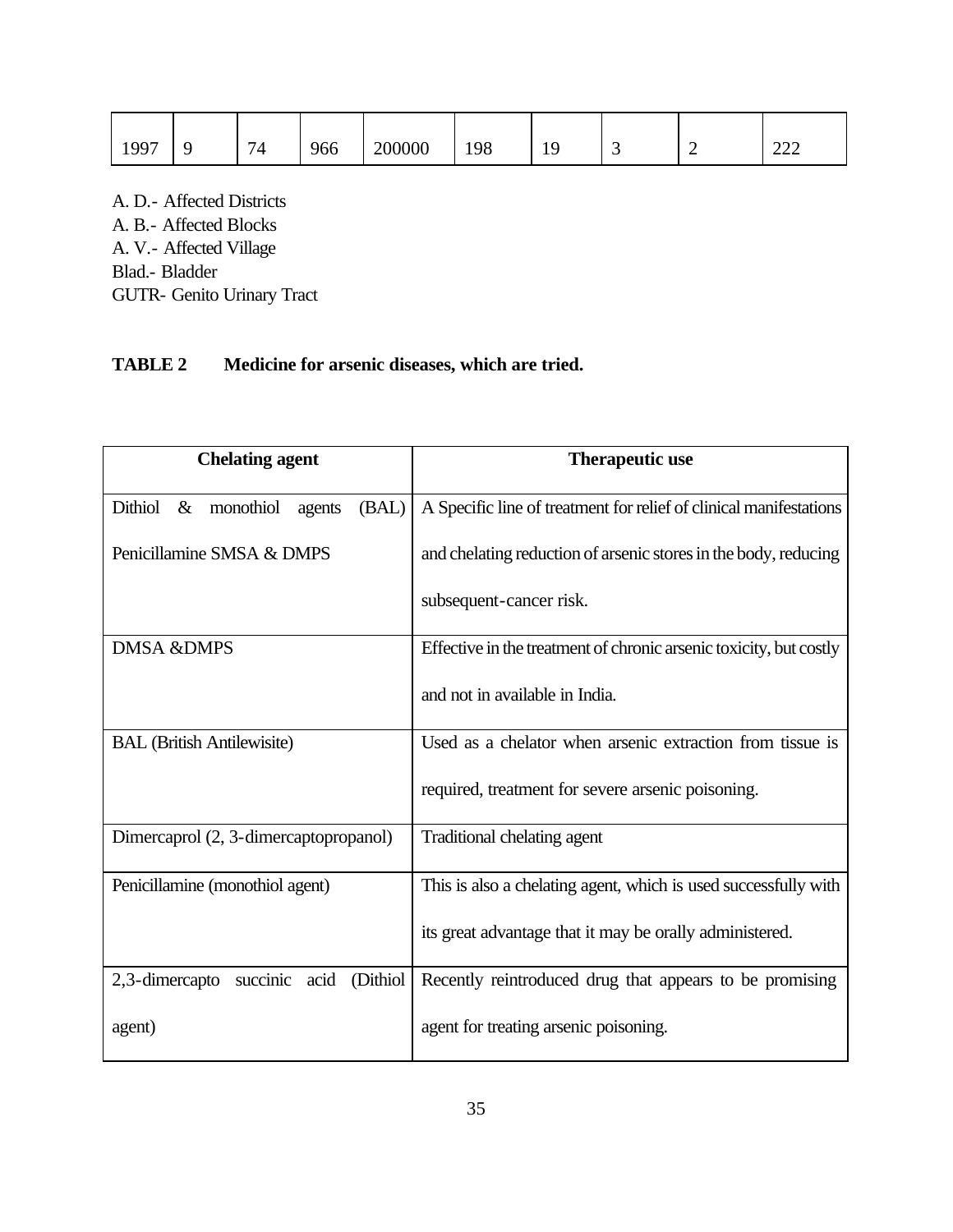| 1997 | 9 | 74 | 966 | 200000 | 198 | 19 | 3 | 2 | 222 |
|---|---|---|---|---|---|---|---|---|---|

A. D.- Affected Districts
A. B.- Affected Blocks
A. V.- Affected Village
Blad.- Bladder
GUTR- Genito Urinary Tract

**TABLE 2 Medicine for arsenic diseases, which are tried.**

| Chelating agent | Therapeutic use |
|---|---|
| Dithiol & monothiol agents (BAL) Penicillamine SMSA & DMPS | A Specific line of treatment for relief of clinical manifestations and chelating reduction of arsenic stores in the body, reducing subsequent-cancer risk. |
| DMSA &DMPS | Effective in the treatment of chronic arsenic toxicity, but costly and not in available in India. |
| BAL (British Antilewisite) | Used as a chelator when arsenic extraction from tissue is required, treatment for severe arsenic poisoning. |
| Dimercaprol (2, 3-dimercaptopropanol) | Traditional chelating agent |
| Penicillamine (monothiol agent) | This is also a chelating agent, which is used successfully with its great advantage that it may be orally administered. |
| 2,3-dimercapto succinic acid (Dithiol agent) | Recently reintroduced drug that appears to be promising agent for treating arsenic poisoning. |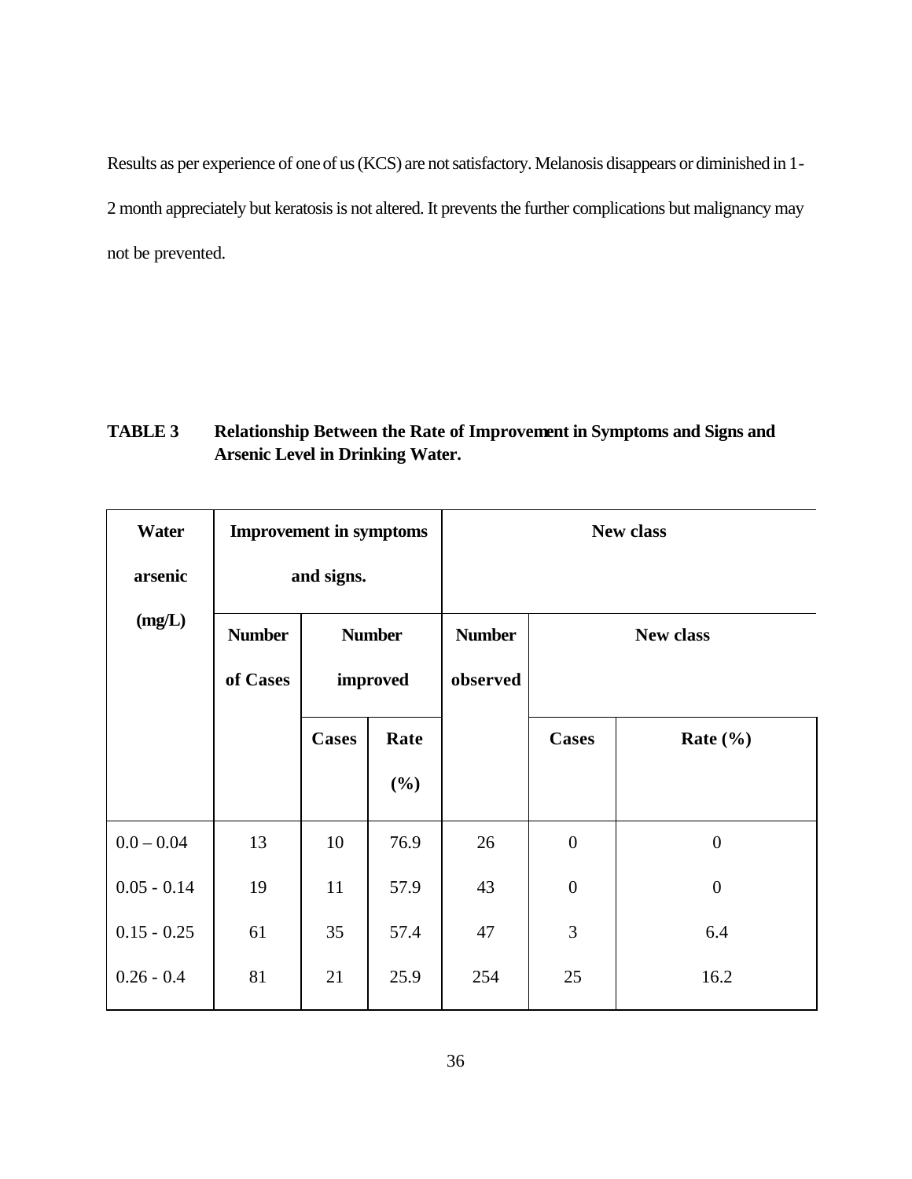Results as per experience of one of us (KCS) are not satisfactory. Melanosis disappears or diminished in 1-2 month appreciately but keratosis is not altered. It prevents the further complications but malignancy may not be prevented.

**TABLE 3 Relationship Between the Rate of Improvement in Symptoms and Signs and Arsenic Level in Drinking Water.**

| Water arsenic (mg/L) | Improvement in symptoms and signs. | | | New class | | |
|---|---|---|---|---|---|---|
| | Number of Cases | Number improved | | Number observed | New class | |
| | | Cases | Rate (%) | | Cases | Rate (%) |
| 0.0 – 0.04 | 13 | 10 | 76.9 | 26 | 0 | 0 |
| 0.05 - 0.14 | 19 | 11 | 57.9 | 43 | 0 | 0 |
| 0.15 - 0.25 | 61 | 35 | 57.4 | 47 | 3 | 6.4 |
| 0.26 - 0.4 | 81 | 21 | 25.9 | 254 | 25 | 16.2 |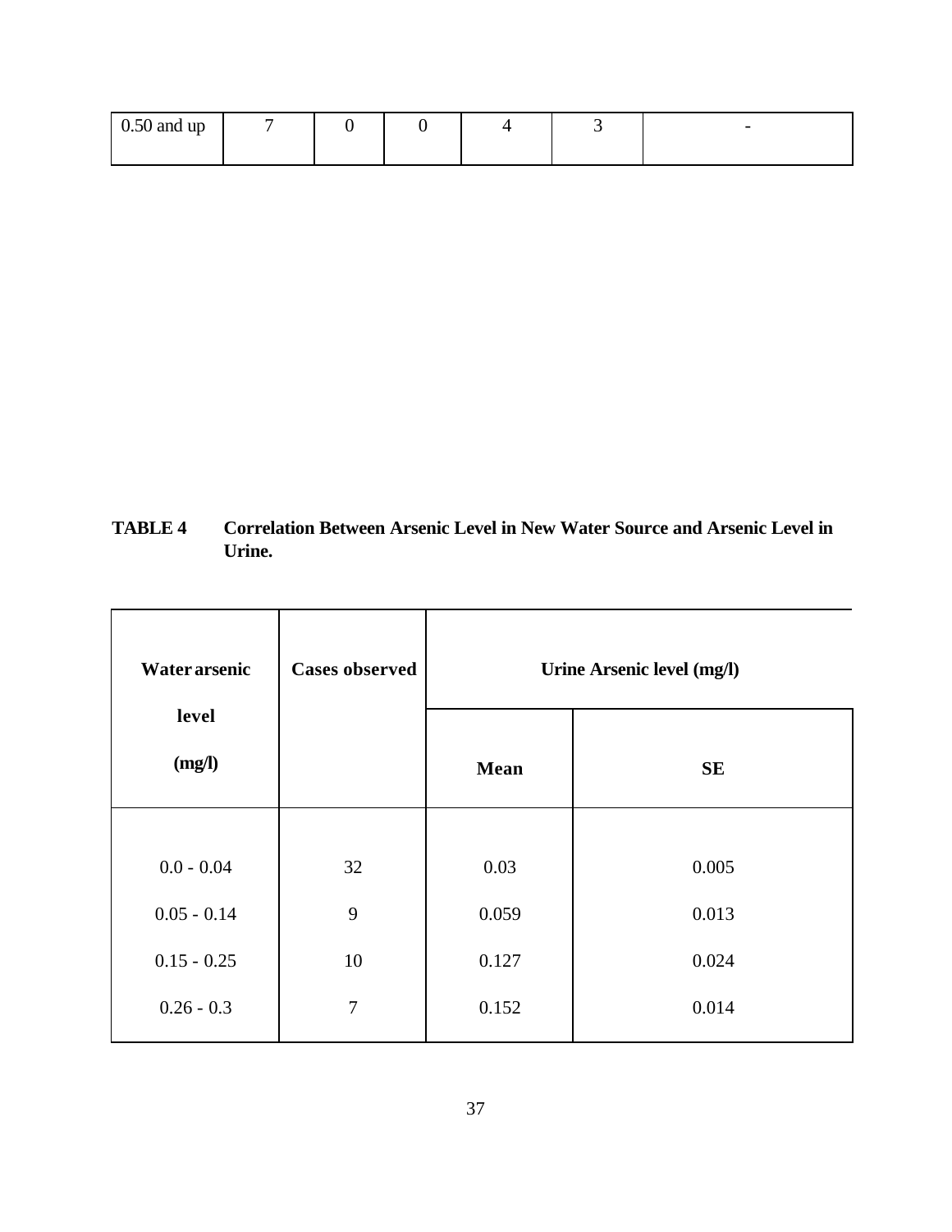| 0.50 and up | 7 | 0 | 0 | 4 | 3 | - |
|---|---|---|---|---|---|---|

**TABLE 4 Correlation Between Arsenic Level in New Water Source and Arsenic Level in Urine.**

| Water arsenic level (mg/l) | Cases observed | Urine Arsenic level (mg/l) | |
|---|---|---|---|
| | | Mean | SE |
| 0.0 - 0.04 | 32 | 0.03 | 0.005 |
| 0.05 - 0.14 | 9 | 0.059 | 0.013 |
| 0.15 - 0.25 | 10 | 0.127 | 0.024 |
| 0.26 - 0.3 | 7 | 0.152 | 0.014 |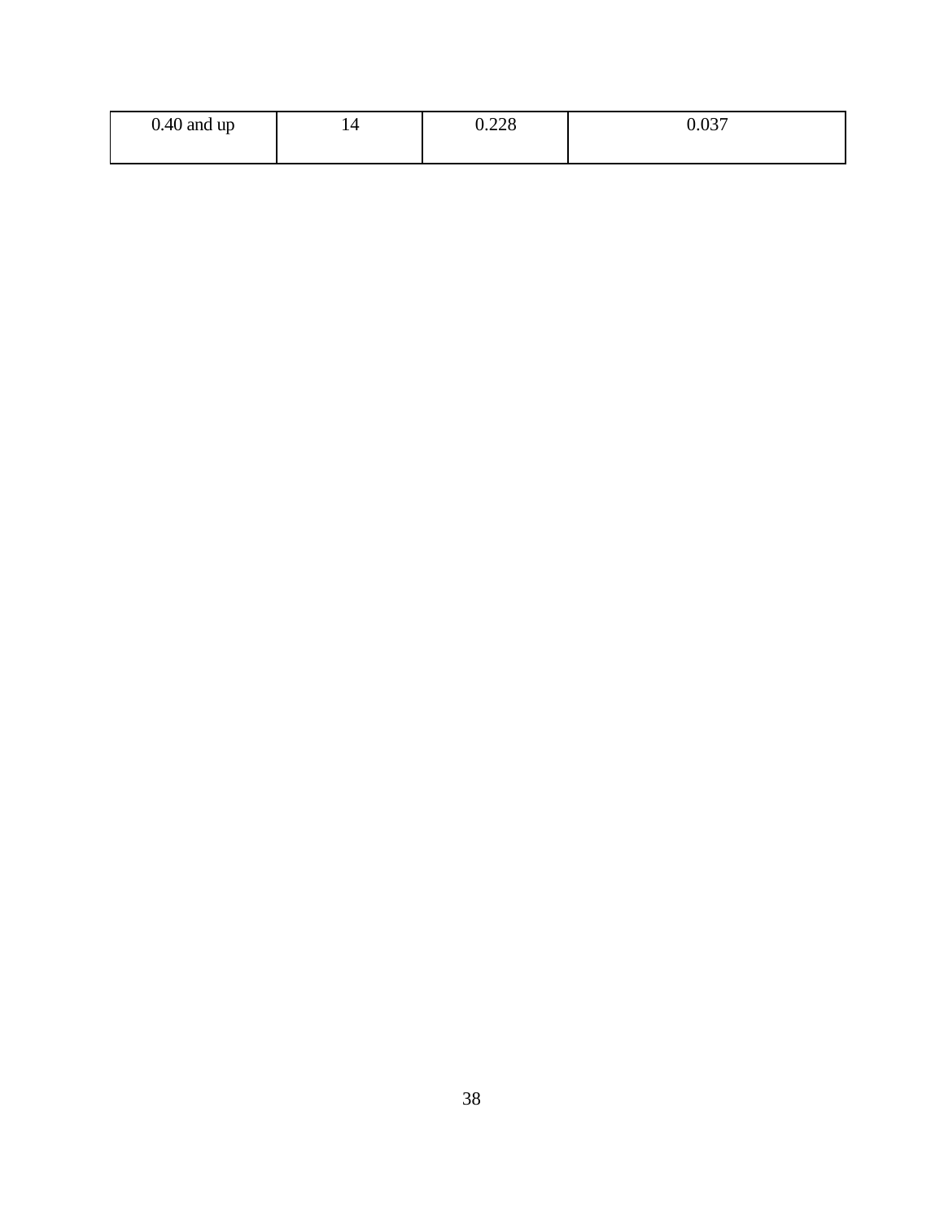| 0.40 and up | 14 | 0.228 | 0.037 |
|---|---|---|---|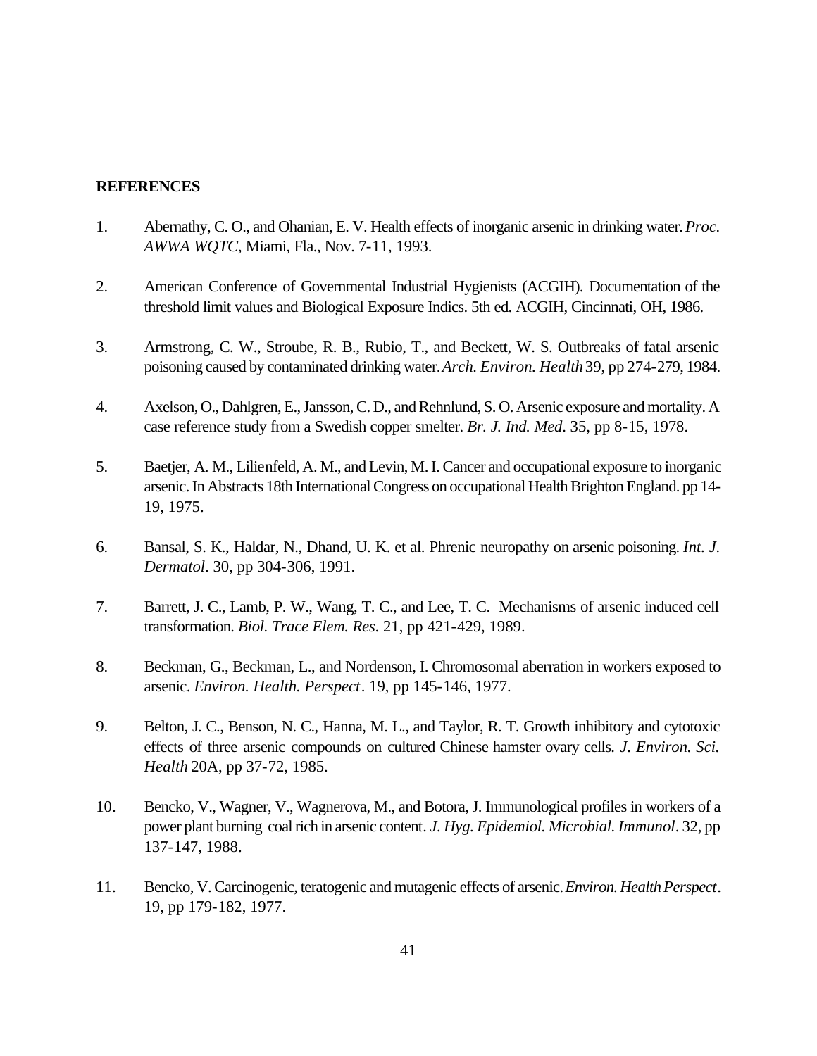**REFERENCES**

1. Abernathy, C. O., and Ohanian, E. V. Health effects of inorganic arsenic in drinking water. *Proc. AWWA WQTC*, Miami, Fla., Nov. 7-11, 1993.

2. American Conference of Governmental Industrial Hygienists (ACGIH). Documentation of the threshold limit values and Biological Exposure Indics. 5th ed. ACGIH, Cincinnati, OH, 1986.

3. Armstrong, C. W., Stroube, R. B., Rubio, T., and Beckett, W. S. Outbreaks of fatal arsenic poisoning caused by contaminated drinking water. *Arch. Environ. Health* 39, pp 274-279, 1984.

4. Axelson, O., Dahlgren, E., Jansson, C. D., and Rehnlund, S. O. Arsenic exposure and mortality. A case reference study from a Swedish copper smelter. *Br. J. Ind. Med*. 35, pp 8-15, 1978.

5. Baetjer, A. M., Lilienfeld, A. M., and Levin, M. I. Cancer and occupational exposure to inorganic arsenic. In Abstracts 18th International Congress on occupational Health Brighton England. pp 14-19, 1975.

6. Bansal, S. K., Haldar, N., Dhand, U. K. et al. Phrenic neuropathy on arsenic poisoning. *Int. J. Dermatol*. 30, pp 304-306, 1991.

7. Barrett, J. C., Lamb, P. W., Wang, T. C., and Lee, T. C. Mechanisms of arsenic induced cell transformation. *Biol. Trace Elem. Res*. 21, pp 421-429, 1989.

8. Beckman, G., Beckman, L., and Nordenson, I. Chromosomal aberration in workers exposed to arsenic. *Environ. Health. Perspect*. 19, pp 145-146, 1977.

9. Belton, J. C., Benson, N. C., Hanna, M. L., and Taylor, R. T. Growth inhibitory and cytotoxic effects of three arsenic compounds on cultured Chinese hamster ovary cells. *J. Environ. Sci. Health* 20A, pp 37-72, 1985.

10. Bencko, V., Wagner, V., Wagnerova, M., and Botora, J. Immunological profiles in workers of a power plant burning coal rich in arsenic content. *J. Hyg. Epidemiol. Microbial. Immunol*. 32, pp 137-147, 1988.

11. Bencko, V. Carcinogenic, teratogenic and mutagenic effects of arsenic. *Environ. Health Perspect*. 19, pp 179-182, 1977.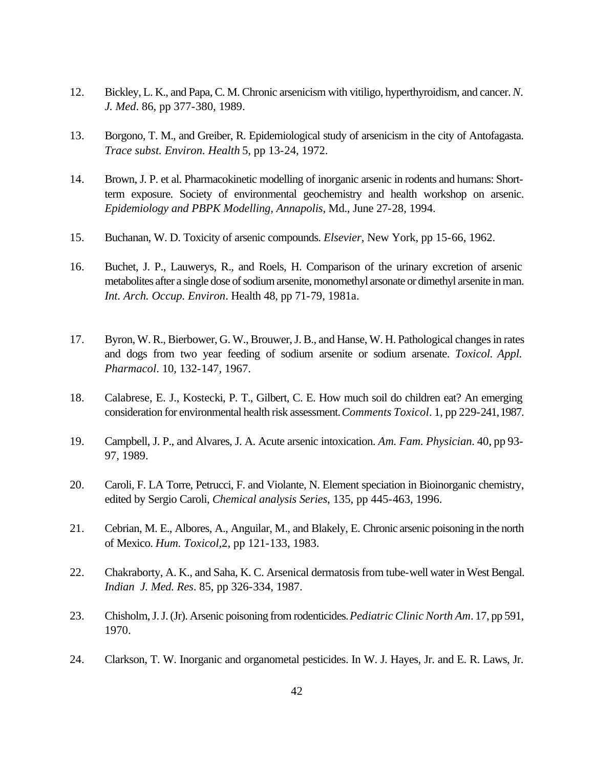12. Bickley, L. K., and Papa, C. M. Chronic arsenicism with vitiligo, hyperthyroidism, and cancer. *N. J. Med*. 86, pp 377-380, 1989.

13. Borgono, T. M., and Greiber, R. Epidemiological study of arsenicism in the city of Antofagasta. *Trace subst. Environ. Health* 5, pp 13-24, 1972.

14. Brown, J. P. et al. Pharmacokinetic modelling of inorganic arsenic in rodents and humans: Short-term exposure. Society of environmental geochemistry and health workshop on arsenic. *Epidemiology and PBPK Modelling, Annapolis*, Md., June 27-28, 1994.

15. Buchanan, W. D. Toxicity of arsenic compounds. *Elsevier*, New York, pp 15-66, 1962.

16. Buchet, J. P., Lauwerys, R., and Roels, H. Comparison of the urinary excretion of arsenic metabolites after a single dose of sodium arsenite, monomethyl arsonate or dimethyl arsenite in man. *Int. Arch. Occup. Environ*. Health 48, pp 71-79, 1981a.

17. Byron, W. R., Bierbower, G. W., Brouwer, J. B., and Hanse, W. H. Pathological changes in rates and dogs from two year feeding of sodium arsenite or sodium arsenate. *Toxicol. Appl. Pharmacol*. 10, 132-147, 1967.

18. Calabrese, E. J., Kostecki, P. T., Gilbert, C. E. How much soil do children eat? An emerging consideration for environmental health risk assessment. *Comments Toxicol*. 1, pp 229-241, 1987.

19. Campbell, J. P., and Alvares, J. A. Acute arsenic intoxication. *Am. Fam. Physician*. 40, pp 93-97, 1989.

20. Caroli, F. LA Torre, Petrucci, F. and Violante, N. Element speciation in Bioinorganic chemistry, edited by Sergio Caroli, *Chemical analysis Series*, 135, pp 445-463, 1996.

21. Cebrian, M. E., Albores, A., Anguilar, M., and Blakely, E. Chronic arsenic poisoning in the north of Mexico. *Hum. Toxicol*,2, pp 121-133, 1983.

22. Chakraborty, A. K., and Saha, K. C. Arsenical dermatosis from tube-well water in West Bengal. *Indian J. Med. Res*. 85, pp 326-334, 1987.

23. Chisholm, J. J. (Jr). Arsenic poisoning from rodenticides. *Pediatric Clinic North Am*. 17, pp 591, 1970.

24. Clarkson, T. W. Inorganic and organometal pesticides. In W. J. Hayes, Jr. and E. R. Laws, Jr.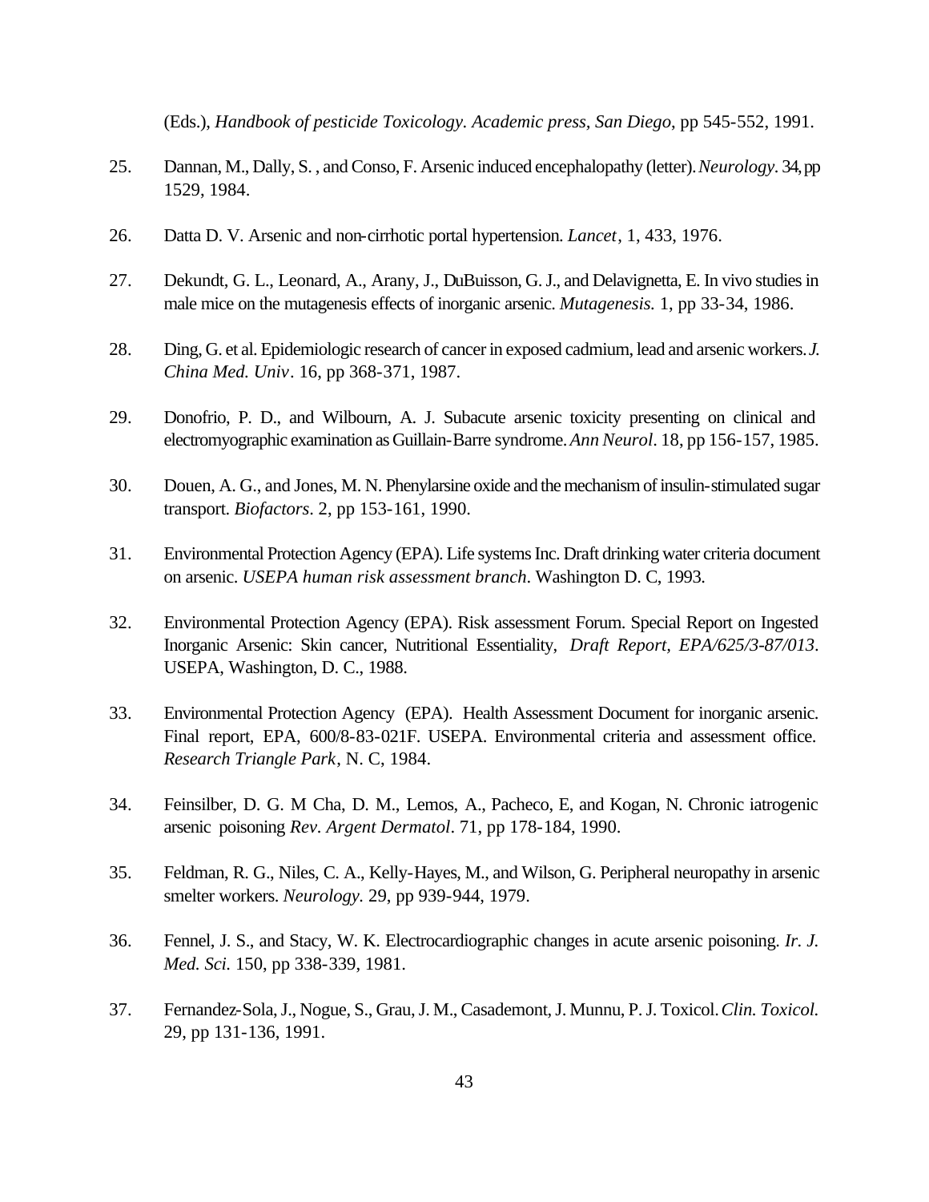(Eds.), *Handbook of pesticide Toxicology. Academic press, San Diego*, pp 545-552, 1991.

25. Dannan, M., Dally, S. , and Conso, F. Arsenic induced encephalopathy (letter). *Neurology*. 34, pp 1529, 1984.

26. Datta D. V. Arsenic and non-cirrhotic portal hypertension. *Lancet*, 1, 433, 1976.

27. Dekundt, G. L., Leonard, A., Arany, J., DuBuisson, G. J., and Delavignetta, E. In vivo studies in male mice on the mutagenesis effects of inorganic arsenic. *Mutagenesis.* 1, pp 33-34, 1986.

28. Ding, G. et al. Epidemiologic research of cancer in exposed cadmium, lead and arsenic workers. *J. China Med. Univ*. 16, pp 368-371, 1987.

29. Donofrio, P. D., and Wilbourn, A. J. Subacute arsenic toxicity presenting on clinical and electromyographic examination as Guillain-Barre syndrome. *Ann Neurol*. 18, pp 156-157, 1985.

30. Douen, A. G., and Jones, M. N. Phenylarsine oxide and the mechanism of insulin-stimulated sugar transport. *Biofactors*. 2, pp 153-161, 1990.

31. Environmental Protection Agency (EPA). Life systems Inc. Draft drinking water criteria document on arsenic. *USEPA human risk assessment branch*. Washington D. C, 1993.

32. Environmental Protection Agency (EPA). Risk assessment Forum. Special Report on Ingested Inorganic Arsenic: Skin cancer, Nutritional Essentiality, *Draft Report, EPA/625/3-87/013*. USEPA, Washington, D. C., 1988.

33. Environmental Protection Agency (EPA). Health Assessment Document for inorganic arsenic. Final report, EPA, 600/8-83-021F. USEPA. Environmental criteria and assessment office. *Research Triangle Park*, N. C, 1984.

34. Feinsilber, D. G. M Cha, D. M., Lemos, A., Pacheco, E, and Kogan, N. Chronic iatrogenic arsenic poisoning *Rev. Argent Dermatol*. 71, pp 178-184, 1990.

35. Feldman, R. G., Niles, C. A., Kelly-Hayes, M., and Wilson, G. Peripheral neuropathy in arsenic smelter workers. *Neurology.* 29, pp 939-944, 1979.

36. Fennel, J. S., and Stacy, W. K. Electrocardiographic changes in acute arsenic poisoning. *Ir. J. Med. Sci.* 150, pp 338-339, 1981.

37. Fernandez-Sola, J., Nogue, S., Grau, J. M., Casademont, J. Munnu, P. J. Toxicol. *Clin. Toxicol.* 29, pp 131-136, 1991.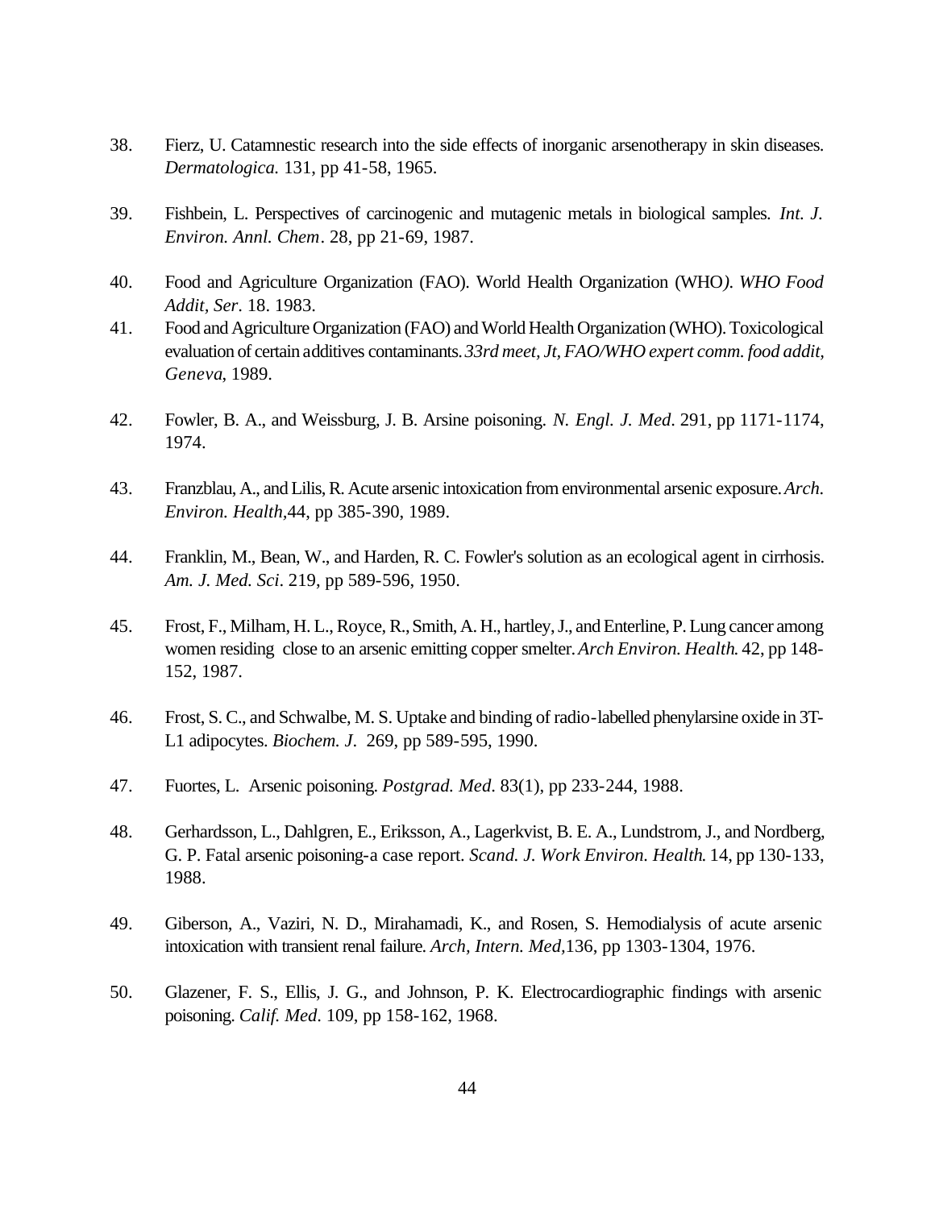38. Fierz, U. Catamnestic research into the side effects of inorganic arsenotherapy in skin diseases. *Dermatologica.* 131, pp 41-58, 1965.

39. Fishbein, L. Perspectives of carcinogenic and mutagenic metals in biological samples. *Int. J. Environ. Annl. Chem*. 28, pp 21-69, 1987.

40. Food and Agriculture Organization (FAO). World Health Organization (WHO*). WHO Food Addit, Ser*. 18. 1983.

41. Food and Agriculture Organization (FAO) and World Health Organization (WHO). Toxicological evaluation of certain additives contaminants. *33rd meet, Jt, FAO/WHO expert comm. food addit, Geneva*, 1989.

42. Fowler, B. A., and Weissburg, J. B. Arsine poisoning. *N. Engl. J. Med*. 291, pp 1171-1174, 1974.

43. Franzblau, A., and Lilis, R. Acute arsenic intoxication from environmental arsenic exposure. *Arch. Environ. Health*,44, pp 385-390, 1989.

44. Franklin, M., Bean, W., and Harden, R. C. Fowler's solution as an ecological agent in cirrhosis. *Am. J. Med. Sci*. 219, pp 589-596, 1950.

45. Frost, F., Milham, H. L., Royce, R., Smith, A. H., hartley, J., and Enterline, P. Lung cancer among women residing close to an arsenic emitting copper smelter. *Arch Environ. Health.* 42, pp 148-152, 1987.

46. Frost, S. C., and Schwalbe, M. S. Uptake and binding of radio-labelled phenylarsine oxide in 3T-L1 adipocytes. *Biochem. J*. 269, pp 589-595, 1990.

47. Fuortes, L. Arsenic poisoning. *Postgrad. Med*. 83(1), pp 233-244, 1988.

48. Gerhardsson, L., Dahlgren, E., Eriksson, A., Lagerkvist, B. E. A., Lundstrom, J., and Nordberg, G. P. Fatal arsenic poisoning-a case report. *Scand. J. Work Environ. Health.* 14, pp 130-133, 1988.

49. Giberson, A., Vaziri, N. D., Mirahamadi, K., and Rosen, S. Hemodialysis of acute arsenic intoxication with transient renal failure. *Arch, Intern. Med*,136, pp 1303-1304, 1976.

50. Glazener, F. S., Ellis, J. G., and Johnson, P. K. Electrocardiographic findings with arsenic poisoning. *Calif. Med*. 109, pp 158-162, 1968.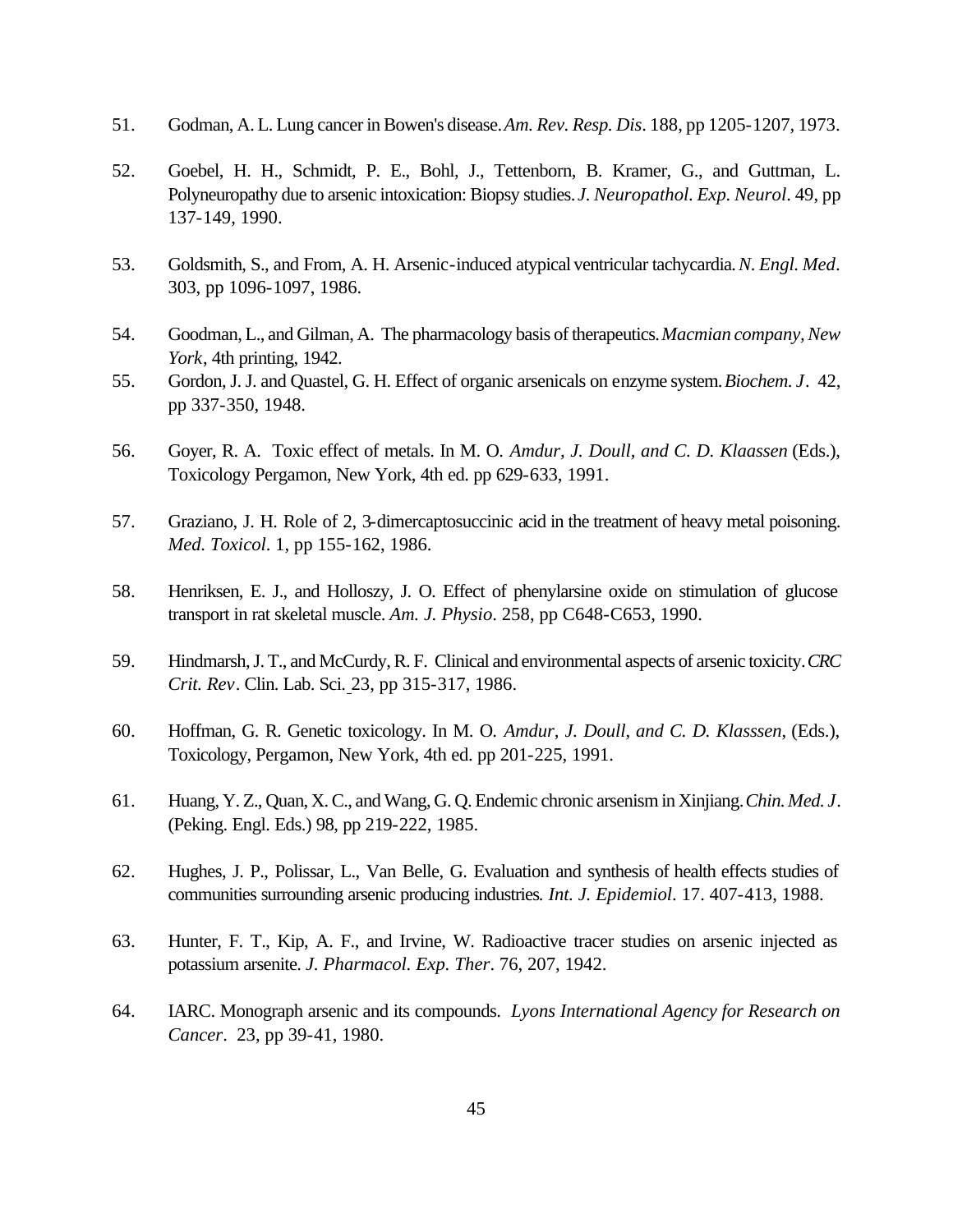51. Godman, A. L. Lung cancer in Bowen's disease. *Am. Rev. Resp. Dis*. 188, pp 1205-1207, 1973.

52. Goebel, H. H., Schmidt, P. E., Bohl, J., Tettenborn, B. Kramer, G., and Guttman, L. Polyneuropathy due to arsenic intoxication: Biopsy studies. *J. Neuropathol. Exp. Neurol*. 49, pp 137-149, 1990.

53. Goldsmith, S., and From, A. H. Arsenic-induced atypical ventricular tachycardia. *N. Engl. Med*. 303, pp 1096-1097, 1986.

54. Goodman, L., and Gilman, A. The pharmacology basis of therapeutics. *Macmian company, New York*, 4th printing, 1942.

55. Gordon, J. J. and Quastel, G. H. Effect of organic arsenicals on enzyme system. *Biochem. J*. 42, pp 337-350, 1948.

56. Goyer, R. A. Toxic effect of metals. In M. O. *Amdur, J. Doull, and C. D. Klaassen* (Eds.), Toxicology Pergamon, New York, 4th ed. pp 629-633, 1991.

57. Graziano, J. H. Role of 2, 3-dimercaptosuccinic acid in the treatment of heavy metal poisoning. *Med. Toxicol*. 1, pp 155-162, 1986.

58. Henriksen, E. J., and Holloszy, J. O. Effect of phenylarsine oxide on stimulation of glucose transport in rat skeletal muscle. *Am. J. Physio*. 258, pp C648-C653, 1990.

59. Hindmarsh, J. T., and McCurdy, R. F. Clinical and environmental aspects of arsenic toxicity. *CRC Crit. Rev*. Clin. Lab. Sci. 23, pp 315-317, 1986.

60. Hoffman, G. R. Genetic toxicology. In M. O. *Amdur, J. Doull, and C. D. Klasssen*, (Eds.), Toxicology, Pergamon, New York, 4th ed. pp 201-225, 1991.

61. Huang, Y. Z., Quan, X. C., and Wang, G. Q. Endemic chronic arsenism in Xinjiang. *Chin. Med. J*. (Peking. Engl. Eds.) 98, pp 219-222, 1985.

62. Hughes, J. P., Polissar, L., Van Belle, G. Evaluation and synthesis of health effects studies of communities surrounding arsenic producing industries. *Int. J. Epidemiol*. 17. 407-413, 1988.

63. Hunter, F. T., Kip, A. F., and Irvine, W. Radioactive tracer studies on arsenic injected as potassium arsenite. *J. Pharmacol. Exp. Ther*. 76, 207, 1942.

64. IARC. Monograph arsenic and its compounds. *Lyons International Agency for Research on Cancer*. 23, pp 39-41, 1980.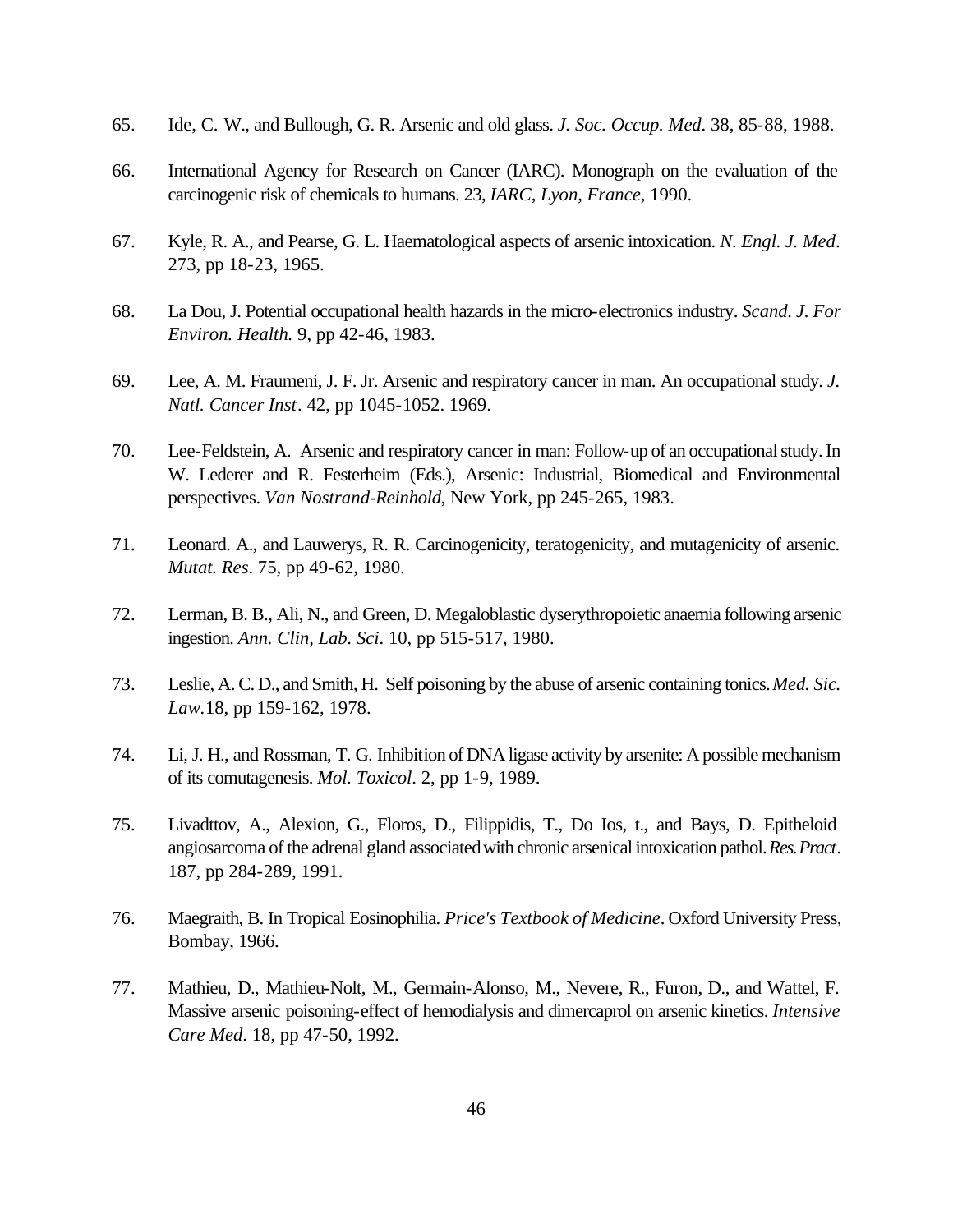65. Ide, C. W., and Bullough, G. R. Arsenic and old glass. *J. Soc. Occup. Med*. 38, 85-88, 1988.

66. International Agency for Research on Cancer (IARC). Monograph on the evaluation of the carcinogenic risk of chemicals to humans. 23, *IARC, Lyon, France*, 1990.

67. Kyle, R. A., and Pearse, G. L. Haematological aspects of arsenic intoxication. *N. Engl. J. Med*. 273, pp 18-23, 1965.

68. La Dou, J. Potential occupational health hazards in the micro-electronics industry. *Scand. J. For Environ. Health.* 9, pp 42-46, 1983.

69. Lee, A. M. Fraumeni, J. F. Jr. Arsenic and respiratory cancer in man. An occupational study. *J. Natl. Cancer Inst*. 42, pp 1045-1052. 1969.

70. Lee-Feldstein, A. Arsenic and respiratory cancer in man: Follow-up of an occupational study. In W. Lederer and R. Festerheim (Eds.), Arsenic: Industrial, Biomedical and Environmental perspectives. *Van Nostrand-Reinhold*, New York, pp 245-265, 1983.

71. Leonard. A., and Lauwerys, R. R. Carcinogenicity, teratogenicity, and mutagenicity of arsenic. *Mutat. Res*. 75, pp 49-62, 1980.

72. Lerman, B. B., Ali, N., and Green, D. Megaloblastic dyserythropoietic anaemia following arsenic ingestion. *Ann. Clin, Lab. Sci*. 10, pp 515-517, 1980.

73. Leslie, A. C. D., and Smith, H. Self poisoning by the abuse of arsenic containing tonics. *Med. Sic. Law.*18, pp 159-162, 1978.

74. Li, J. H., and Rossman, T. G. Inhibition of DNA ligase activity by arsenite: A possible mechanism of its comutagenesis. *Mol. Toxicol*. 2, pp 1-9, 1989.

75. Livadttov, A., Alexion, G., Floros, D., Filippidis, T., Do Ios, t., and Bays, D. Epitheloid angiosarcoma of the adrenal gland associated with chronic arsenical intoxication pathol. *Res. Pract*. 187, pp 284-289, 1991.

76. Maegraith, B. In Tropical Eosinophilia. *Price's Textbook of Medicine*. Oxford University Press, Bombay, 1966.

77. Mathieu, D., Mathieu-Nolt, M., Germain-Alonso, M., Nevere, R., Furon, D., and Wattel, F. Massive arsenic poisoning-effect of hemodialysis and dimercaprol on arsenic kinetics. *Intensive Care Med*. 18, pp 47-50, 1992.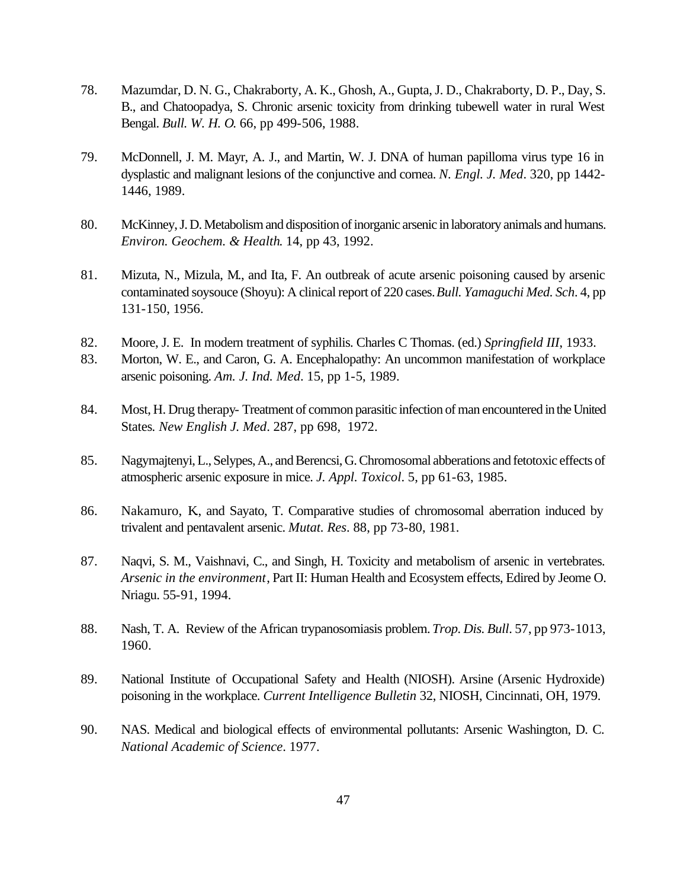78. Mazumdar, D. N. G., Chakraborty, A. K., Ghosh, A., Gupta, J. D., Chakraborty, D. P., Day, S. B., and Chatoopadya, S. Chronic arsenic toxicity from drinking tubewell water in rural West Bengal. *Bull. W. H. O.* 66, pp 499-506, 1988.

79. McDonnell, J. M. Mayr, A. J., and Martin, W. J. DNA of human papilloma virus type 16 in dysplastic and malignant lesions of the conjunctive and cornea. *N. Engl. J. Med*. 320, pp 1442-1446, 1989.

80. McKinney, J. D. Metabolism and disposition of inorganic arsenic in laboratory animals and humans. *Environ. Geochem. & Health.* 14, pp 43, 1992.

81. Mizuta, N., Mizula, M., and Ita, F. An outbreak of acute arsenic poisoning caused by arsenic contaminated soysouce (Shoyu): A clinical report of 220 cases. *Bull. Yamaguchi Med. Sch*. 4, pp 131-150, 1956.

82. Moore, J. E. In modern treatment of syphilis. Charles C Thomas. (ed.) *Springfield III*, 1933.

83. Morton, W. E., and Caron, G. A. Encephalopathy: An uncommon manifestation of workplace arsenic poisoning. *Am. J. Ind. Med*. 15, pp 1-5, 1989.

84. Most, H. Drug therapy- Treatment of common parasitic infection of man encountered in the United States. *New English J. Med*. 287, pp 698, 1972.

85. Nagymajtenyi, L., Selypes, A., and Berencsi, G. Chromosomal abberations and fetotoxic effects of atmospheric arsenic exposure in mice. *J. Appl. Toxicol*. 5, pp 61-63, 1985.

86. Nakamuro, K, and Sayato, T. Comparative studies of chromosomal aberration induced by trivalent and pentavalent arsenic. *Mutat. Res*. 88, pp 73-80, 1981.

87. Naqvi, S. M., Vaishnavi, C., and Singh, H. Toxicity and metabolism of arsenic in vertebrates. *Arsenic in the environment*, Part II: Human Health and Ecosystem effects, Edired by Jeome O. Nriagu. 55-91, 1994.

88. Nash, T. A. Review of the African trypanosomiasis problem. *Trop. Dis. Bull*. 57, pp 973-1013, 1960.

89. National Institute of Occupational Safety and Health (NIOSH). Arsine (Arsenic Hydroxide) poisoning in the workplace. *Current Intelligence Bulletin* 32, NIOSH, Cincinnati, OH, 1979.

90. NAS. Medical and biological effects of environmental pollutants: Arsenic Washington, D. C. *National Academic of Science*. 1977.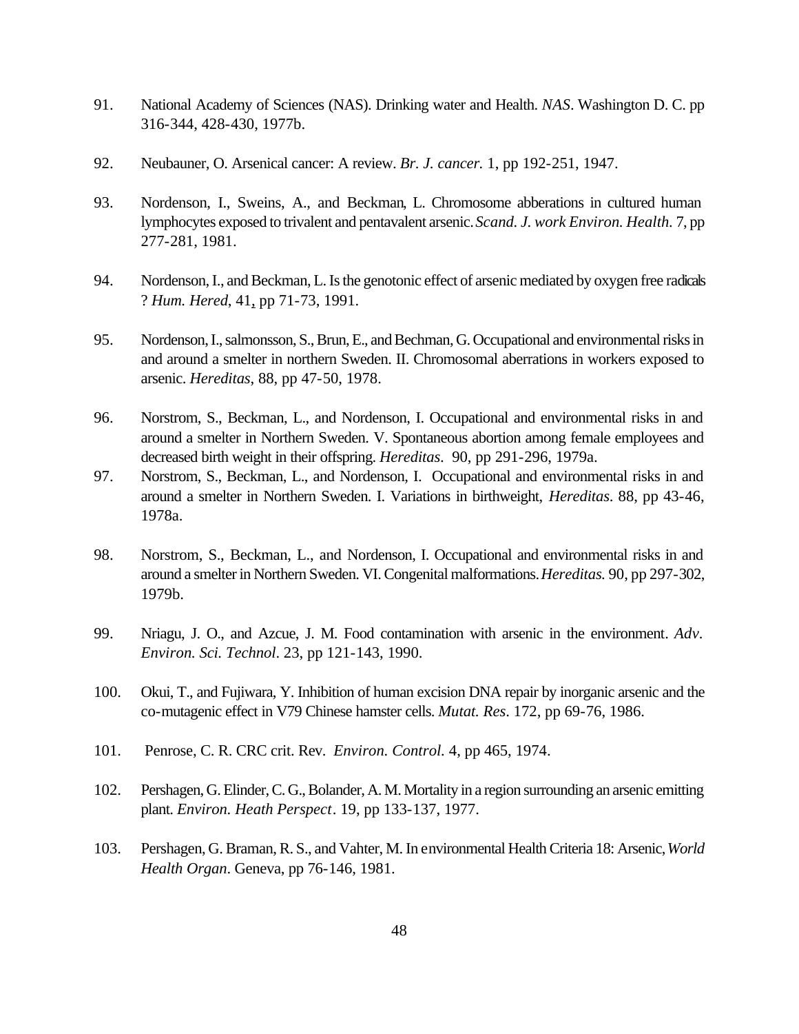91. National Academy of Sciences (NAS). Drinking water and Health. *NAS*. Washington D. C. pp 316-344, 428-430, 1977b.

92. Neubauner, O. Arsenical cancer: A review. *Br. J. cancer.* 1, pp 192-251, 1947.

93. Nordenson, I., Sweins, A., and Beckman, L. Chromosome abberations in cultured human lymphocytes exposed to trivalent and pentavalent arsenic. *Scand. J. work Environ. Health*. 7, pp 277-281, 1981.

94. Nordenson, I., and Beckman, L. Is the genotonic effect of arsenic mediated by oxygen free radicals ? *Hum. Hered*, 41, pp 71-73, 1991.

95. Nordenson, I., salmonsson, S., Brun, E., and Bechman, G. Occupational and environmental risks in and around a smelter in northern Sweden. II. Chromosomal aberrations in workers exposed to arsenic. *Hereditas*, 88, pp 47-50, 1978.

96. Norstrom, S., Beckman, L., and Nordenson, I. Occupational and environmental risks in and around a smelter in Northern Sweden. V. Spontaneous abortion among female employees and decreased birth weight in their offspring. *Hereditas*. 90, pp 291-296, 1979a.

97. Norstrom, S., Beckman, L., and Nordenson, I. Occupational and environmental risks in and around a smelter in Northern Sweden. I. Variations in birthweight, *Hereditas*. 88, pp 43-46, 1978a.

98. Norstrom, S., Beckman, L., and Nordenson, I. Occupational and environmental risks in and around a smelter in Northern Sweden. VI. Congenital malformations. *Hereditas.* 90, pp 297-302, 1979b.

99. Nriagu, J. O., and Azcue, J. M. Food contamination with arsenic in the environment. *Adv. Environ. Sci. Technol*. 23, pp 121-143, 1990.

100. Okui, T., and Fujiwara, Y. Inhibition of human excision DNA repair by inorganic arsenic and the co-mutagenic effect in V79 Chinese hamster cells. *Mutat. Res*. 172, pp 69-76, 1986.

101. Penrose, C. R. CRC crit. Rev. *Environ. Control*. 4, pp 465, 1974.

102. Pershagen, G. Elinder, C. G., Bolander, A. M. Mortality in a region surrounding an arsenic emitting plant. *Environ. Heath Perspect*. 19, pp 133-137, 1977.

103. Pershagen, G. Braman, R. S., and Vahter, M. In environmental Health Criteria 18: Arsenic, *World Health Organ*. Geneva, pp 76-146, 1981.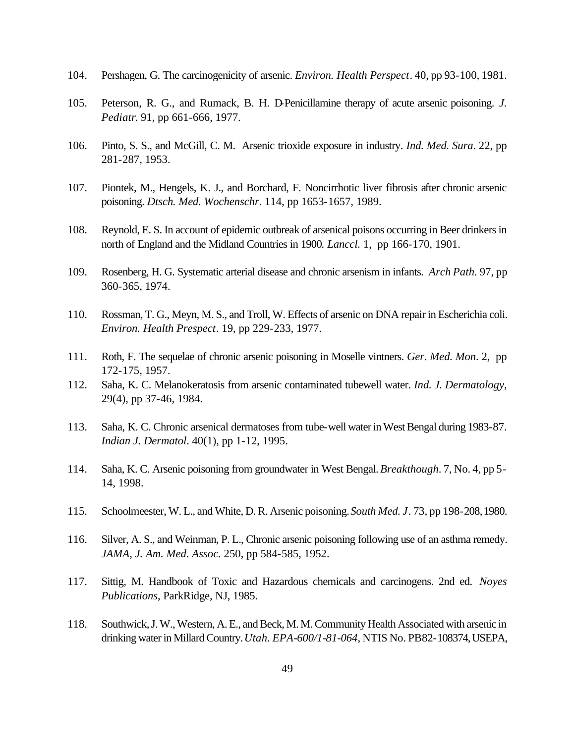104. Pershagen, G. The carcinogenicity of arsenic. *Environ. Health Perspect*. 40, pp 93-100, 1981.

105. Peterson, R. G., and Rumack, B. H. D-Penicillamine therapy of acute arsenic poisoning. *J. Pediatr.* 91, pp 661-666, 1977.

106. Pinto, S. S., and McGill, C. M. Arsenic trioxide exposure in industry. *Ind. Med. Sura*. 22, pp 281-287, 1953.

107. Piontek, M., Hengels, K. J., and Borchard, F. Noncirrhotic liver fibrosis after chronic arsenic poisoning. *Dtsch. Med. Wochenschr*. 114, pp 1653-1657, 1989.

108. Reynold, E. S. In account of epidemic outbreak of arsenical poisons occurring in Beer drinkers in north of England and the Midland Countries in 1900. *Lanccl*. 1, pp 166-170, 1901.

109. Rosenberg, H. G. Systematic arterial disease and chronic arsenism in infants. *Arch Path*. 97, pp 360-365, 1974.

110. Rossman, T. G., Meyn, M. S., and Troll, W. Effects of arsenic on DNA repair in Escherichia coli. *Environ. Health Prespect*. 19, pp 229-233, 1977.

111. Roth, F. The sequelae of chronic arsenic poisoning in Moselle vintners. *Ger. Med. Mon*. 2, pp 172-175, 1957.

112. Saha, K. C. Melanokeratosis from arsenic contaminated tubewell water. *Ind. J. Dermatology*, 29(4), pp 37-46, 1984.

113. Saha, K. C. Chronic arsenical dermatoses from tube-well water in West Bengal during 1983-87. *Indian J. Dermatol*. 40(1), pp 1-12, 1995.

114. Saha, K. C. Arsenic poisoning from groundwater in West Bengal. *Breakthough*. 7, No. 4, pp 5-14, 1998.

115. Schoolmeester, W. L., and White, D. R. Arsenic poisoning. *South Med. J*. 73, pp 198-208, 1980.

116. Silver, A. S., and Weinman, P. L., Chronic arsenic poisoning following use of an asthma remedy. *JAMA, J. Am. Med. Assoc*. 250, pp 584-585, 1952.

117. Sittig, M. Handbook of Toxic and Hazardous chemicals and carcinogens. 2nd ed. *Noyes Publications*, ParkRidge, NJ, 1985.

118. Southwick, J. W., Western, A. E., and Beck, M. M. Community Health Associated with arsenic in drinking water in Millard Country. *Utah. EPA-600/1-81-064*, NTIS No. PB82-108374, USEPA,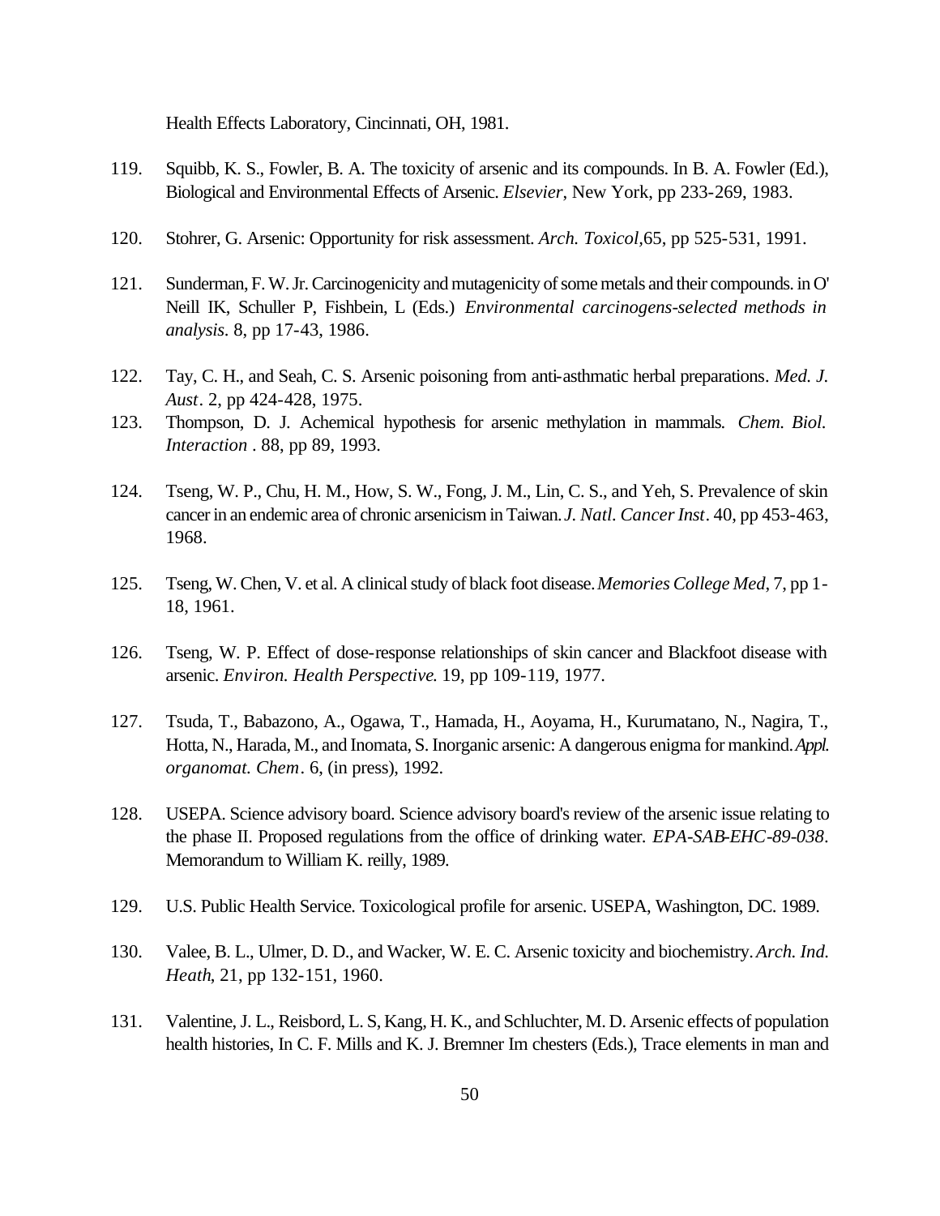Health Effects Laboratory, Cincinnati, OH, 1981.

119. Squibb, K. S., Fowler, B. A. The toxicity of arsenic and its compounds. In B. A. Fowler (Ed.), Biological and Environmental Effects of Arsenic. *Elsevier*, New York, pp 233-269, 1983.

120. Stohrer, G. Arsenic: Opportunity for risk assessment. *Arch. Toxicol*,65, pp 525-531, 1991.

121. Sunderman, F. W. Jr. Carcinogenicity and mutagenicity of some metals and their compounds. in O' Neill IK, Schuller P, Fishbein, L (Eds.) *Environmental carcinogens-selected methods in analysis*. 8, pp 17-43, 1986.

122. Tay, C. H., and Seah, C. S. Arsenic poisoning from anti-asthmatic herbal preparations. *Med. J. Aust*. 2, pp 424-428, 1975.

123. Thompson, D. J. Achemical hypothesis for arsenic methylation in mammals. *Chem. Biol. Interaction* . 88, pp 89, 1993.

124. Tseng, W. P., Chu, H. M., How, S. W., Fong, J. M., Lin, C. S., and Yeh, S. Prevalence of skin cancer in an endemic area of chronic arsenicism in Taiwan. *J. Natl. Cancer Inst*. 40, pp 453-463, 1968.

125. Tseng, W. Chen, V. et al. A clinical study of black foot disease. *Memories College Med*, 7, pp 1-18, 1961.

126. Tseng, W. P. Effect of dose-response relationships of skin cancer and Blackfoot disease with arsenic. *Environ. Health Perspective.* 19, pp 109-119, 1977.

127. Tsuda, T., Babazono, A., Ogawa, T., Hamada, H., Aoyama, H., Kurumatano, N., Nagira, T., Hotta, N., Harada, M., and Inomata, S. Inorganic arsenic: A dangerous enigma for mankind. *Appl. organomat. Chem*. 6, (in press), 1992.

128. USEPA. Science advisory board. Science advisory board's review of the arsenic issue relating to the phase II. Proposed regulations from the office of drinking water. *EPA-SAB-EHC-89-038*. Memorandum to William K. reilly, 1989.

129. U.S. Public Health Service. Toxicological profile for arsenic. USEPA, Washington, DC. 1989.

130. Valee, B. L., Ulmer, D. D., and Wacker, W. E. C. Arsenic toxicity and biochemistry. *Arch. Ind. Heath*, 21, pp 132-151, 1960.

131. Valentine, J. L., Reisbord, L. S, Kang, H. K., and Schluchter, M. D. Arsenic effects of population health histories, In C. F. Mills and K. J. Bremner Im chesters (Eds.), Trace elements in man and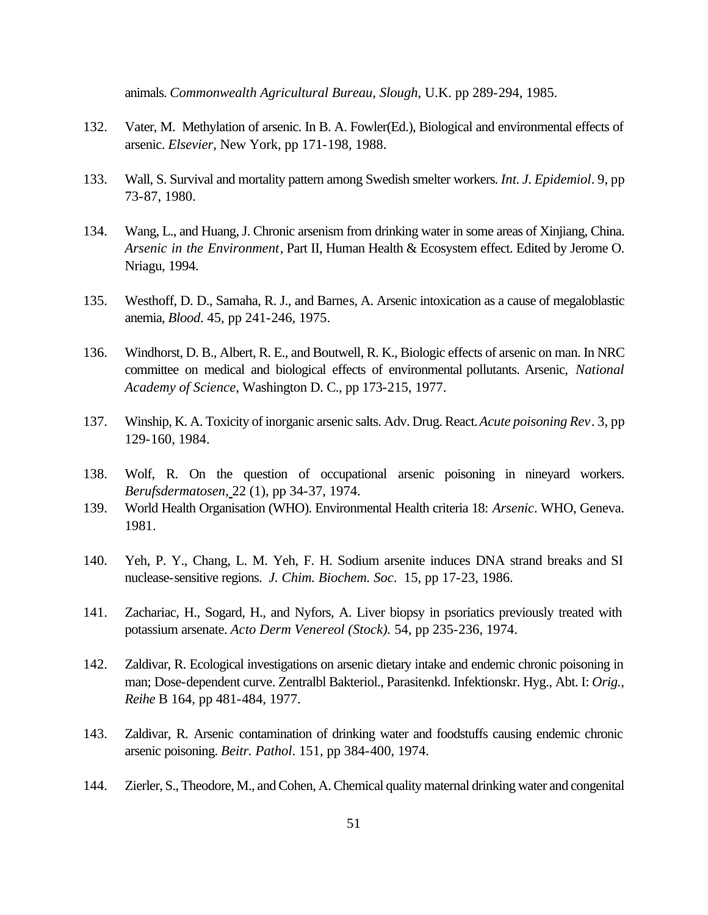animals. *Commonwealth Agricultural Bureau, Slough*, U.K. pp 289-294, 1985.

132. Vater, M. Methylation of arsenic. In B. A. Fowler(Ed.), Biological and environmental effects of arsenic. *Elsevier*, New York, pp 171-198, 1988.

133. Wall, S. Survival and mortality pattern among Swedish smelter workers. *Int. J. Epidemiol*. 9, pp 73-87, 1980.

134. Wang, L., and Huang, J. Chronic arsenism from drinking water in some areas of Xinjiang, China. *Arsenic in the Environment*, Part II, Human Health & Ecosystem effect. Edited by Jerome O. Nriagu, 1994.

135. Westhoff, D. D., Samaha, R. J., and Barnes, A. Arsenic intoxication as a cause of megaloblastic anemia, *Blood*. 45, pp 241-246, 1975.

136. Windhorst, D. B., Albert, R. E., and Boutwell, R. K., Biologic effects of arsenic on man. In NRC committee on medical and biological effects of environmental pollutants. Arsenic, *National Academy of Science*, Washington D. C., pp 173-215, 1977.

137. Winship, K. A. Toxicity of inorganic arsenic salts. Adv. Drug. React. *Acute poisoning Rev*. 3, pp 129-160, 1984.

138. Wolf, R. On the question of occupational arsenic poisoning in nineyard workers. *Berufsdermatosen*, 22 (1), pp 34-37, 1974.

139. World Health Organisation (WHO). Environmental Health criteria 18: *Arsenic*. WHO, Geneva. 1981.

140. Yeh, P. Y., Chang, L. M. Yeh, F. H. Sodium arsenite induces DNA strand breaks and SI nuclease-sensitive regions. *J. Chim. Biochem. Soc*. 15, pp 17-23, 1986.

141. Zachariac, H., Sogard, H., and Nyfors, A. Liver biopsy in psoriatics previously treated with potassium arsenate. *Acto Derm Venereol (Stock)*. 54, pp 235-236, 1974.

142. Zaldivar, R. Ecological investigations on arsenic dietary intake and endemic chronic poisoning in man; Dose-dependent curve. Zentralbl Bakteriol., Parasitenkd. Infektionskr. Hyg., Abt. I: *Orig., Reihe* B 164, pp 481-484, 1977.

143. Zaldivar, R. Arsenic contamination of drinking water and foodstuffs causing endemic chronic arsenic poisoning. *Beitr. Pathol*. 151, pp 384-400, 1974.

144. Zierler, S., Theodore, M., and Cohen, A. Chemical quality maternal drinking water and congenital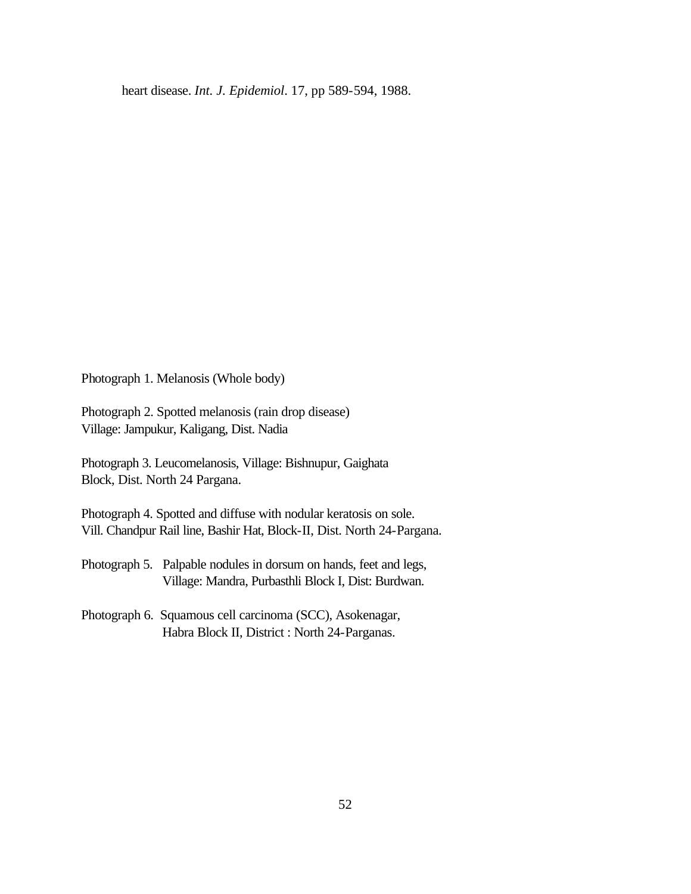heart disease. *Int. J. Epidemiol*. 17, pp 589-594, 1988.

Photograph 1. Melanosis (Whole body)

Photograph 2. Spotted melanosis (rain drop disease)
Village: Jampukur, Kaligang, Dist. Nadia

Photograph 3. Leucomelanosis, Village: Bishnupur, Gaighata
Block, Dist. North 24 Pargana.

Photograph 4. Spotted and diffuse with nodular keratosis on sole.
Vill. Chandpur Rail line, Bashir Hat, Block-II, Dist. North 24-Pargana.

Photograph 5. Palpable nodules in dorsum on hands, feet and legs,
Village: Mandra, Purbasthli Block I, Dist: Burdwan.

Photograph 6. Squamous cell carcinoma (SCC), Asokenagar,
Habra Block II, District : North 24-Parganas.